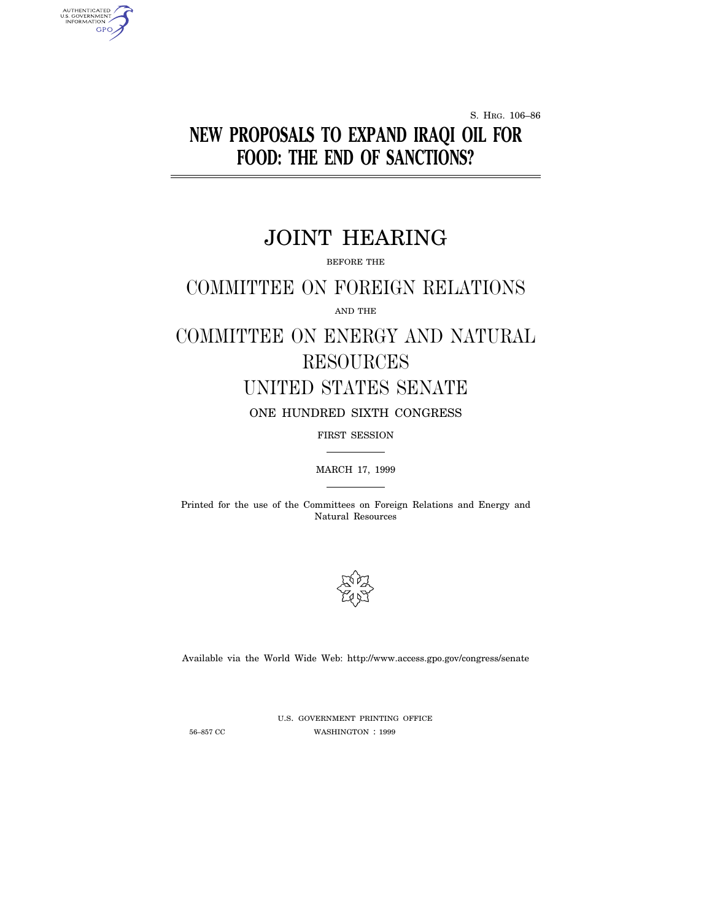S. HRG. 106–86

# NEW PROPOSALS TO EXPAND IRAQI OIL FOR FOOD: THE END OF SANCTIONS?

## JOINT HEARING

BEFORE THE

## COMMITTEE ON FOREIGN RELATIONS

AND THE

## COMMITTEE ON ENERGY AND NATURAL RESOURCES UNITED STATES SENATE

ONE HUNDRED SIXTH CONGRESS

FIRST SESSION

MARCH 17, 1999

Printed for the use of the Committees on Foreign Relations and Energy and Natural Resources

Available via the World Wide Web: http://www.access.gpo.gov/congress/senate

U.S. GOVERNMENT PRINTING OFFICE

56–857 CC WASHINGTON : 1999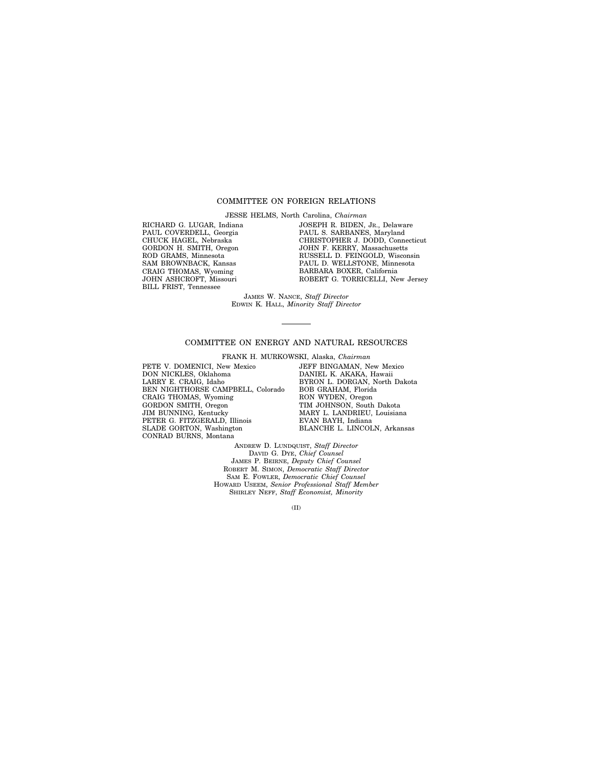## COMMITTEE ON FOREIGN RELATIONS

JESSE HELMS, North Carolina, *Chairman*

RICHARD G. LUGAR, Indiana
PAUL COVERDELL, Georgia
CHUCK HAGEL, Nebraska
GORDON H. SMITH, Oregon
ROD GRAMS, Minnesota
SAM BROWNBACK, Kansas
CRAIG THOMAS, Wyoming
JOHN ASHCROFT, Missouri
BILL FRIST, Tennessee

JOSEPH R. BIDEN, JR., Delaware
PAUL S. SARBANES, Maryland
CHRISTOPHER J. DODD, Connecticut
JOHN F. KERRY, Massachusetts
RUSSELL D. FEINGOLD, Wisconsin
PAUL D. WELLSTONE, Minnesota
BARBARA BOXER, California
ROBERT G. TORRICELLI, New Jersey

JAMES W. NANCE, *Staff Director*
EDWIN K. HALL, *Minority Staff Director*

---

## COMMITTEE ON ENERGY AND NATURAL RESOURCES

FRANK H. MURKOWSKI, Alaska, *Chairman*

PETE V. DOMENICI, New Mexico
DON NICKLES, Oklahoma
LARRY E. CRAIG, Idaho
BEN NIGHTHORSE CAMPBELL, Colorado
CRAIG THOMAS, Wyoming
GORDON SMITH, Oregon
JIM BUNNING, Kentucky
PETER G. FITZGERALD, Illinois
SLADE GORTON, Washington
CONRAD BURNS, Montana

JEFF BINGAMAN, New Mexico
DANIEL K. AKAKA, Hawaii
BYRON L. DORGAN, North Dakota
BOB GRAHAM, Florida
RON WYDEN, Oregon
TIM JOHNSON, South Dakota
MARY L. LANDRIEU, Louisiana
EVAN BAYH, Indiana
BLANCHE L. LINCOLN, Arkansas

ANDREW D. LUNDQUIST, *Staff Director*
DAVID G. DYE, *Chief Counsel*
JAMES P. BEIRNE, *Deputy Chief Counsel*
ROBERT M. SIMON, *Democratic Staff Director*
SAM E. FOWLER, *Democratic Chief Counsel*
HOWARD USEEM, *Senior Professional Staff Member*
SHIRLEY NEFF, *Staff Economist, Minority*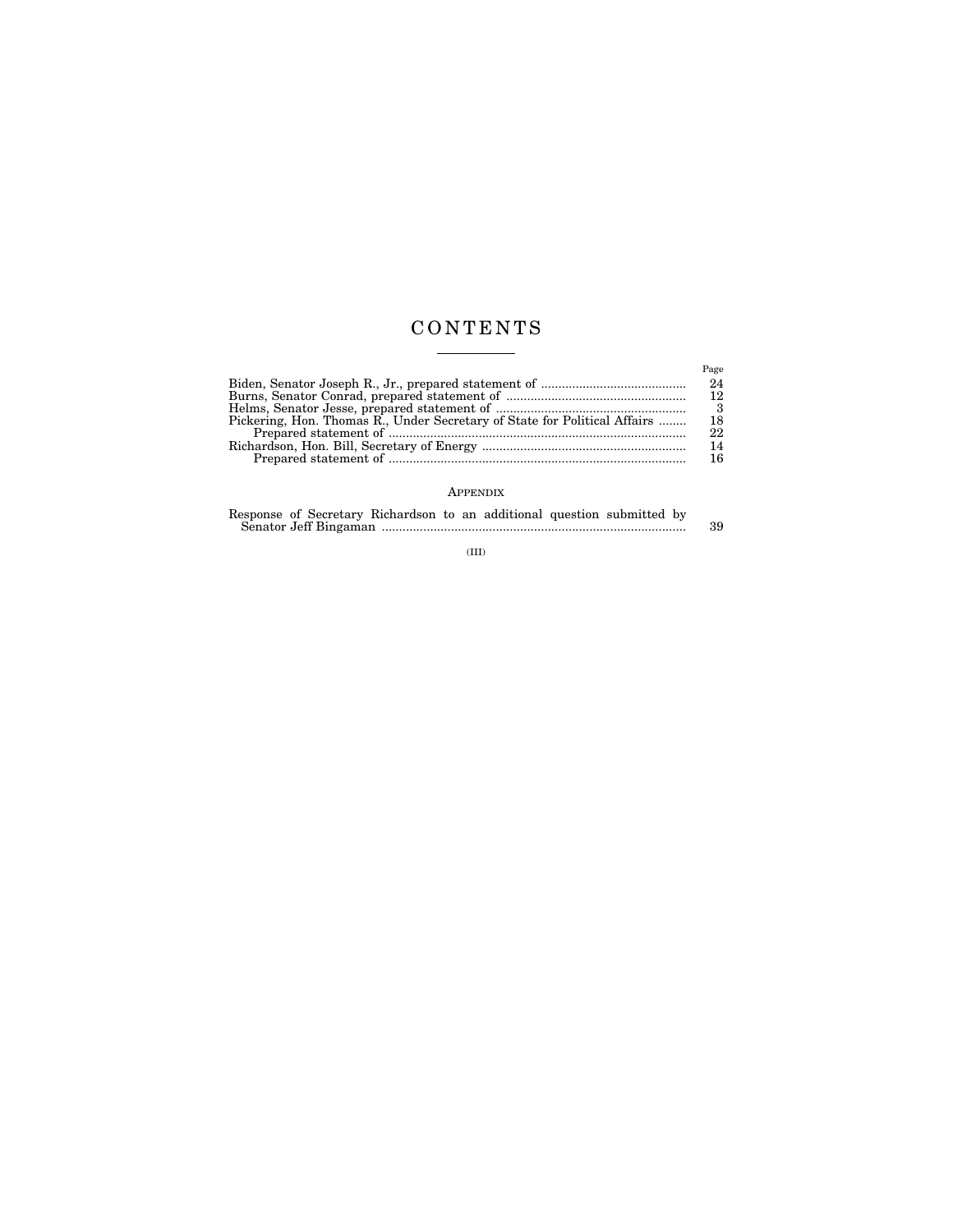# CONTENTS

| | Page |
|---|---|
| Biden, Senator Joseph R., Jr., prepared statement of | 24 |
| Burns, Senator Conrad, prepared statement of | 12 |
| Helms, Senator Jesse, prepared statement of | 3 |
| Pickering, Hon. Thomas R., Under Secretary of State for Political Affairs | 18 |
| Prepared statement of | 22 |
| Richardson, Hon. Bill, Secretary of Energy | 14 |
| Prepared statement of | 16 |

## APPENDIX

| | |
|---|---|
| Response of Secretary Richardson to an additional question submitted by Senator Jeff Bingaman | 39 |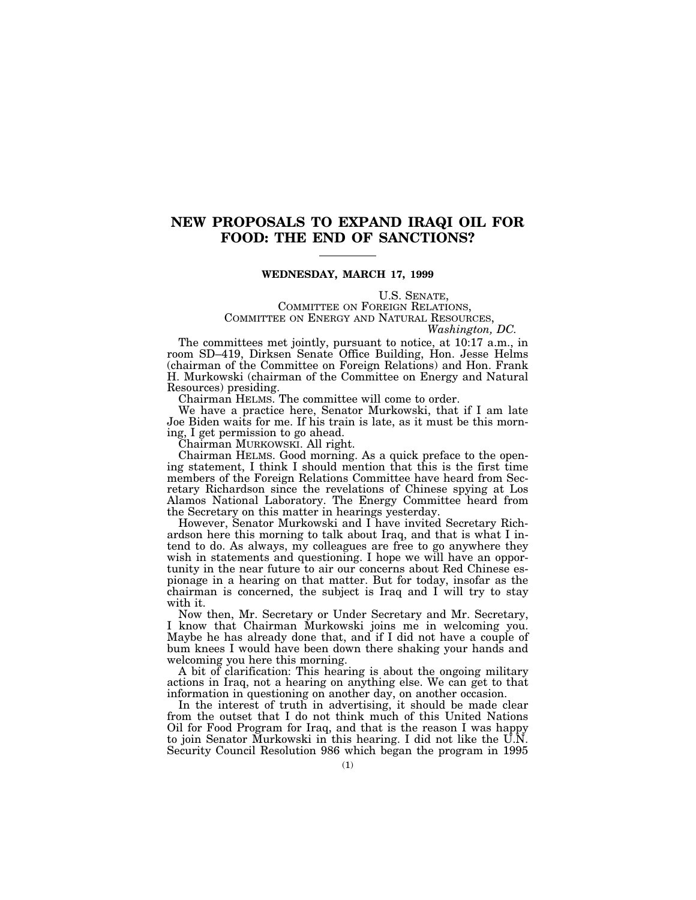# NEW PROPOSALS TO EXPAND IRAQI OIL FOR FOOD: THE END OF SANCTIONS?

---

**WEDNESDAY, MARCH 17, 1999**

U.S. SENATE,
COMMITTEE ON FOREIGN RELATIONS,
COMMITTEE ON ENERGY AND NATURAL RESOURCES,
*Washington, DC.*

The committees met jointly, pursuant to notice, at 10:17 a.m., in room SD–419, Dirksen Senate Office Building, Hon. Jesse Helms (chairman of the Committee on Foreign Relations) and Hon. Frank H. Murkowski (chairman of the Committee on Energy and Natural Resources) presiding.

Chairman HELMS. The committee will come to order.

We have a practice here, Senator Murkowski, that if I am late Joe Biden waits for me. If his train is late, as it must be this morning, I get permission to go ahead.

Chairman MURKOWSKI. All right.

Chairman HELMS. Good morning. As a quick preface to the opening statement, I think I should mention that this is the first time members of the Foreign Relations Committee have heard from Secretary Richardson since the revelations of Chinese spying at Los Alamos National Laboratory. The Energy Committee heard from the Secretary on this matter in hearings yesterday.

However, Senator Murkowski and I have invited Secretary Richardson here this morning to talk about Iraq, and that is what I intend to do. As always, my colleagues are free to go anywhere they wish in statements and questioning. I hope we will have an opportunity in the near future to air our concerns about Red Chinese espionage in a hearing on that matter. But for today, insofar as the chairman is concerned, the subject is Iraq and I will try to stay with it.

Now then, Mr. Secretary or Under Secretary and Mr. Secretary, I know that Chairman Murkowski joins me in welcoming you. Maybe he has already done that, and if I did not have a couple of bum knees I would have been down there shaking your hands and welcoming you here this morning.

A bit of clarification: This hearing is about the ongoing military actions in Iraq, not a hearing on anything else. We can get to that information in questioning on another day, on another occasion.

In the interest of truth in advertising, it should be made clear from the outset that I do not think much of this United Nations Oil for Food Program for Iraq, and that is the reason I was happy to join Senator Murkowski in this hearing. I did not like the U.N. Security Council Resolution 986 which began the program in 1995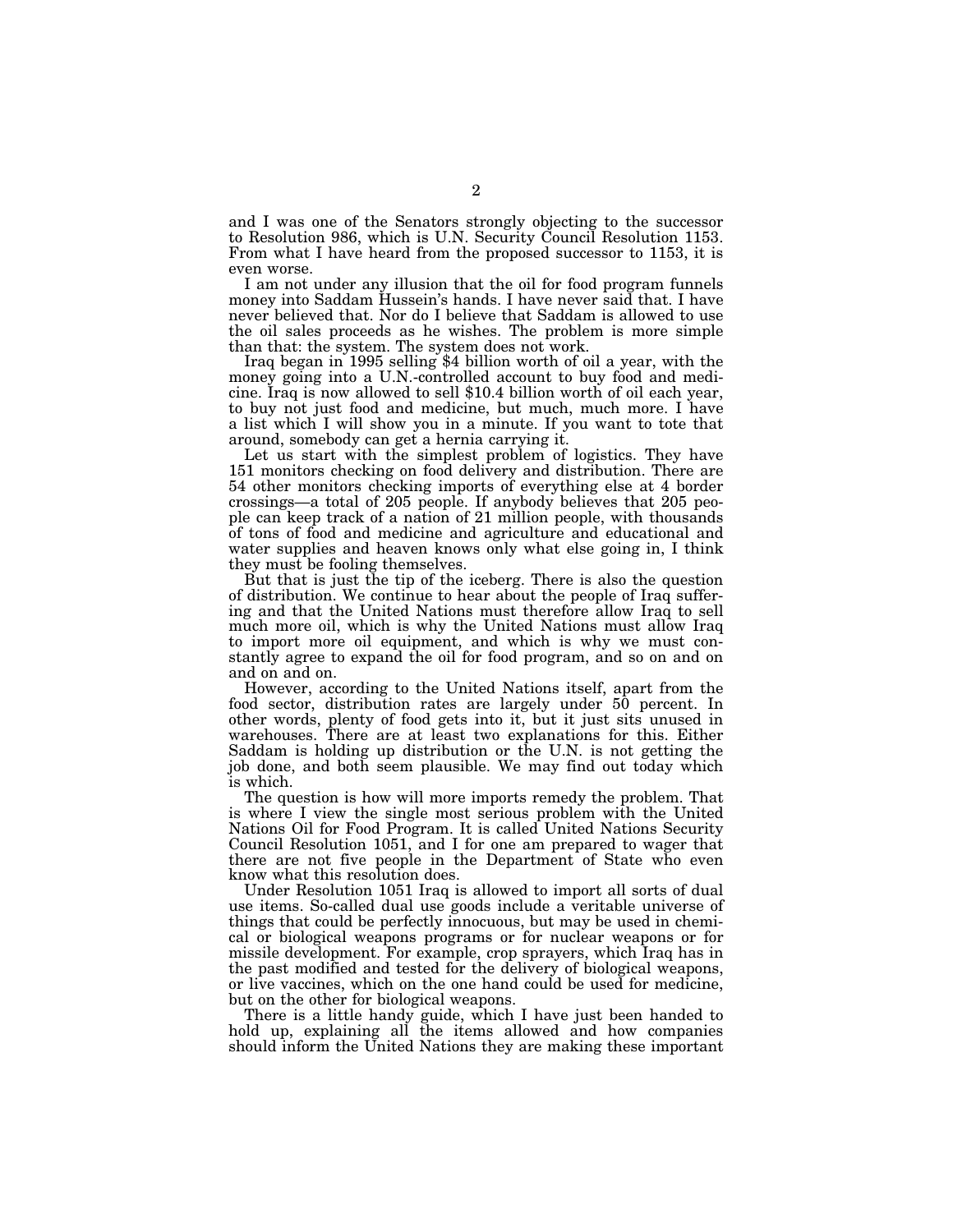and I was one of the Senators strongly objecting to the successor to Resolution 986, which is U.N. Security Council Resolution 1153. From what I have heard from the proposed successor to 1153, it is even worse.

I am not under any illusion that the oil for food program funnels money into Saddam Hussein's hands. I have never said that. I have never believed that. Nor do I believe that Saddam is allowed to use the oil sales proceeds as he wishes. The problem is more simple than that: the system. The system does not work.

Iraq began in 1995 selling $4 billion worth of oil a year, with the money going into a U.N.-controlled account to buy food and medicine. Iraq is now allowed to sell $10.4 billion worth of oil each year, to buy not just food and medicine, but much, much more. I have a list which I will show you in a minute. If you want to tote that around, somebody can get a hernia carrying it.

Let us start with the simplest problem of logistics. They have 151 monitors checking on food delivery and distribution. There are 54 other monitors checking imports of everything else at 4 border crossings—a total of 205 people. If anybody believes that 205 people can keep track of a nation of 21 million people, with thousands of tons of food and medicine and agriculture and educational and water supplies and heaven knows only what else going in, I think they must be fooling themselves.

But that is just the tip of the iceberg. There is also the question of distribution. We continue to hear about the people of Iraq suffering and that the United Nations must therefore allow Iraq to sell much more oil, which is why the United Nations must allow Iraq to import more oil equipment, and which is why we must constantly agree to expand the oil for food program, and so on and on and on and on.

However, according to the United Nations itself, apart from the food sector, distribution rates are largely under 50 percent. In other words, plenty of food gets into it, but it just sits unused in warehouses. There are at least two explanations for this. Either Saddam is holding up distribution or the U.N. is not getting the job done, and both seem plausible. We may find out today which is which.

The question is how will more imports remedy the problem. That is where I view the single most serious problem with the United Nations Oil for Food Program. It is called United Nations Security Council Resolution 1051, and I for one am prepared to wager that there are not five people in the Department of State who even know what this resolution does.

Under Resolution 1051 Iraq is allowed to import all sorts of dual use items. So-called dual use goods include a veritable universe of things that could be perfectly innocuous, but may be used in chemical or biological weapons programs or for nuclear weapons or for missile development. For example, crop sprayers, which Iraq has in the past modified and tested for the delivery of biological weapons, or live vaccines, which on the one hand could be used for medicine, but on the other for biological weapons.

There is a little handy guide, which I have just been handed to hold up, explaining all the items allowed and how companies should inform the United Nations they are making these important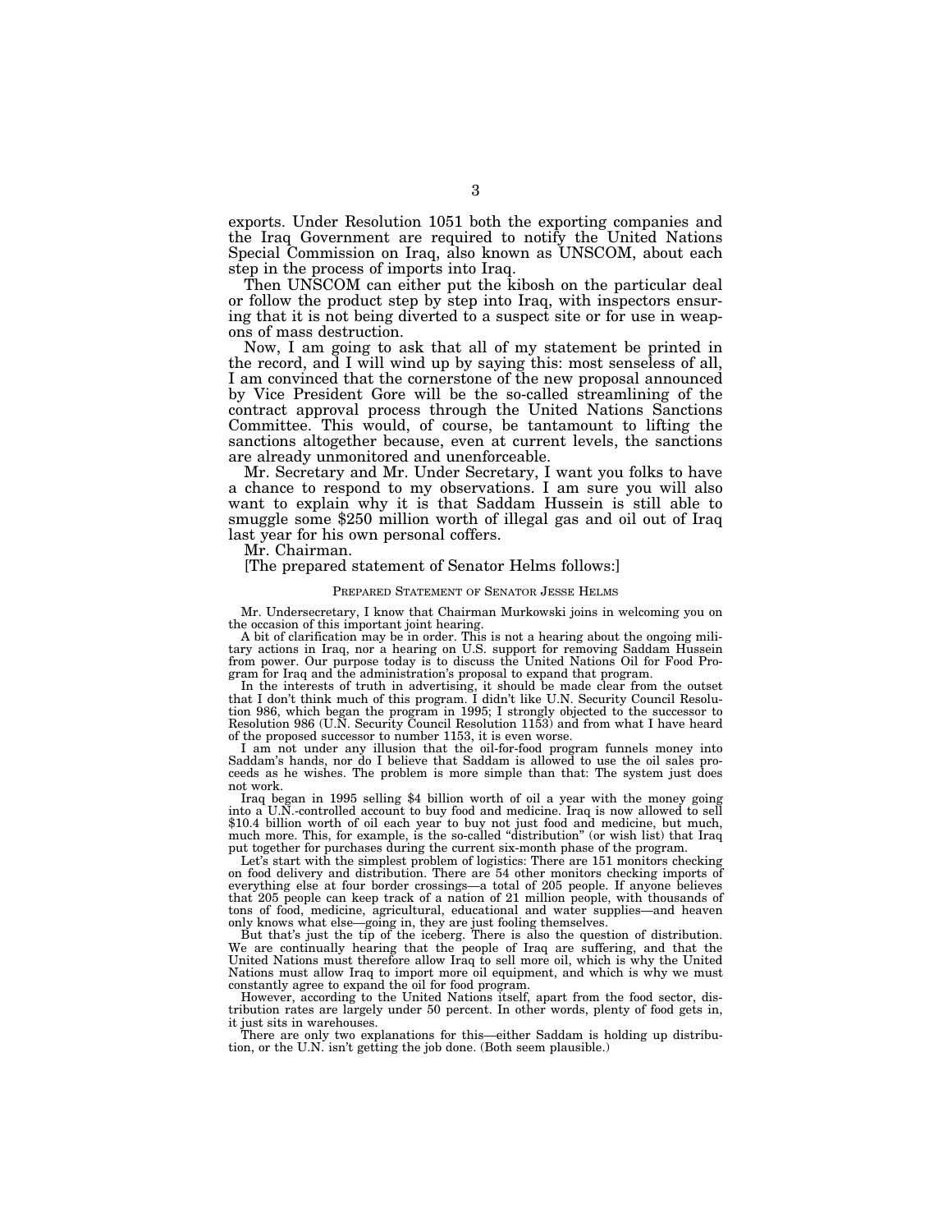exports. Under Resolution 1051 both the exporting companies and the Iraq Government are required to notify the United Nations Special Commission on Iraq, also known as UNSCOM, about each step in the process of imports into Iraq.

Then UNSCOM can either put the kibosh on the particular deal or follow the product step by step into Iraq, with inspectors ensuring that it is not being diverted to a suspect site or for use in weapons of mass destruction.

Now, I am going to ask that all of my statement be printed in the record, and I will wind up by saying this: most senseless of all, I am convinced that the cornerstone of the new proposal announced by Vice President Gore will be the so-called streamlining of the contract approval process through the United Nations Sanctions Committee. This would, of course, be tantamount to lifting the sanctions altogether because, even at current levels, the sanctions are already unmonitored and unenforceable.

Mr. Secretary and Mr. Under Secretary, I want you folks to have a chance to respond to my observations. I am sure you will also want to explain why it is that Saddam Hussein is still able to smuggle some $250 million worth of illegal gas and oil out of Iraq last year for his own personal coffers.

Mr. Chairman.

[The prepared statement of Senator Helms follows:]

PREPARED STATEMENT OF SENATOR JESSE HELMS

Mr. Undersecretary, I know that Chairman Murkowski joins in welcoming you on the occasion of this important joint hearing.

A bit of clarification may be in order. This is not a hearing about the ongoing military actions in Iraq, nor a hearing on U.S. support for removing Saddam Hussein from power. Our purpose today is to discuss the United Nations Oil for Food Program for Iraq and the administration's proposal to expand that program.

In the interests of truth in advertising, it should be made clear from the outset that I don't think much of this program. I didn't like U.N. Security Council Resolution 986, which began the program in 1995; I strongly objected to the successor to Resolution 986 (U.N. Security Council Resolution 1153) and from what I have heard of the proposed successor to number 1153, it is even worse.

I am not under any illusion that the oil-for-food program funnels money into Saddam's hands, nor do I believe that Saddam is allowed to use the oil sales proceeds as he wishes. The problem is more simple than that: The system just does not work.

Iraq began in 1995 selling $4 billion worth of oil a year with the money going into a U.N.-controlled account to buy food and medicine. Iraq is now allowed to sell $10.4 billion worth of oil each year to buy not just food and medicine, but much, much more. This, for example, is the so-called "distribution" (or wish list) that Iraq put together for purchases during the current six-month phase of the program.

Let's start with the simplest problem of logistics: There are 151 monitors checking on food delivery and distribution. There are 54 other monitors checking imports of everything else at four border crossings—a total of 205 people. If anyone believes that 205 people can keep track of a nation of 21 million people, with thousands of tons of food, medicine, agricultural, educational and water supplies—and heaven only knows what else—going in, they are just fooling themselves.

But that's just the tip of the iceberg. There is also the question of distribution. We are continually hearing that the people of Iraq are suffering, and that the United Nations must therefore allow Iraq to sell more oil, which is why the United Nations must allow Iraq to import more oil equipment, and which is why we must constantly agree to expand the oil for food program.

However, according to the United Nations itself, apart from the food sector, distribution rates are largely under 50 percent. In other words, plenty of food gets in, it just sits in warehouses.

There are only two explanations for this—either Saddam is holding up distribution, or the U.N. isn't getting the job done. (Both seem plausible.)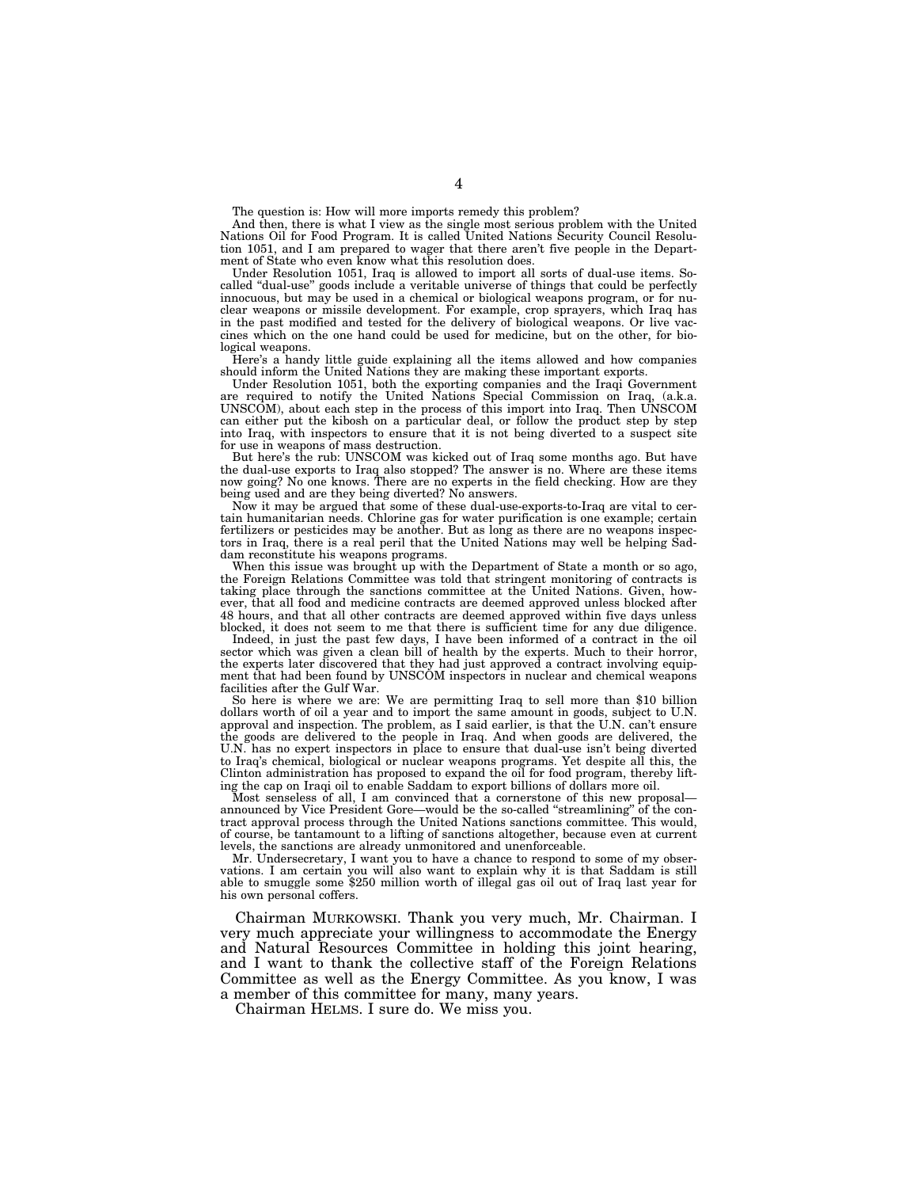The question is: How will more imports remedy this problem?

And then, there is what I view as the single most serious problem with the United Nations Oil for Food Program. It is called United Nations Security Council Resolution 1051, and I am prepared to wager that there aren't five people in the Department of State who even know what this resolution does.

Under Resolution 1051, Iraq is allowed to import all sorts of dual-use items. So-called "dual-use" goods include a veritable universe of things that could be perfectly innocuous, but may be used in a chemical or biological weapons program, or for nuclear weapons or missile development. For example, crop sprayers, which Iraq has in the past modified and tested for the delivery of biological weapons. Or live vaccines which on the one hand could be used for medicine, but on the other, for biological weapons.

Here's a handy little guide explaining all the items allowed and how companies should inform the United Nations they are making these important exports.

Under Resolution 1051, both the exporting companies and the Iraqi Government are required to notify the United Nations Special Commission on Iraq, (a.k.a. UNSCOM), about each step in the process of this import into Iraq. Then UNSCOM can either put the kibosh on a particular deal, or follow the product step by step into Iraq, with inspectors to ensure that it is not being diverted to a suspect site for use in weapons of mass destruction.

But here's the rub: UNSCOM was kicked out of Iraq some months ago. But have the dual-use exports to Iraq also stopped? The answer is no. Where are these items now going? No one knows. There are no experts in the field checking. How are they being used and are they being diverted? No answers.

Now it may be argued that some of these dual-use-exports-to-Iraq are vital to certain humanitarian needs. Chlorine gas for water purification is one example; certain fertilizers or pesticides may be another. But as long as there are no weapons inspectors in Iraq, there is a real peril that the United Nations may well be helping Saddam reconstitute his weapons programs.

When this issue was brought up with the Department of State a month or so ago, the Foreign Relations Committee was told that stringent monitoring of contracts is taking place through the sanctions committee at the United Nations. Given, however, that all food and medicine contracts are deemed approved unless blocked after 48 hours, and that all other contracts are deemed approved within five days unless blocked, it does not seem to me that there is sufficient time for any due diligence.

Indeed, in just the past few days, I have been informed of a contract in the oil sector which was given a clean bill of health by the experts. Much to their horror, the experts later discovered that they had just approved a contract involving equipment that had been found by UNSCOM inspectors in nuclear and chemical weapons facilities after the Gulf War.

So here is where we are: We are permitting Iraq to sell more than $10 billion dollars worth of oil a year and to import the same amount in goods, subject to U.N. approval and inspection. The problem, as I said earlier, is that the U.N. can't ensure the goods are delivered to the people in Iraq. And when goods are delivered, the U.N. has no expert inspectors in place to ensure that dual-use isn't being diverted to Iraq's chemical, biological or nuclear weapons programs. Yet despite all this, the Clinton administration has proposed to expand the oil for food program, thereby lifting the cap on Iraqi oil to enable Saddam to export billions of dollars more oil.

Most senseless of all, I am convinced that a cornerstone of this new proposal—announced by Vice President Gore—would be the so-called "streamlining" of the contract approval process through the United Nations sanctions committee. This would, of course, be tantamount to a lifting of sanctions altogether, because even at current levels, the sanctions are already unmonitored and unenforceable.

Mr. Undersecretary, I want you to have a chance to respond to some of my observations. I am certain you will also want to explain why it is that Saddam is still able to smuggle some $250 million worth of illegal gas oil out of Iraq last year for his own personal coffers.

Chairman MURKOWSKI. Thank you very much, Mr. Chairman. I very much appreciate your willingness to accommodate the Energy and Natural Resources Committee in holding this joint hearing, and I want to thank the collective staff of the Foreign Relations Committee as well as the Energy Committee. As you know, I was a member of this committee for many, many years.

Chairman HELMS. I sure do. We miss you.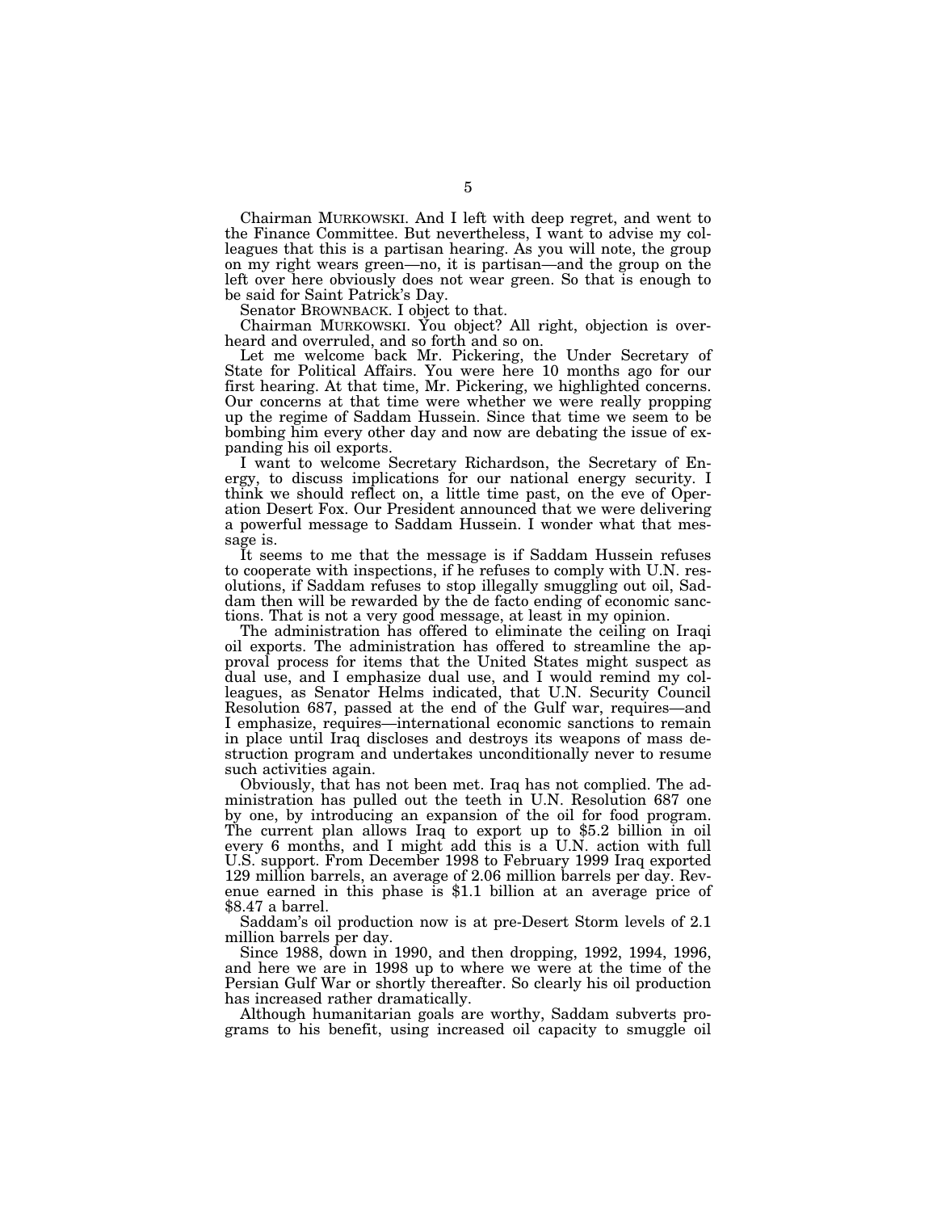Chairman MURKOWSKI. And I left with deep regret, and went to the Finance Committee. But nevertheless, I want to advise my colleagues that this is a partisan hearing. As you will note, the group on my right wears green—no, it is partisan—and the group on the left over here obviously does not wear green. So that is enough to be said for Saint Patrick's Day.

Senator BROWNBACK. I object to that.

Chairman MURKOWSKI. You object? All right, objection is overheard and overruled, and so forth and so on.

Let me welcome back Mr. Pickering, the Under Secretary of State for Political Affairs. You were here 10 months ago for our first hearing. At that time, Mr. Pickering, we highlighted concerns. Our concerns at that time were whether we were really propping up the regime of Saddam Hussein. Since that time we seem to be bombing him every other day and now are debating the issue of expanding his oil exports.

I want to welcome Secretary Richardson, the Secretary of Energy, to discuss implications for our national energy security. I think we should reflect on, a little time past, on the eve of Operation Desert Fox. Our President announced that we were delivering a powerful message to Saddam Hussein. I wonder what that message is.

It seems to me that the message is if Saddam Hussein refuses to cooperate with inspections, if he refuses to comply with U.N. resolutions, if Saddam refuses to stop illegally smuggling out oil, Saddam then will be rewarded by the de facto ending of economic sanctions. That is not a very good message, at least in my opinion.

The administration has offered to eliminate the ceiling on Iraqi oil exports. The administration has offered to streamline the approval process for items that the United States might suspect as dual use, and I emphasize dual use, and I would remind my colleagues, as Senator Helms indicated, that U.N. Security Council Resolution 687, passed at the end of the Gulf war, requires—and I emphasize, requires—international economic sanctions to remain in place until Iraq discloses and destroys its weapons of mass destruction program and undertakes unconditionally never to resume such activities again.

Obviously, that has not been met. Iraq has not complied. The administration has pulled out the teeth in U.N. Resolution 687 one by one, by introducing an expansion of the oil for food program. The current plan allows Iraq to export up to $5.2 billion in oil every 6 months, and I might add this is a U.N. action with full U.S. support. From December 1998 to February 1999 Iraq exported 129 million barrels, an average of 2.06 million barrels per day. Revenue earned in this phase is $1.1 billion at an average price of $8.47 a barrel.

Saddam's oil production now is at pre-Desert Storm levels of 2.1 million barrels per day.

Since 1988, down in 1990, and then dropping, 1992, 1994, 1996, and here we are in 1998 up to where we were at the time of the Persian Gulf War or shortly thereafter. So clearly his oil production has increased rather dramatically.

Although humanitarian goals are worthy, Saddam subverts programs to his benefit, using increased oil capacity to smuggle oil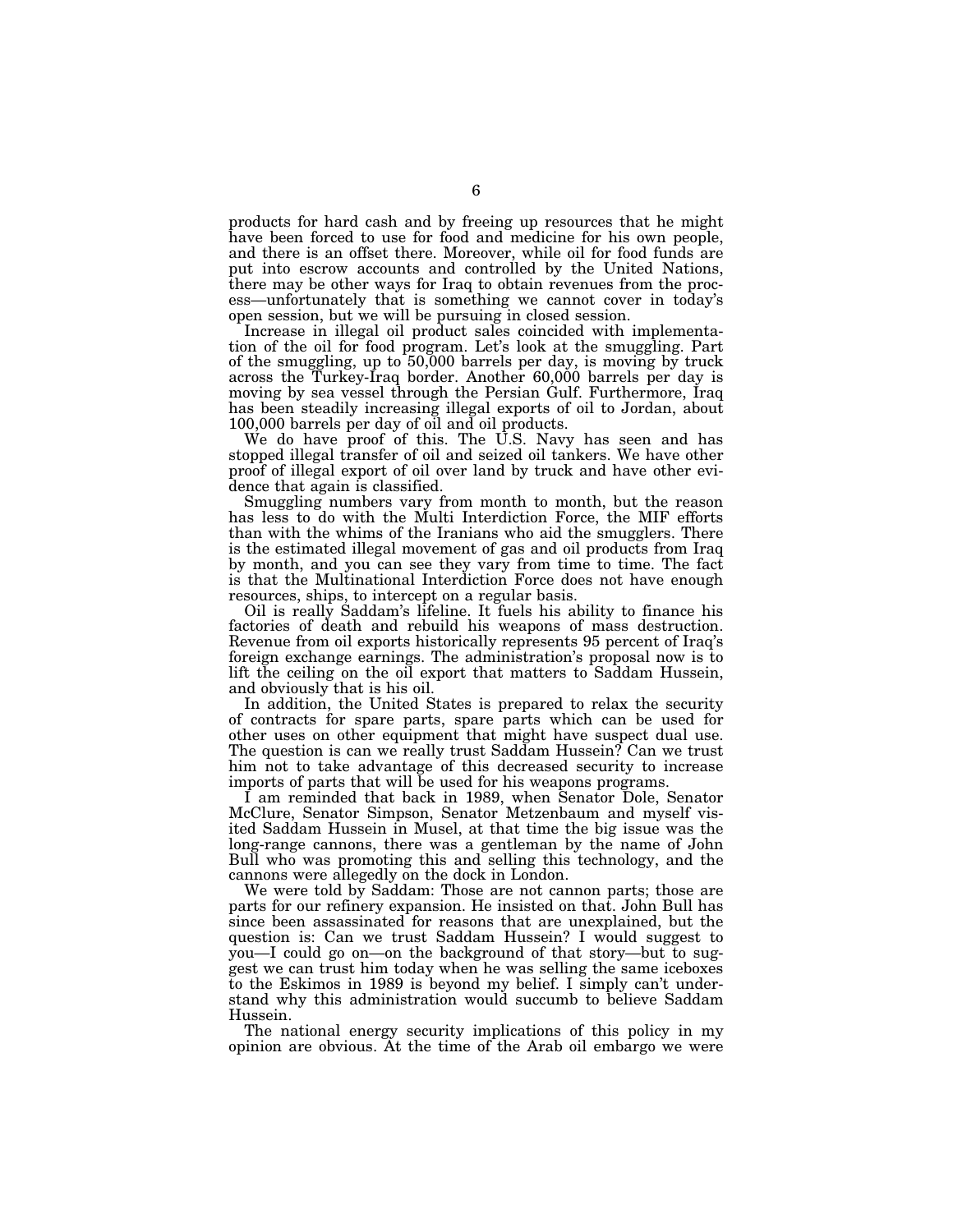products for hard cash and by freeing up resources that he might have been forced to use for food and medicine for his own people, and there is an offset there. Moreover, while oil for food funds are put into escrow accounts and controlled by the United Nations, there may be other ways for Iraq to obtain revenues from the process—unfortunately that is something we cannot cover in today's open session, but we will be pursuing in closed session.

Increase in illegal oil product sales coincided with implementation of the oil for food program. Let's look at the smuggling. Part of the smuggling, up to 50,000 barrels per day, is moving by truck across the Turkey-Iraq border. Another 60,000 barrels per day is moving by sea vessel through the Persian Gulf. Furthermore, Iraq has been steadily increasing illegal exports of oil to Jordan, about 100,000 barrels per day of oil and oil products.

We do have proof of this. The U.S. Navy has seen and has stopped illegal transfer of oil and seized oil tankers. We have other proof of illegal export of oil over land by truck and have other evidence that again is classified.

Smuggling numbers vary from month to month, but the reason has less to do with the Multi Interdiction Force, the MIF efforts than with the whims of the Iranians who aid the smugglers. There is the estimated illegal movement of gas and oil products from Iraq by month, and you can see they vary from time to time. The fact is that the Multinational Interdiction Force does not have enough resources, ships, to intercept on a regular basis.

Oil is really Saddam's lifeline. It fuels his ability to finance his factories of death and rebuild his weapons of mass destruction. Revenue from oil exports historically represents 95 percent of Iraq's foreign exchange earnings. The administration's proposal now is to lift the ceiling on the oil export that matters to Saddam Hussein, and obviously that is his oil.

In addition, the United States is prepared to relax the security of contracts for spare parts, spare parts which can be used for other uses on other equipment that might have suspect dual use. The question is can we really trust Saddam Hussein? Can we trust him not to take advantage of this decreased security to increase imports of parts that will be used for his weapons programs.

I am reminded that back in 1989, when Senator Dole, Senator McClure, Senator Simpson, Senator Metzenbaum and myself visited Saddam Hussein in Musel, at that time the big issue was the long-range cannons, there was a gentleman by the name of John Bull who was promoting this and selling this technology, and the cannons were allegedly on the dock in London.

We were told by Saddam: Those are not cannon parts; those are parts for our refinery expansion. He insisted on that. John Bull has since been assassinated for reasons that are unexplained, but the question is: Can we trust Saddam Hussein? I would suggest to you—I could go on—on the background of that story—but to suggest we can trust him today when he was selling the same iceboxes to the Eskimos in 1989 is beyond my belief. I simply can't understand why this administration would succumb to believe Saddam Hussein.

The national energy security implications of this policy in my opinion are obvious. At the time of the Arab oil embargo we were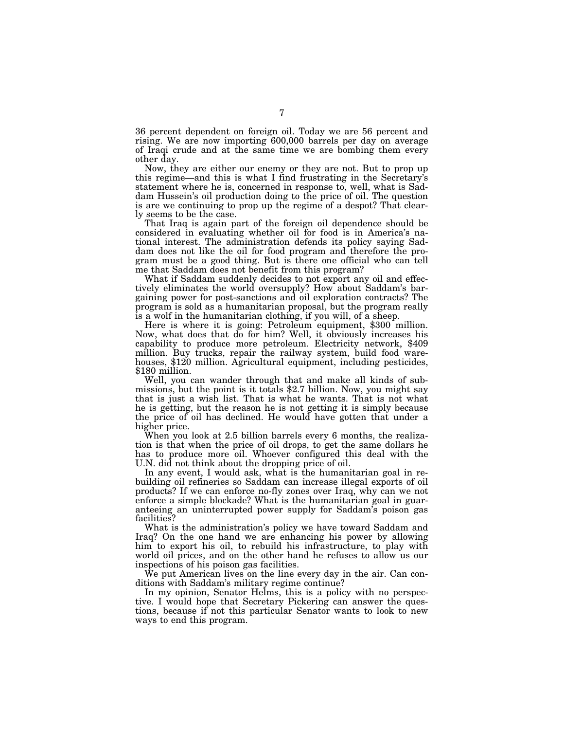36 percent dependent on foreign oil. Today we are 56 percent and rising. We are now importing 600,000 barrels per day on average of Iraqi crude and at the same time we are bombing them every other day.

Now, they are either our enemy or they are not. But to prop up this regime—and this is what I find frustrating in the Secretary's statement where he is, concerned in response to, well, what is Saddam Hussein's oil production doing to the price of oil. The question is are we continuing to prop up the regime of a despot? That clearly seems to be the case.

That Iraq is again part of the foreign oil dependence should be considered in evaluating whether oil for food is in America's national interest. The administration defends its policy saying Saddam does not like the oil for food program and therefore the program must be a good thing. But is there one official who can tell me that Saddam does not benefit from this program?

What if Saddam suddenly decides to not export any oil and effectively eliminates the world oversupply? How about Saddam's bargaining power for post-sanctions and oil exploration contracts? The program is sold as a humanitarian proposal, but the program really is a wolf in the humanitarian clothing, if you will, of a sheep.

Here is where it is going: Petroleum equipment, $300 million. Now, what does that do for him? Well, it obviously increases his capability to produce more petroleum. Electricity network, $409 million. Buy trucks, repair the railway system, build food warehouses, $120 million. Agricultural equipment, including pesticides, $180 million.

Well, you can wander through that and make all kinds of submissions, but the point is it totals $2.7 billion. Now, you might say that is just a wish list. That is what he wants. That is not what he is getting, but the reason he is not getting it is simply because the price of oil has declined. He would have gotten that under a higher price.

When you look at 2.5 billion barrels every 6 months, the realization is that when the price of oil drops, to get the same dollars he has to produce more oil. Whoever configured this deal with the U.N. did not think about the dropping price of oil.

In any event, I would ask, what is the humanitarian goal in rebuilding oil refineries so Saddam can increase illegal exports of oil products? If we can enforce no-fly zones over Iraq, why can we not enforce a simple blockade? What is the humanitarian goal in guaranteeing an uninterrupted power supply for Saddam's poison gas facilities?

What is the administration's policy we have toward Saddam and Iraq? On the one hand we are enhancing his power by allowing him to export his oil, to rebuild his infrastructure, to play with world oil prices, and on the other hand he refuses to allow us our inspections of his poison gas facilities.

We put American lives on the line every day in the air. Can conditions with Saddam's military regime continue?

In my opinion, Senator Helms, this is a policy with no perspective. I would hope that Secretary Pickering can answer the questions, because if not this particular Senator wants to look to new ways to end this program.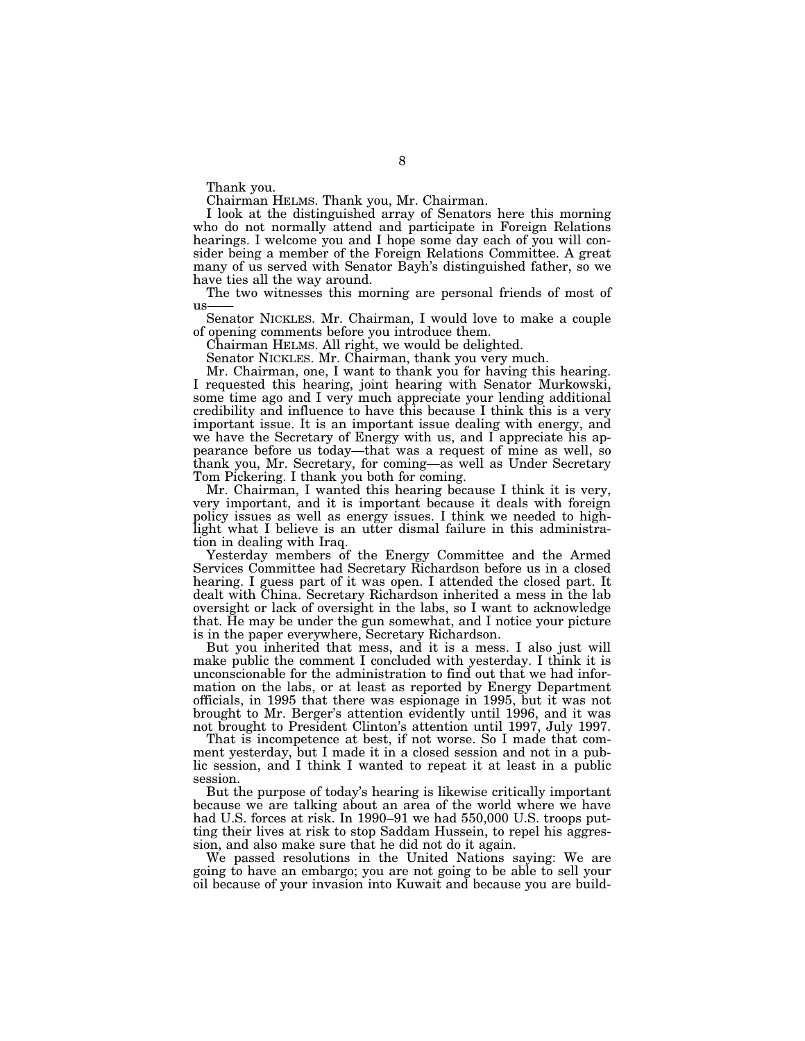Thank you.

Chairman HELMS. Thank you, Mr. Chairman.

I look at the distinguished array of Senators here this morning who do not normally attend and participate in Foreign Relations hearings. I welcome you and I hope some day each of you will consider being a member of the Foreign Relations Committee. A great many of us served with Senator Bayh's distinguished father, so we have ties all the way around.

The two witnesses this morning are personal friends of most of us——

Senator NICKLES. Mr. Chairman, I would love to make a couple of opening comments before you introduce them.

Chairman HELMS. All right, we would be delighted.

Senator NICKLES. Mr. Chairman, thank you very much.

Mr. Chairman, one, I want to thank you for having this hearing. I requested this hearing, joint hearing with Senator Murkowski, some time ago and I very much appreciate your lending additional credibility and influence to have this because I think this is a very important issue. It is an important issue dealing with energy, and we have the Secretary of Energy with us, and I appreciate his appearance before us today—that was a request of mine as well, so thank you, Mr. Secretary, for coming—as well as Under Secretary Tom Pickering. I thank you both for coming.

Mr. Chairman, I wanted this hearing because I think it is very, very important, and it is important because it deals with foreign policy issues as well as energy issues. I think we needed to highlight what I believe is an utter dismal failure in this administration in dealing with Iraq.

Yesterday members of the Energy Committee and the Armed Services Committee had Secretary Richardson before us in a closed hearing. I guess part of it was open. I attended the closed part. It dealt with China. Secretary Richardson inherited a mess in the lab oversight or lack of oversight in the labs, so I want to acknowledge that. He may be under the gun somewhat, and I notice your picture is in the paper everywhere, Secretary Richardson.

But you inherited that mess, and it is a mess. I also just will make public the comment I concluded with yesterday. I think it is unconscionable for the administration to find out that we had information on the labs, or at least as reported by Energy Department officials, in 1995 that there was espionage in 1995, but it was not brought to Mr. Berger's attention evidently until 1996, and it was not brought to President Clinton's attention until 1997, July 1997.

That is incompetence at best, if not worse. So I made that comment yesterday, but I made it in a closed session and not in a public session, and I think I wanted to repeat it at least in a public session.

But the purpose of today's hearing is likewise critically important because we are talking about an area of the world where we have had U.S. forces at risk. In 1990–91 we had 550,000 U.S. troops putting their lives at risk to stop Saddam Hussein, to repel his aggression, and also make sure that he did not do it again.

We passed resolutions in the United Nations saying: We are going to have an embargo; you are not going to be able to sell your oil because of your invasion into Kuwait and because you are build-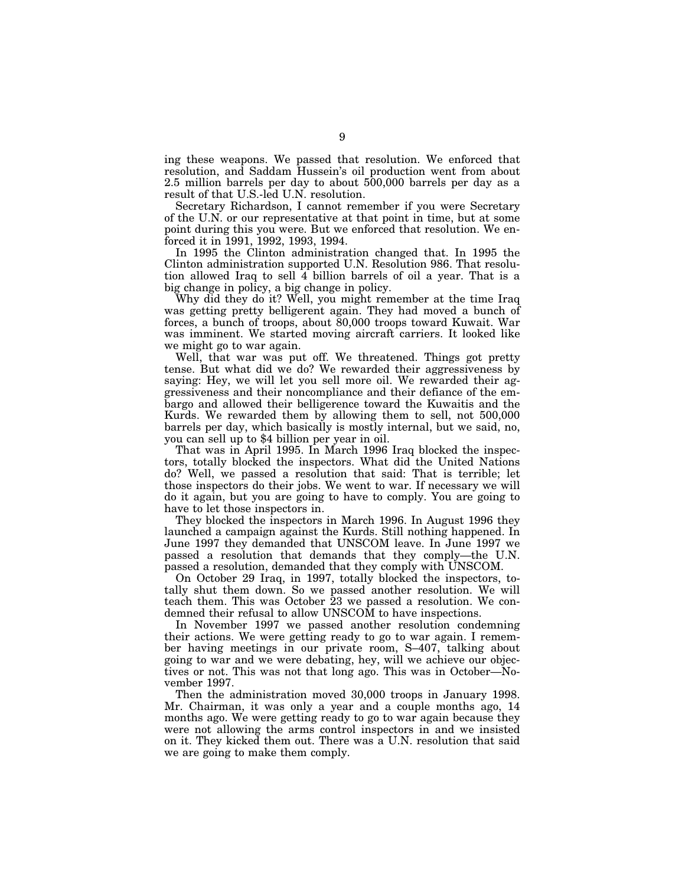ing these weapons. We passed that resolution. We enforced that resolution, and Saddam Hussein's oil production went from about 2.5 million barrels per day to about 500,000 barrels per day as a result of that U.S.-led U.N. resolution.

Secretary Richardson, I cannot remember if you were Secretary of the U.N. or our representative at that point in time, but at some point during this you were. But we enforced that resolution. We enforced it in 1991, 1992, 1993, 1994.

In 1995 the Clinton administration changed that. In 1995 the Clinton administration supported U.N. Resolution 986. That resolution allowed Iraq to sell 4 billion barrels of oil a year. That is a big change in policy, a big change in policy.

Why did they do it? Well, you might remember at the time Iraq was getting pretty belligerent again. They had moved a bunch of forces, a bunch of troops, about 80,000 troops toward Kuwait. War was imminent. We started moving aircraft carriers. It looked like we might go to war again.

Well, that war was put off. We threatened. Things got pretty tense. But what did we do? We rewarded their aggressiveness by saying: Hey, we will let you sell more oil. We rewarded their aggressiveness and their noncompliance and their defiance of the embargo and allowed their belligerence toward the Kuwaitis and the Kurds. We rewarded them by allowing them to sell, not 500,000 barrels per day, which basically is mostly internal, but we said, no, you can sell up to $4 billion per year in oil.

That was in April 1995. In March 1996 Iraq blocked the inspectors, totally blocked the inspectors. What did the United Nations do? Well, we passed a resolution that said: That is terrible; let those inspectors do their jobs. We went to war. If necessary we will do it again, but you are going to have to comply. You are going to have to let those inspectors in.

They blocked the inspectors in March 1996. In August 1996 they launched a campaign against the Kurds. Still nothing happened. In June 1997 they demanded that UNSCOM leave. In June 1997 we passed a resolution that demands that they comply—the U.N. passed a resolution, demanded that they comply with UNSCOM.

On October 29 Iraq, in 1997, totally blocked the inspectors, totally shut them down. So we passed another resolution. We will teach them. This was October 23 we passed a resolution. We condemned their refusal to allow UNSCOM to have inspections.

In November 1997 we passed another resolution condemning their actions. We were getting ready to go to war again. I remember having meetings in our private room, S–407, talking about going to war and we were debating, hey, will we achieve our objectives or not. This was not that long ago. This was in October—November 1997.

Then the administration moved 30,000 troops in January 1998. Mr. Chairman, it was only a year and a couple months ago, 14 months ago. We were getting ready to go to war again because they were not allowing the arms control inspectors in and we insisted on it. They kicked them out. There was a U.N. resolution that said we are going to make them comply.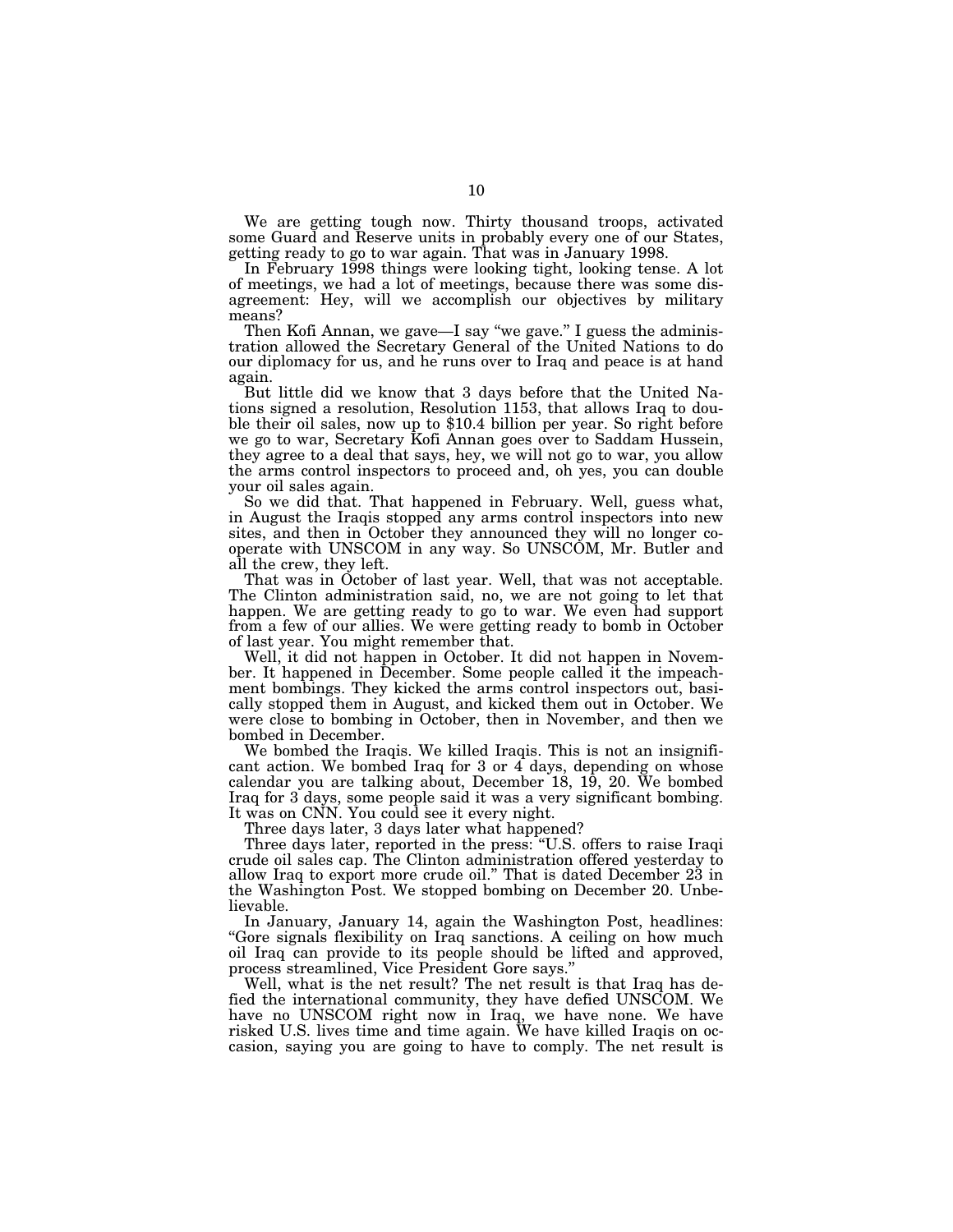We are getting tough now. Thirty thousand troops, activated some Guard and Reserve units in probably every one of our States, getting ready to go to war again. That was in January 1998.

In February 1998 things were looking tight, looking tense. A lot of meetings, we had a lot of meetings, because there was some disagreement: Hey, will we accomplish our objectives by military means?

Then Kofi Annan, we gave—I say "we gave." I guess the administration allowed the Secretary General of the United Nations to do our diplomacy for us, and he runs over to Iraq and peace is at hand again.

But little did we know that 3 days before that the United Nations signed a resolution, Resolution 1153, that allows Iraq to double their oil sales, now up to $10.4 billion per year. So right before we go to war, Secretary Kofi Annan goes over to Saddam Hussein, they agree to a deal that says, hey, we will not go to war, you allow the arms control inspectors to proceed and, oh yes, you can double your oil sales again.

So we did that. That happened in February. Well, guess what, in August the Iraqis stopped any arms control inspectors into new sites, and then in October they announced they will no longer cooperate with UNSCOM in any way. So UNSCOM, Mr. Butler and all the crew, they left.

That was in October of last year. Well, that was not acceptable. The Clinton administration said, no, we are not going to let that happen. We are getting ready to go to war. We even had support from a few of our allies. We were getting ready to bomb in October of last year. You might remember that.

Well, it did not happen in October. It did not happen in November. It happened in December. Some people called it the impeachment bombings. They kicked the arms control inspectors out, basically stopped them in August, and kicked them out in October. We were close to bombing in October, then in November, and then we bombed in December.

We bombed the Iraqis. We killed Iraqis. This is not an insignificant action. We bombed Iraq for 3 or 4 days, depending on whose calendar you are talking about, December 18, 19, 20. We bombed Iraq for 3 days, some people said it was a very significant bombing. It was on CNN. You could see it every night.

Three days later, 3 days later what happened?

Three days later, reported in the press: "U.S. offers to raise Iraqi crude oil sales cap. The Clinton administration offered yesterday to allow Iraq to export more crude oil." That is dated December 23 in the Washington Post. We stopped bombing on December 20. Unbelievable.

In January, January 14, again the Washington Post, headlines: "Gore signals flexibility on Iraq sanctions. A ceiling on how much oil Iraq can provide to its people should be lifted and approved, process streamlined, Vice President Gore says."

Well, what is the net result? The net result is that Iraq has defied the international community, they have defied UNSCOM. We have no UNSCOM right now in Iraq, we have none. We have risked U.S. lives time and time again. We have killed Iraqis on occasion, saying you are going to have to comply. The net result is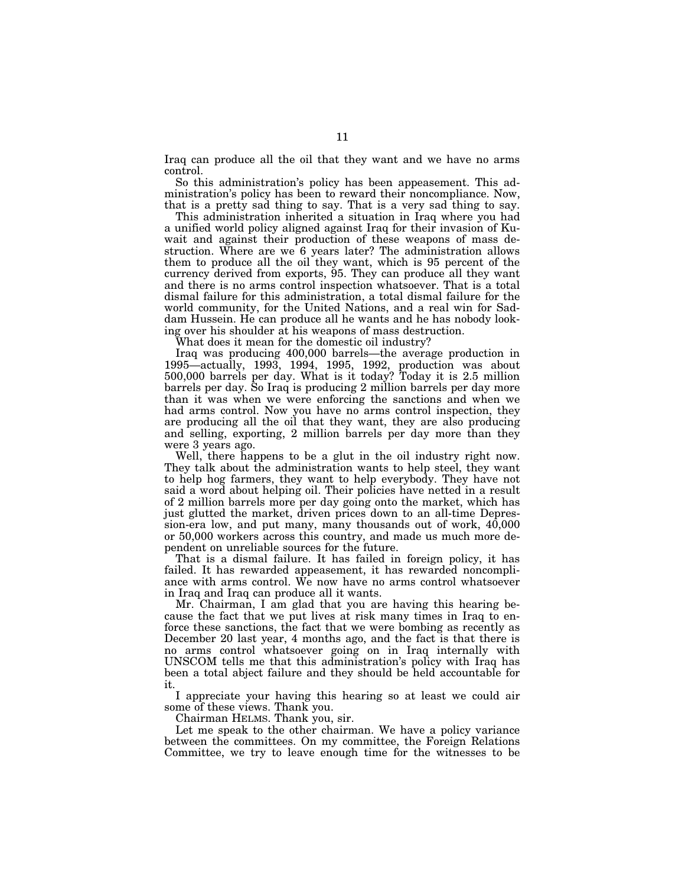Iraq can produce all the oil that they want and we have no arms control.

So this administration's policy has been appeasement. This administration's policy has been to reward their noncompliance. Now, that is a pretty sad thing to say. That is a very sad thing to say.

This administration inherited a situation in Iraq where you had a unified world policy aligned against Iraq for their invasion of Kuwait and against their production of these weapons of mass destruction. Where are we 6 years later? The administration allows them to produce all the oil they want, which is 95 percent of the currency derived from exports, 95. They can produce all they want and there is no arms control inspection whatsoever. That is a total dismal failure for this administration, a total dismal failure for the world community, for the United Nations, and a real win for Saddam Hussein. He can produce all he wants and he has nobody looking over his shoulder at his weapons of mass destruction.

What does it mean for the domestic oil industry?

Iraq was producing 400,000 barrels—the average production in 1995—actually, 1993, 1994, 1995, 1992, production was about 500,000 barrels per day. What is it today? Today it is 2.5 million barrels per day. So Iraq is producing 2 million barrels per day more than it was when we were enforcing the sanctions and when we had arms control. Now you have no arms control inspection, they are producing all the oil that they want, they are also producing and selling, exporting, 2 million barrels per day more than they were 3 years ago.

Well, there happens to be a glut in the oil industry right now. They talk about the administration wants to help steel, they want to help hog farmers, they want to help everybody. They have not said a word about helping oil. Their policies have netted in a result of 2 million barrels more per day going onto the market, which has just glutted the market, driven prices down to an all-time Depression-era low, and put many, many thousands out of work, 40,000 or 50,000 workers across this country, and made us much more dependent on unreliable sources for the future.

That is a dismal failure. It has failed in foreign policy, it has failed. It has rewarded appeasement, it has rewarded noncompliance with arms control. We now have no arms control whatsoever in Iraq and Iraq can produce all it wants.

Mr. Chairman, I am glad that you are having this hearing because the fact that we put lives at risk many times in Iraq to enforce these sanctions, the fact that we were bombing as recently as December 20 last year, 4 months ago, and the fact is that there is no arms control whatsoever going on in Iraq internally with UNSCOM tells me that this administration's policy with Iraq has been a total abject failure and they should be held accountable for it.

I appreciate your having this hearing so at least we could air some of these views. Thank you.

Chairman HELMS. Thank you, sir.

Let me speak to the other chairman. We have a policy variance between the committees. On my committee, the Foreign Relations Committee, we try to leave enough time for the witnesses to be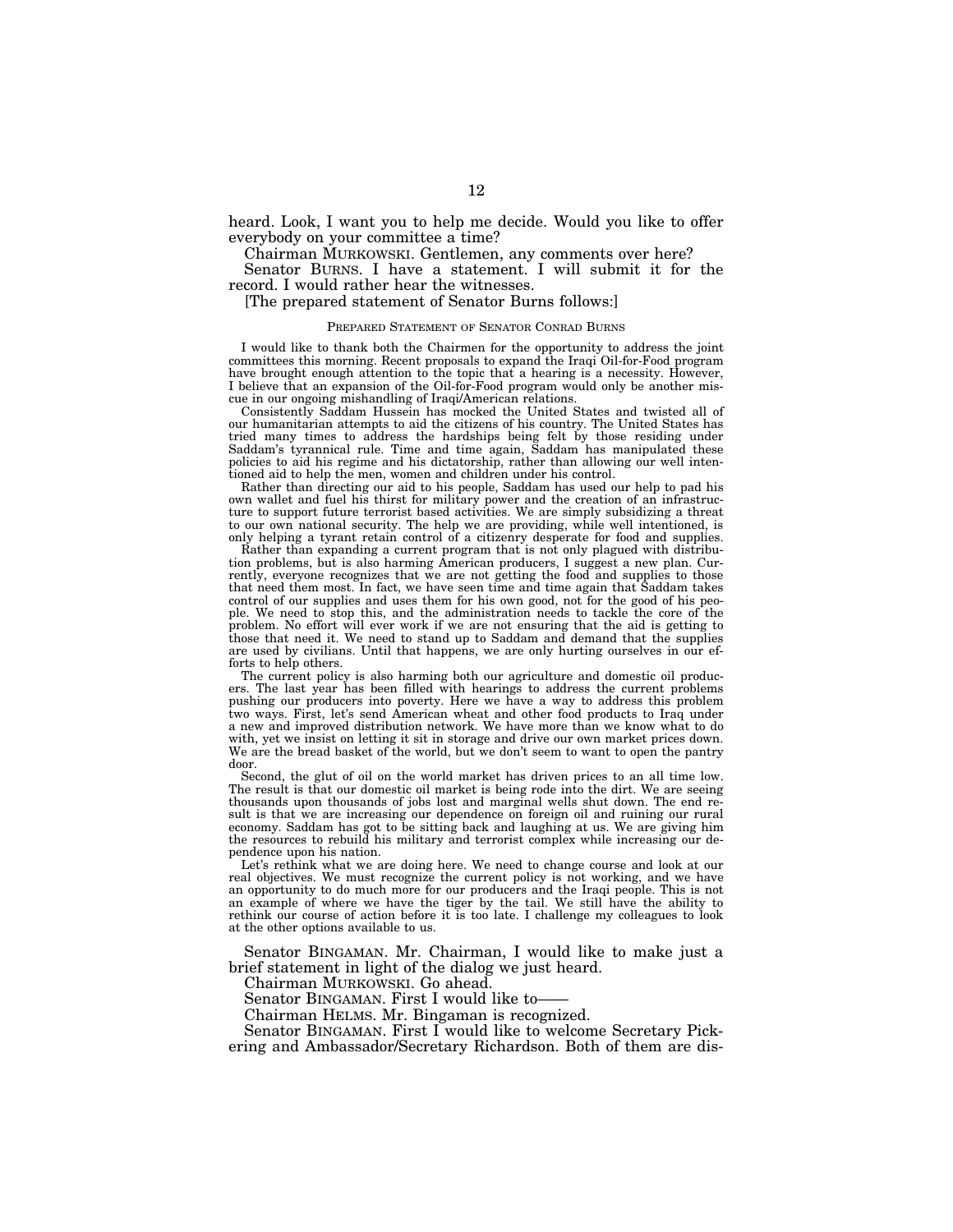heard. Look, I want you to help me decide. Would you like to offer everybody on your committee a time?

Chairman MURKOWSKI. Gentlemen, any comments over here?

Senator BURNS. I have a statement. I will submit it for the record. I would rather hear the witnesses.

[The prepared statement of Senator Burns follows:]

PREPARED STATEMENT OF SENATOR CONRAD BURNS

I would like to thank both the Chairmen for the opportunity to address the joint committees this morning. Recent proposals to expand the Iraqi Oil-for-Food program have brought enough attention to the topic that a hearing is a necessity. However, I believe that an expansion of the Oil-for-Food program would only be another miscue in our ongoing mishandling of Iraqi/American relations.

Consistently Saddam Hussein has mocked the United States and twisted all of our humanitarian attempts to aid the citizens of his country. The United States has tried many times to address the hardships being felt by those residing under Saddam's tyrannical rule. Time and time again, Saddam has manipulated these policies to aid his regime and his dictatorship, rather than allowing our well intentioned aid to help the men, women and children under his control.

Rather than directing our aid to his people, Saddam has used our help to pad his own wallet and fuel his thirst for military power and the creation of an infrastructure to support future terrorist based activities. We are simply subsidizing a threat to our own national security. The help we are providing, while well intentioned, is only helping a tyrant retain control of a citizenry desperate for food and supplies.

Rather than expanding a current program that is not only plagued with distribution problems, but is also harming American producers, I suggest a new plan. Currently, everyone recognizes that we are not getting the food and supplies to those that need them most. In fact, we have seen time and time again that Saddam takes control of our supplies and uses them for his own good, not for the good of his people. We need to stop this, and the administration needs to tackle the core of the problem. No effort will ever work if we are not ensuring that the aid is getting to those that need it. We need to stand up to Saddam and demand that the supplies are used by civilians. Until that happens, we are only hurting ourselves in our efforts to help others.

The current policy is also harming both our agriculture and domestic oil producers. The last year has been filled with hearings to address the current problems pushing our producers into poverty. Here we have a way to address this problem two ways. First, let's send American wheat and other food products to Iraq under a new and improved distribution network. We have more than we know what to do with, yet we insist on letting it sit in storage and drive our own market prices down. We are the bread basket of the world, but we don't seem to want to open the pantry door.

Second, the glut of oil on the world market has driven prices to an all time low. The result is that our domestic oil market is being rode into the dirt. We are seeing thousands upon thousands of jobs lost and marginal wells shut down. The end result is that we are increasing our dependence on foreign oil and ruining our rural economy. Saddam has got to be sitting back and laughing at us. We are giving him the resources to rebuild his military and terrorist complex while increasing our dependence upon his nation.

Let's rethink what we are doing here. We need to change course and look at our real objectives. We must recognize the current policy is not working, and we have an opportunity to do much more for our producers and the Iraqi people. This is not an example of where we have the tiger by the tail. We still have the ability to rethink our course of action before it is too late. I challenge my colleagues to look at the other options available to us.

Senator BINGAMAN. Mr. Chairman, I would like to make just a brief statement in light of the dialog we just heard.

Chairman MURKOWSKI. Go ahead.

Senator BINGAMAN. First I would like to——

Chairman HELMS. Mr. Bingaman is recognized.

Senator BINGAMAN. First I would like to welcome Secretary Pickering and Ambassador/Secretary Richardson. Both of them are dis-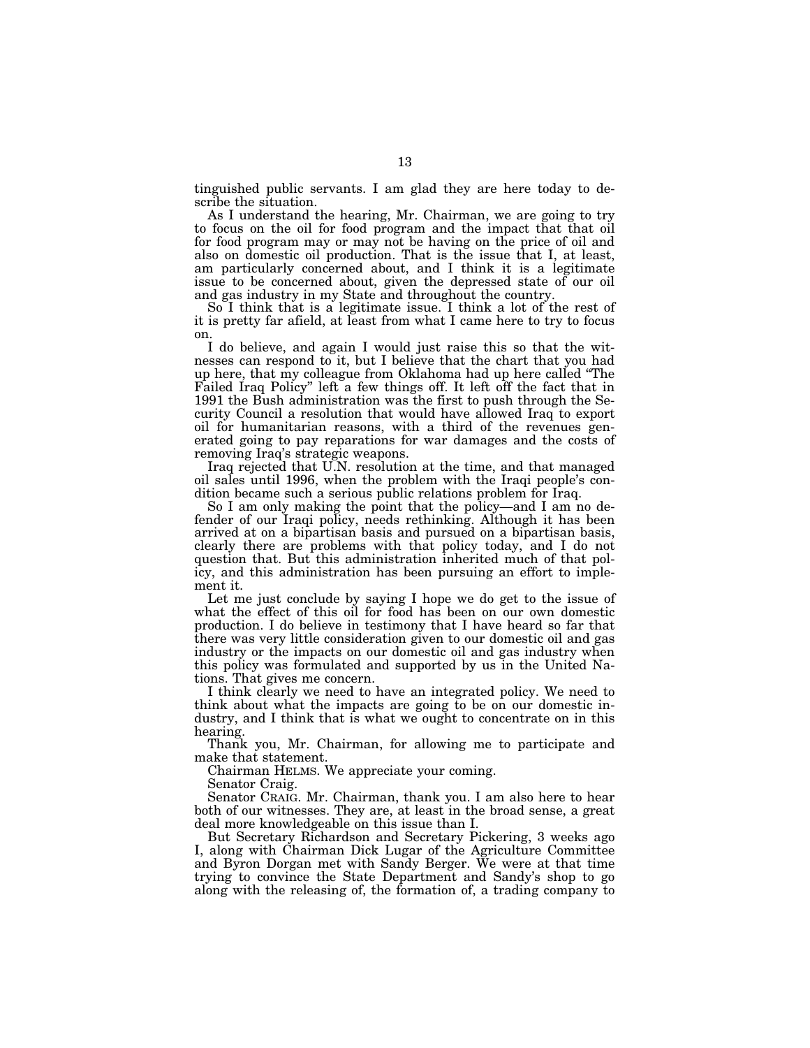tinguished public servants. I am glad they are here today to describe the situation.

As I understand the hearing, Mr. Chairman, we are going to try to focus on the oil for food program and the impact that that oil for food program may or may not be having on the price of oil and also on domestic oil production. That is the issue that I, at least, am particularly concerned about, and I think it is a legitimate issue to be concerned about, given the depressed state of our oil and gas industry in my State and throughout the country.

So I think that is a legitimate issue. I think a lot of the rest of it is pretty far afield, at least from what I came here to try to focus on.

I do believe, and again I would just raise this so that the witnesses can respond to it, but I believe that the chart that you had up here, that my colleague from Oklahoma had up here called "The Failed Iraq Policy" left a few things off. It left off the fact that in 1991 the Bush administration was the first to push through the Security Council a resolution that would have allowed Iraq to export oil for humanitarian reasons, with a third of the revenues generated going to pay reparations for war damages and the costs of removing Iraq's strategic weapons.

Iraq rejected that U.N. resolution at the time, and that managed oil sales until 1996, when the problem with the Iraqi people's condition became such a serious public relations problem for Iraq.

So I am only making the point that the policy—and I am no defender of our Iraqi policy, needs rethinking. Although it has been arrived at on a bipartisan basis and pursued on a bipartisan basis, clearly there are problems with that policy today, and I do not question that. But this administration inherited much of that policy, and this administration has been pursuing an effort to implement it.

Let me just conclude by saying I hope we do get to the issue of what the effect of this oil for food has been on our own domestic production. I do believe in testimony that I have heard so far that there was very little consideration given to our domestic oil and gas industry or the impacts on our domestic oil and gas industry when this policy was formulated and supported by us in the United Nations. That gives me concern.

I think clearly we need to have an integrated policy. We need to think about what the impacts are going to be on our domestic industry, and I think that is what we ought to concentrate on in this hearing.

Thank you, Mr. Chairman, for allowing me to participate and make that statement.

Chairman HELMS. We appreciate your coming.

Senator Craig.

Senator CRAIG. Mr. Chairman, thank you. I am also here to hear both of our witnesses. They are, at least in the broad sense, a great deal more knowledgeable on this issue than I.

But Secretary Richardson and Secretary Pickering, 3 weeks ago I, along with Chairman Dick Lugar of the Agriculture Committee and Byron Dorgan met with Sandy Berger. We were at that time trying to convince the State Department and Sandy's shop to go along with the releasing of, the formation of, a trading company to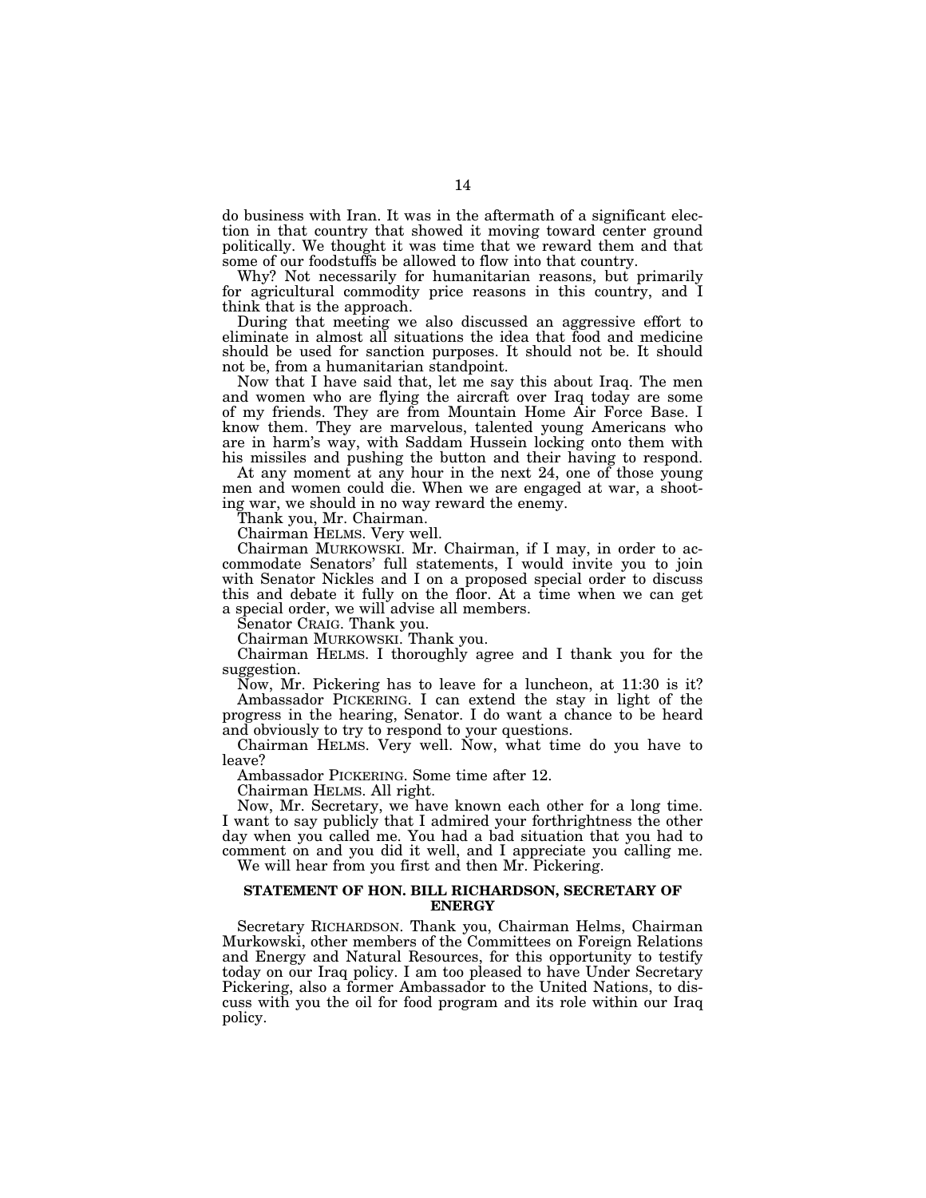do business with Iran. It was in the aftermath of a significant election in that country that showed it moving toward center ground politically. We thought it was time that we reward them and that some of our foodstuffs be allowed to flow into that country.

Why? Not necessarily for humanitarian reasons, but primarily for agricultural commodity price reasons in this country, and I think that is the approach.

During that meeting we also discussed an aggressive effort to eliminate in almost all situations the idea that food and medicine should be used for sanction purposes. It should not be. It should not be, from a humanitarian standpoint.

Now that I have said that, let me say this about Iraq. The men and women who are flying the aircraft over Iraq today are some of my friends. They are from Mountain Home Air Force Base. I know them. They are marvelous, talented young Americans who are in harm's way, with Saddam Hussein locking onto them with his missiles and pushing the button and their having to respond.

At any moment at any hour in the next 24, one of those young men and women could die. When we are engaged at war, a shooting war, we should in no way reward the enemy.

Thank you, Mr. Chairman.

Chairman HELMS. Very well.

Chairman MURKOWSKI. Mr. Chairman, if I may, in order to accommodate Senators' full statements, I would invite you to join with Senator Nickles and I on a proposed special order to discuss this and debate it fully on the floor. At a time when we can get a special order, we will advise all members.

Senator CRAIG. Thank you.

Chairman MURKOWSKI. Thank you.

Chairman HELMS. I thoroughly agree and I thank you for the suggestion.

Now, Mr. Pickering has to leave for a luncheon, at 11:30 is it?

Ambassador PICKERING. I can extend the stay in light of the progress in the hearing, Senator. I do want a chance to be heard and obviously to try to respond to your questions.

Chairman HELMS. Very well. Now, what time do you have to leave?

Ambassador PICKERING. Some time after 12.

Chairman HELMS. All right.

Now, Mr. Secretary, we have known each other for a long time. I want to say publicly that I admired your forthrightness the other day when you called me. You had a bad situation that you had to comment on and you did it well, and I appreciate you calling me.

We will hear from you first and then Mr. Pickering.

## STATEMENT OF HON. BILL RICHARDSON, SECRETARY OF ENERGY

Secretary RICHARDSON. Thank you, Chairman Helms, Chairman Murkowski, other members of the Committees on Foreign Relations and Energy and Natural Resources, for this opportunity to testify today on our Iraq policy. I am too pleased to have Under Secretary Pickering, also a former Ambassador to the United Nations, to discuss with you the oil for food program and its role within our Iraq policy.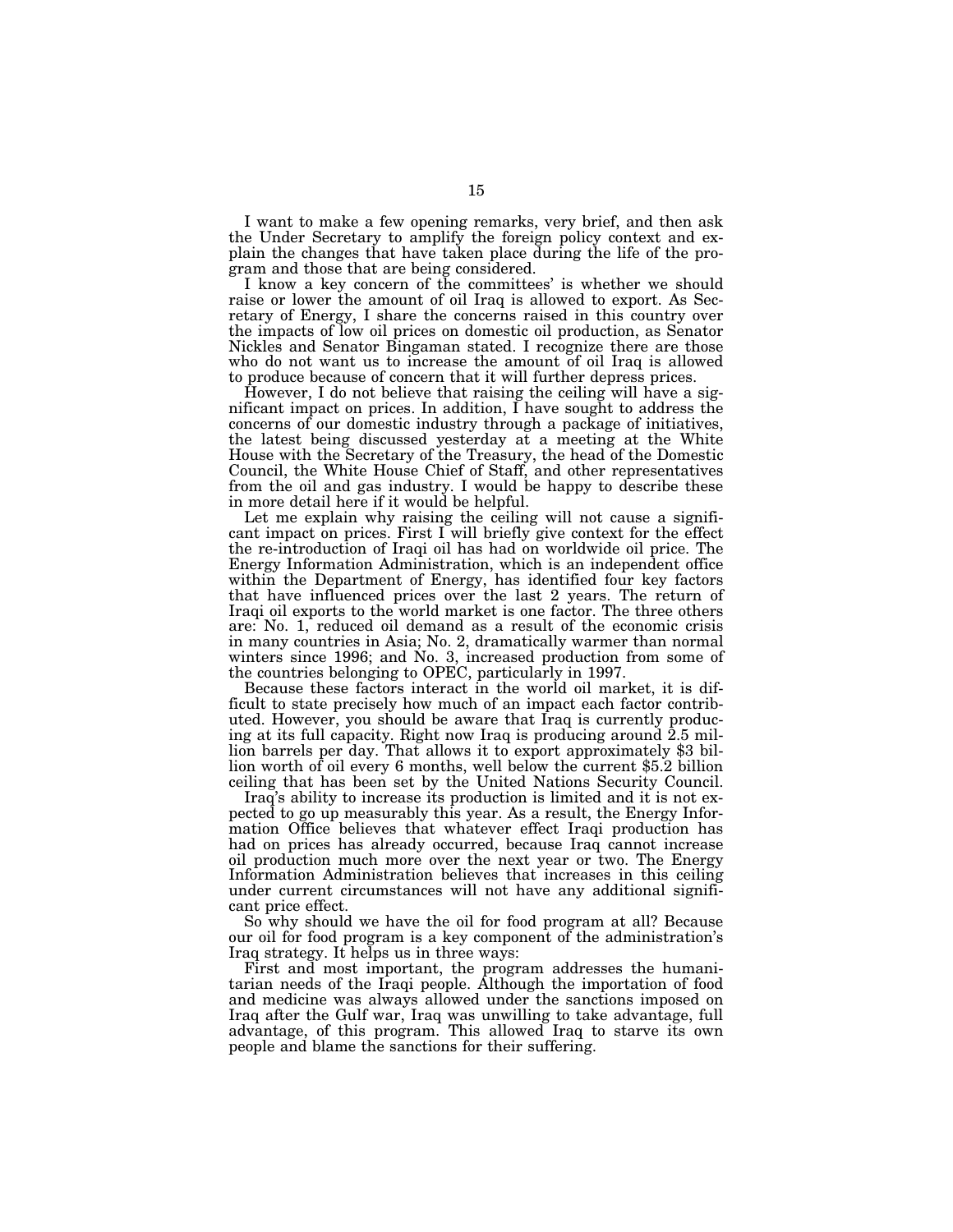I want to make a few opening remarks, very brief, and then ask the Under Secretary to amplify the foreign policy context and explain the changes that have taken place during the life of the program and those that are being considered.

I know a key concern of the committees' is whether we should raise or lower the amount of oil Iraq is allowed to export. As Secretary of Energy, I share the concerns raised in this country over the impacts of low oil prices on domestic oil production, as Senator Nickles and Senator Bingaman stated. I recognize there are those who do not want us to increase the amount of oil Iraq is allowed to produce because of concern that it will further depress prices.

However, I do not believe that raising the ceiling will have a significant impact on prices. In addition, I have sought to address the concerns of our domestic industry through a package of initiatives, the latest being discussed yesterday at a meeting at the White House with the Secretary of the Treasury, the head of the Domestic Council, the White House Chief of Staff, and other representatives from the oil and gas industry. I would be happy to describe these in more detail here if it would be helpful.

Let me explain why raising the ceiling will not cause a significant impact on prices. First I will briefly give context for the effect the re-introduction of Iraqi oil has had on worldwide oil price. The Energy Information Administration, which is an independent office within the Department of Energy, has identified four key factors that have influenced prices over the last 2 years. The return of Iraqi oil exports to the world market is one factor. The three others are: No. 1, reduced oil demand as a result of the economic crisis in many countries in Asia; No. 2, dramatically warmer than normal winters since 1996; and No. 3, increased production from some of the countries belonging to OPEC, particularly in 1997.

Because these factors interact in the world oil market, it is difficult to state precisely how much of an impact each factor contributed. However, you should be aware that Iraq is currently producing at its full capacity. Right now Iraq is producing around 2.5 million barrels per day. That allows it to export approximately $3 billion worth of oil every 6 months, well below the current $5.2 billion ceiling that has been set by the United Nations Security Council.

Iraq's ability to increase its production is limited and it is not expected to go up measurably this year. As a result, the Energy Information Office believes that whatever effect Iraqi production has had on prices has already occurred, because Iraq cannot increase oil production much more over the next year or two. The Energy Information Administration believes that increases in this ceiling under current circumstances will not have any additional significant price effect.

So why should we have the oil for food program at all? Because our oil for food program is a key component of the administration's Iraq strategy. It helps us in three ways:

First and most important, the program addresses the humanitarian needs of the Iraqi people. Although the importation of food and medicine was always allowed under the sanctions imposed on Iraq after the Gulf war, Iraq was unwilling to take advantage, full advantage, of this program. This allowed Iraq to starve its own people and blame the sanctions for their suffering.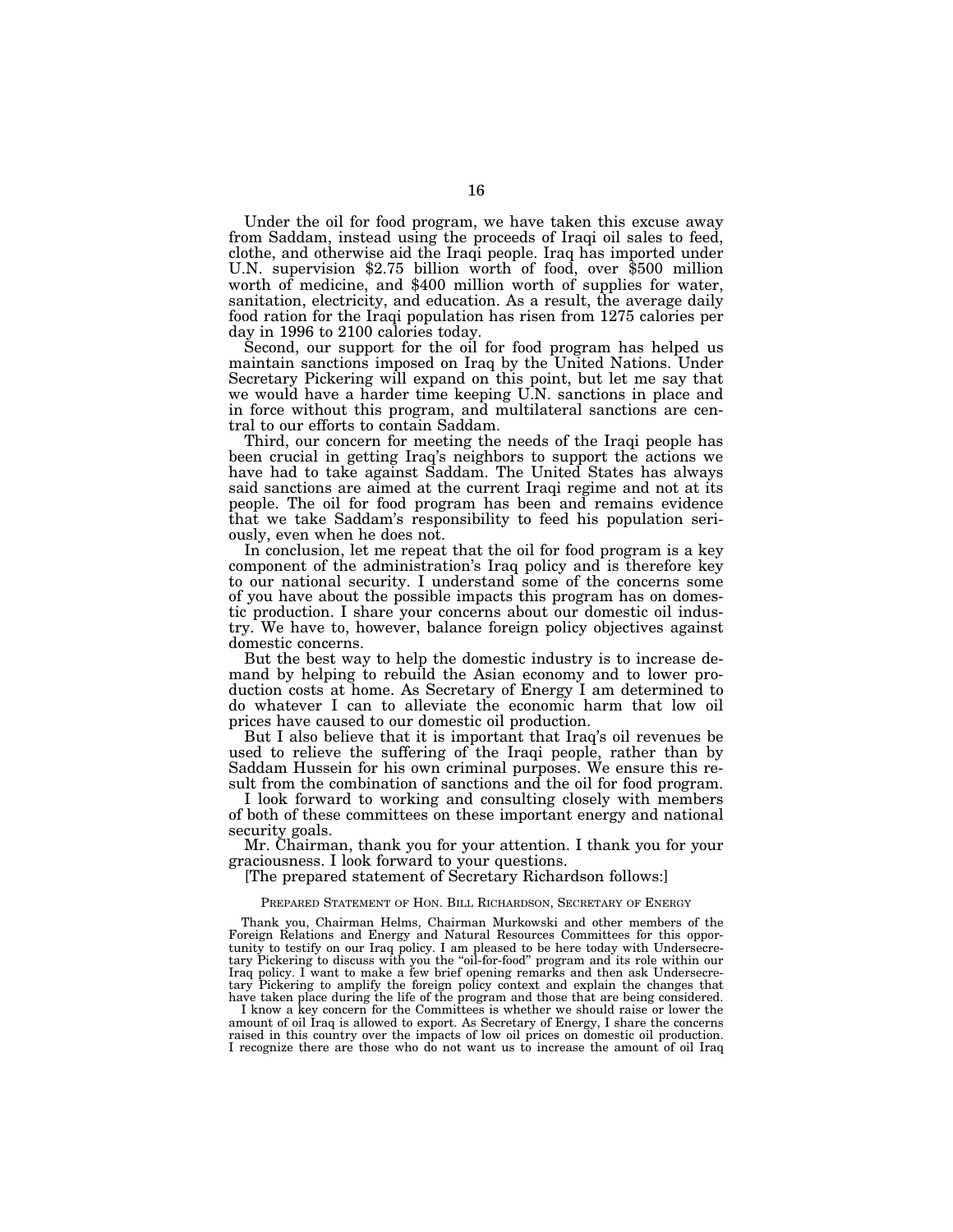Under the oil for food program, we have taken this excuse away from Saddam, instead using the proceeds of Iraqi oil sales to feed, clothe, and otherwise aid the Iraqi people. Iraq has imported under U.N. supervision $2.75 billion worth of food, over $500 million worth of medicine, and $400 million worth of supplies for water, sanitation, electricity, and education. As a result, the average daily food ration for the Iraqi population has risen from 1275 calories per day in 1996 to 2100 calories today.

Second, our support for the oil for food program has helped us maintain sanctions imposed on Iraq by the United Nations. Under Secretary Pickering will expand on this point, but let me say that we would have a harder time keeping U.N. sanctions in place and in force without this program, and multilateral sanctions are central to our efforts to contain Saddam.

Third, our concern for meeting the needs of the Iraqi people has been crucial in getting Iraq's neighbors to support the actions we have had to take against Saddam. The United States has always said sanctions are aimed at the current Iraqi regime and not at its people. The oil for food program has been and remains evidence that we take Saddam's responsibility to feed his population seriously, even when he does not.

In conclusion, let me repeat that the oil for food program is a key component of the administration's Iraq policy and is therefore key to our national security. I understand some of the concerns some of you have about the possible impacts this program has on domestic production. I share your concerns about our domestic oil industry. We have to, however, balance foreign policy objectives against domestic concerns.

But the best way to help the domestic industry is to increase demand by helping to rebuild the Asian economy and to lower production costs at home. As Secretary of Energy I am determined to do whatever I can to alleviate the economic harm that low oil prices have caused to our domestic oil production.

But I also believe that it is important that Iraq's oil revenues be used to relieve the suffering of the Iraqi people, rather than by Saddam Hussein for his own criminal purposes. We ensure this result from the combination of sanctions and the oil for food program.

I look forward to working and consulting closely with members of both of these committees on these important energy and national security goals.

Mr. Chairman, thank you for your attention. I thank you for your graciousness. I look forward to your questions.

[The prepared statement of Secretary Richardson follows:]

PREPARED STATEMENT OF HON. BILL RICHARDSON, SECRETARY OF ENERGY

Thank you, Chairman Helms, Chairman Murkowski and other members of the Foreign Relations and Energy and Natural Resources Committees for this opportunity to testify on our Iraq policy. I am pleased to be here today with Undersecretary Pickering to discuss with you the "oil-for-food" program and its role within our Iraq policy. I want to make a few brief opening remarks and then ask Undersecretary Pickering to amplify the foreign policy context and explain the changes that have taken place during the life of the program and those that are being considered.

I know a key concern for the Committees is whether we should raise or lower the amount of oil Iraq is allowed to export. As Secretary of Energy, I share the concerns raised in this country over the impacts of low oil prices on domestic oil production. I recognize there are those who do not want us to increase the amount of oil Iraq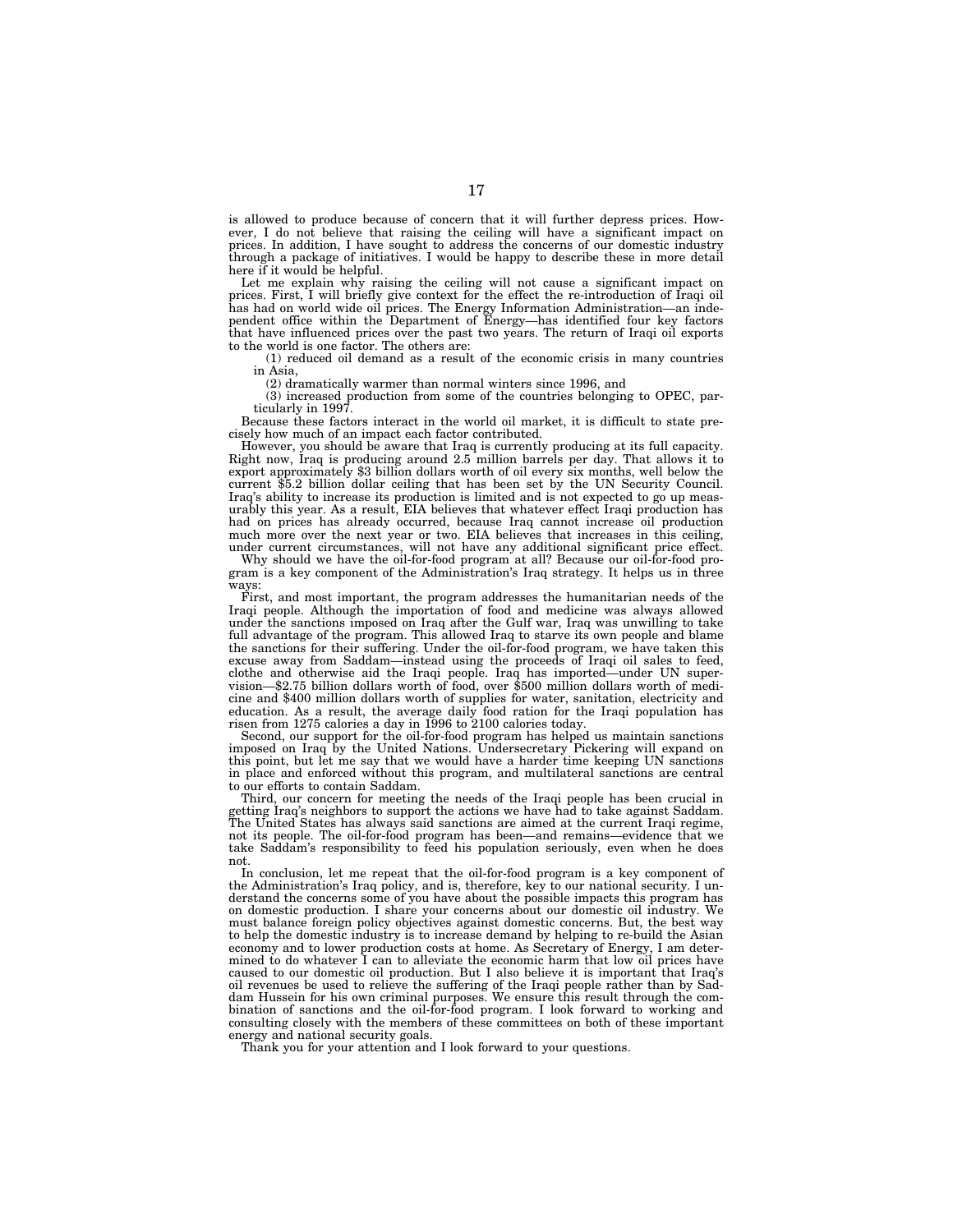is allowed to produce because of concern that it will further depress prices. However, I do not believe that raising the ceiling will have a significant impact on prices. In addition, I have sought to address the concerns of our domestic industry through a package of initiatives. I would be happy to describe these in more detail here if it would be helpful.

Let me explain why raising the ceiling will not cause a significant impact on prices. First, I will briefly give context for the effect the re-introduction of Iraqi oil has had on world wide oil prices. The Energy Information Administration—an independent office within the Department of Energy—has identified four key factors that have influenced prices over the past two years. The return of Iraqi oil exports to the world is one factor. The others are:

(1) reduced oil demand as a result of the economic crisis in many countries in Asia,

(2) dramatically warmer than normal winters since 1996, and

(3) increased production from some of the countries belonging to OPEC, particularly in 1997.

Because these factors interact in the world oil market, it is difficult to state precisely how much of an impact each factor contributed.

However, you should be aware that Iraq is currently producing at its full capacity. Right now, Iraq is producing around 2.5 million barrels per day. That allows it to export approximately $3 billion dollars worth of oil every six months, well below the current $5.2 billion dollar ceiling that has been set by the UN Security Council. Iraq's ability to increase its production is limited and is not expected to go up measurably this year. As a result, EIA believes that whatever effect Iraqi production has had on prices has already occurred, because Iraq cannot increase oil production much more over the next year or two. EIA believes that increases in this ceiling, under current circumstances, will not have any additional significant price effect.

Why should we have the oil-for-food program at all? Because our oil-for-food program is a key component of the Administration's Iraq strategy. It helps us in three ways:

First, and most important, the program addresses the humanitarian needs of the Iraqi people. Although the importation of food and medicine was always allowed under the sanctions imposed on Iraq after the Gulf war, Iraq was unwilling to take full advantage of the program. This allowed Iraq to starve its own people and blame the sanctions for their suffering. Under the oil-for-food program, we have taken this excuse away from Saddam—instead using the proceeds of Iraqi oil sales to feed, clothe and otherwise aid the Iraqi people. Iraq has imported—under UN supervision—$2.75 billion dollars worth of food, over $500 million dollars worth of medicine and $400 million dollars worth of supplies for water, sanitation, electricity and education. As a result, the average daily food ration for the Iraqi population has risen from 1275 calories a day in 1996 to 2100 calories today.

Second, our support for the oil-for-food program has helped us maintain sanctions imposed on Iraq by the United Nations. Undersecretary Pickering will expand on this point, but let me say that we would have a harder time keeping UN sanctions in place and enforced without this program, and multilateral sanctions are central to our efforts to contain Saddam.

Third, our concern for meeting the needs of the Iraqi people has been crucial in getting Iraq's neighbors to support the actions we have had to take against Saddam. The United States has always said sanctions are aimed at the current Iraqi regime, not its people. The oil-for-food program has been—and remains—evidence that we take Saddam's responsibility to feed his population seriously, even when he does not.

In conclusion, let me repeat that the oil-for-food program is a key component of the Administration's Iraq policy, and is, therefore, key to our national security. I understand the concerns some of you have about the possible impacts this program has on domestic production. I share your concerns about our domestic oil industry. We must balance foreign policy objectives against domestic concerns. But, the best way to help the domestic industry is to increase demand by helping to re-build the Asian economy and to lower production costs at home. As Secretary of Energy, I am determined to do whatever I can to alleviate the economic harm that low oil prices have caused to our domestic oil production. But I also believe it is important that Iraq's oil revenues be used to relieve the suffering of the Iraqi people rather than by Saddam Hussein for his own criminal purposes. We ensure this result through the combination of sanctions and the oil-for-food program. I look forward to working and consulting closely with the members of these committees on both of these important energy and national security goals.

Thank you for your attention and I look forward to your questions.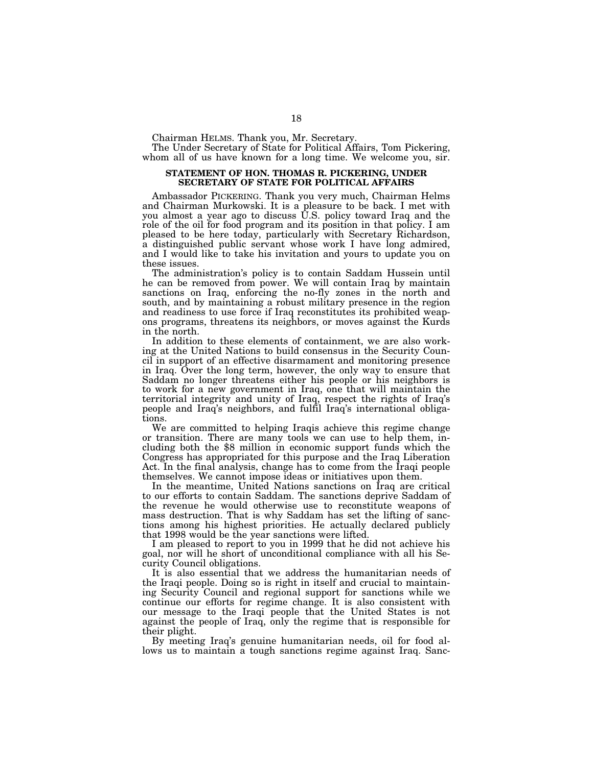Chairman HELMS. Thank you, Mr. Secretary.

The Under Secretary of State for Political Affairs, Tom Pickering, whom all of us have known for a long time. We welcome you, sir.

**STATEMENT OF HON. THOMAS R. PICKERING, UNDER SECRETARY OF STATE FOR POLITICAL AFFAIRS**

Ambassador PICKERING. Thank you very much, Chairman Helms and Chairman Murkowski. It is a pleasure to be back. I met with you almost a year ago to discuss U.S. policy toward Iraq and the role of the oil for food program and its position in that policy. I am pleased to be here today, particularly with Secretary Richardson, a distinguished public servant whose work I have long admired, and I would like to take his invitation and yours to update you on these issues.

The administration's policy is to contain Saddam Hussein until he can be removed from power. We will contain Iraq by maintain sanctions on Iraq, enforcing the no-fly zones in the north and south, and by maintaining a robust military presence in the region and readiness to use force if Iraq reconstitutes its prohibited weapons programs, threatens its neighbors, or moves against the Kurds in the north.

In addition to these elements of containment, we are also working at the United Nations to build consensus in the Security Council in support of an effective disarmament and monitoring presence in Iraq. Over the long term, however, the only way to ensure that Saddam no longer threatens either his people or his neighbors is to work for a new government in Iraq, one that will maintain the territorial integrity and unity of Iraq, respect the rights of Iraq's people and Iraq's neighbors, and fulfil Iraq's international obligations.

We are committed to helping Iraqis achieve this regime change or transition. There are many tools we can use to help them, including both the $8 million in economic support funds which the Congress has appropriated for this purpose and the Iraq Liberation Act. In the final analysis, change has to come from the Iraqi people themselves. We cannot impose ideas or initiatives upon them.

In the meantime, United Nations sanctions on Iraq are critical to our efforts to contain Saddam. The sanctions deprive Saddam of the revenue he would otherwise use to reconstitute weapons of mass destruction. That is why Saddam has set the lifting of sanctions among his highest priorities. He actually declared publicly that 1998 would be the year sanctions were lifted.

I am pleased to report to you in 1999 that he did not achieve his goal, nor will he short of unconditional compliance with all his Security Council obligations.

It is also essential that we address the humanitarian needs of the Iraqi people. Doing so is right in itself and crucial to maintaining Security Council and regional support for sanctions while we continue our efforts for regime change. It is also consistent with our message to the Iraqi people that the United States is not against the people of Iraq, only the regime that is responsible for their plight.

By meeting Iraq's genuine humanitarian needs, oil for food allows us to maintain a tough sanctions regime against Iraq. Sanc-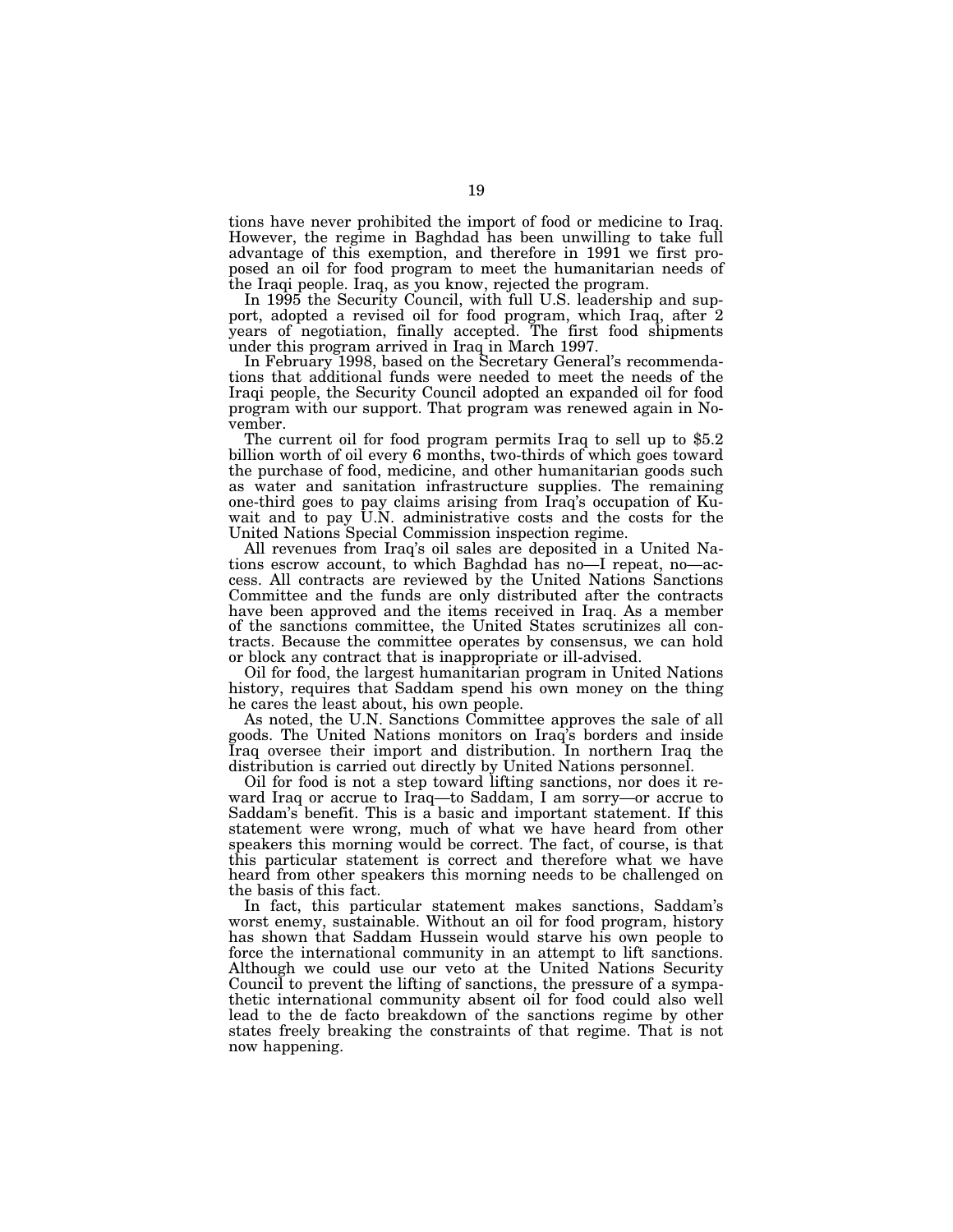tions have never prohibited the import of food or medicine to Iraq. However, the regime in Baghdad has been unwilling to take full advantage of this exemption, and therefore in 1991 we first proposed an oil for food program to meet the humanitarian needs of the Iraqi people. Iraq, as you know, rejected the program.

In 1995 the Security Council, with full U.S. leadership and support, adopted a revised oil for food program, which Iraq, after 2 years of negotiation, finally accepted. The first food shipments under this program arrived in Iraq in March 1997.

In February 1998, based on the Secretary General's recommendations that additional funds were needed to meet the needs of the Iraqi people, the Security Council adopted an expanded oil for food program with our support. That program was renewed again in November.

The current oil for food program permits Iraq to sell up to $5.2 billion worth of oil every 6 months, two-thirds of which goes toward the purchase of food, medicine, and other humanitarian goods such as water and sanitation infrastructure supplies. The remaining one-third goes to pay claims arising from Iraq's occupation of Kuwait and to pay U.N. administrative costs and the costs for the United Nations Special Commission inspection regime.

All revenues from Iraq's oil sales are deposited in a United Nations escrow account, to which Baghdad has no—I repeat, no—access. All contracts are reviewed by the United Nations Sanctions Committee and the funds are only distributed after the contracts have been approved and the items received in Iraq. As a member of the sanctions committee, the United States scrutinizes all contracts. Because the committee operates by consensus, we can hold or block any contract that is inappropriate or ill-advised.

Oil for food, the largest humanitarian program in United Nations history, requires that Saddam spend his own money on the thing he cares the least about, his own people.

As noted, the U.N. Sanctions Committee approves the sale of all goods. The United Nations monitors on Iraq's borders and inside Iraq oversee their import and distribution. In northern Iraq the distribution is carried out directly by United Nations personnel.

Oil for food is not a step toward lifting sanctions, nor does it reward Iraq or accrue to Iraq—to Saddam, I am sorry—or accrue to Saddam's benefit. This is a basic and important statement. If this statement were wrong, much of what we have heard from other speakers this morning would be correct. The fact, of course, is that this particular statement is correct and therefore what we have heard from other speakers this morning needs to be challenged on the basis of this fact.

In fact, this particular statement makes sanctions, Saddam's worst enemy, sustainable. Without an oil for food program, history has shown that Saddam Hussein would starve his own people to force the international community in an attempt to lift sanctions. Although we could use our veto at the United Nations Security Council to prevent the lifting of sanctions, the pressure of a sympathetic international community absent oil for food could also well lead to the de facto breakdown of the sanctions regime by other states freely breaking the constraints of that regime. That is not now happening.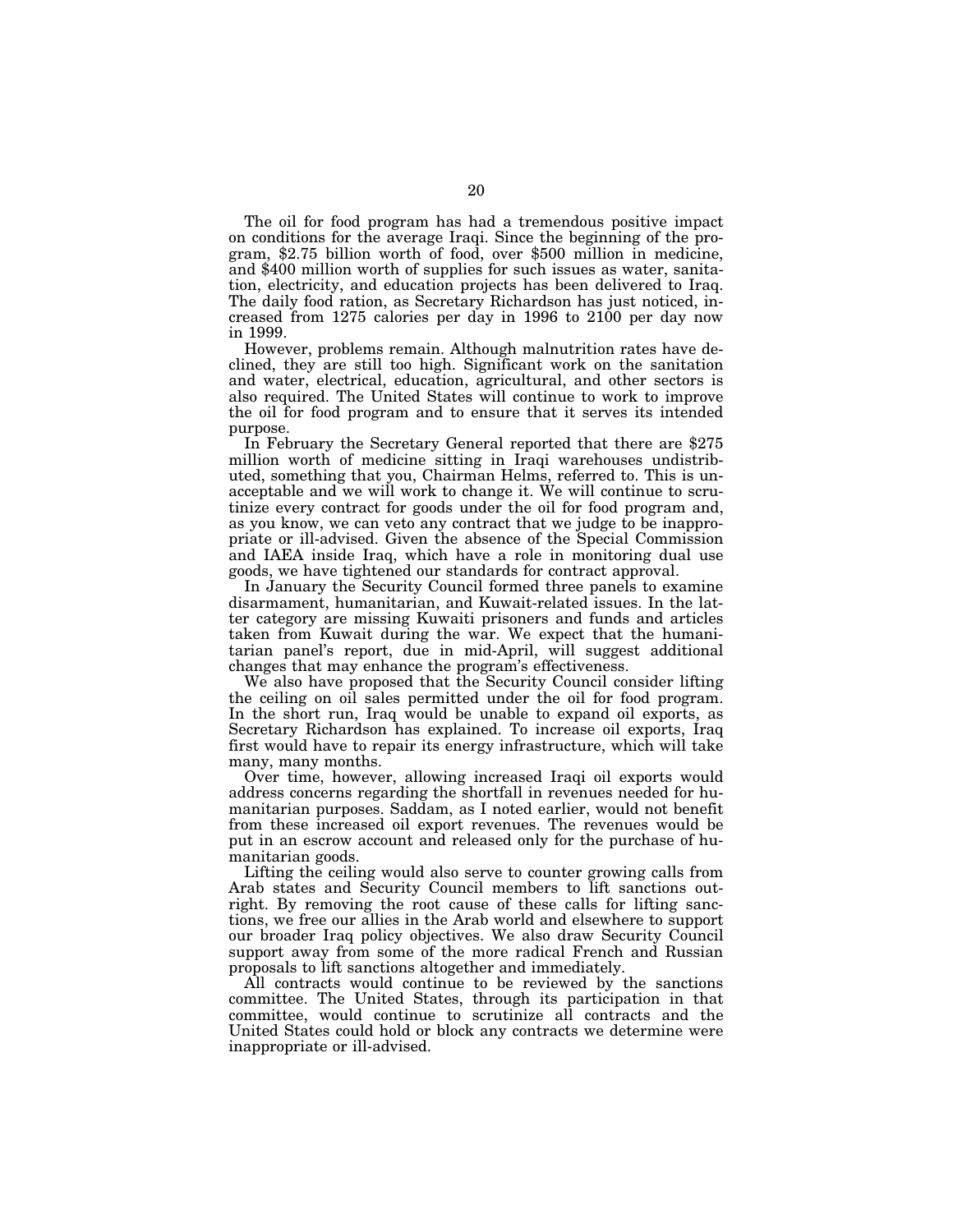The oil for food program has had a tremendous positive impact on conditions for the average Iraqi. Since the beginning of the program, $2.75 billion worth of food, over $500 million in medicine, and $400 million worth of supplies for such issues as water, sanitation, electricity, and education projects has been delivered to Iraq. The daily food ration, as Secretary Richardson has just noticed, increased from 1275 calories per day in 1996 to 2100 per day now in 1999.

However, problems remain. Although malnutrition rates have declined, they are still too high. Significant work on the sanitation and water, electrical, education, agricultural, and other sectors is also required. The United States will continue to work to improve the oil for food program and to ensure that it serves its intended purpose.

In February the Secretary General reported that there are $275 million worth of medicine sitting in Iraqi warehouses undistributed, something that you, Chairman Helms, referred to. This is unacceptable and we will work to change it. We will continue to scrutinize every contract for goods under the oil for food program and, as you know, we can veto any contract that we judge to be inappropriate or ill-advised. Given the absence of the Special Commission and IAEA inside Iraq, which have a role in monitoring dual use goods, we have tightened our standards for contract approval.

In January the Security Council formed three panels to examine disarmament, humanitarian, and Kuwait-related issues. In the latter category are missing Kuwaiti prisoners and funds and articles taken from Kuwait during the war. We expect that the humanitarian panel's report, due in mid-April, will suggest additional changes that may enhance the program's effectiveness.

We also have proposed that the Security Council consider lifting the ceiling on oil sales permitted under the oil for food program. In the short run, Iraq would be unable to expand oil exports, as Secretary Richardson has explained. To increase oil exports, Iraq first would have to repair its energy infrastructure, which will take many, many months.

Over time, however, allowing increased Iraqi oil exports would address concerns regarding the shortfall in revenues needed for humanitarian purposes. Saddam, as I noted earlier, would not benefit from these increased oil export revenues. The revenues would be put in an escrow account and released only for the purchase of humanitarian goods.

Lifting the ceiling would also serve to counter growing calls from Arab states and Security Council members to lift sanctions outright. By removing the root cause of these calls for lifting sanctions, we free our allies in the Arab world and elsewhere to support our broader Iraq policy objectives. We also draw Security Council support away from some of the more radical French and Russian proposals to lift sanctions altogether and immediately.

All contracts would continue to be reviewed by the sanctions committee. The United States, through its participation in that committee, would continue to scrutinize all contracts and the United States could hold or block any contracts we determine were inappropriate or ill-advised.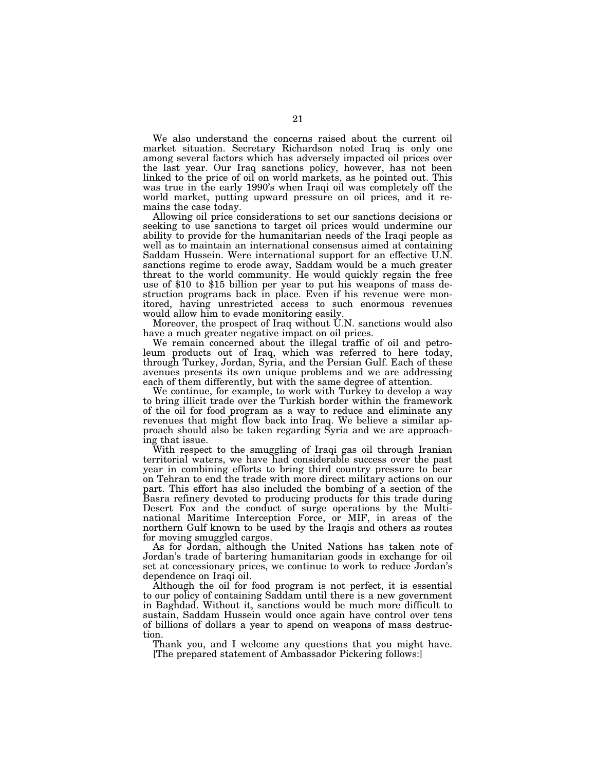We also understand the concerns raised about the current oil market situation. Secretary Richardson noted Iraq is only one among several factors which has adversely impacted oil prices over the last year. Our Iraq sanctions policy, however, has not been linked to the price of oil on world markets, as he pointed out. This was true in the early 1990's when Iraqi oil was completely off the world market, putting upward pressure on oil prices, and it remains the case today.

Allowing oil price considerations to set our sanctions decisions or seeking to use sanctions to target oil prices would undermine our ability to provide for the humanitarian needs of the Iraqi people as well as to maintain an international consensus aimed at containing Saddam Hussein. Were international support for an effective U.N. sanctions regime to erode away, Saddam would be a much greater threat to the world community. He would quickly regain the free use of $10 to $15 billion per year to put his weapons of mass destruction programs back in place. Even if his revenue were monitored, having unrestricted access to such enormous revenues would allow him to evade monitoring easily.

Moreover, the prospect of Iraq without U.N. sanctions would also have a much greater negative impact on oil prices.

We remain concerned about the illegal traffic of oil and petroleum products out of Iraq, which was referred to here today, through Turkey, Jordan, Syria, and the Persian Gulf. Each of these avenues presents its own unique problems and we are addressing each of them differently, but with the same degree of attention.

We continue, for example, to work with Turkey to develop a way to bring illicit trade over the Turkish border within the framework of the oil for food program as a way to reduce and eliminate any revenues that might flow back into Iraq. We believe a similar approach should also be taken regarding Syria and we are approaching that issue.

With respect to the smuggling of Iraqi gas oil through Iranian territorial waters, we have had considerable success over the past year in combining efforts to bring third country pressure to bear on Tehran to end the trade with more direct military actions on our part. This effort has also included the bombing of a section of the Basra refinery devoted to producing products for this trade during Desert Fox and the conduct of surge operations by the Multinational Maritime Interception Force, or MIF, in areas of the northern Gulf known to be used by the Iraqis and others as routes for moving smuggled cargos.

As for Jordan, although the United Nations has taken note of Jordan's trade of bartering humanitarian goods in exchange for oil set at concessionary prices, we continue to work to reduce Jordan's dependence on Iraqi oil.

Although the oil for food program is not perfect, it is essential to our policy of containing Saddam until there is a new government in Baghdad. Without it, sanctions would be much more difficult to sustain, Saddam Hussein would once again have control over tens of billions of dollars a year to spend on weapons of mass destruction.

Thank you, and I welcome any questions that you might have.

[The prepared statement of Ambassador Pickering follows:]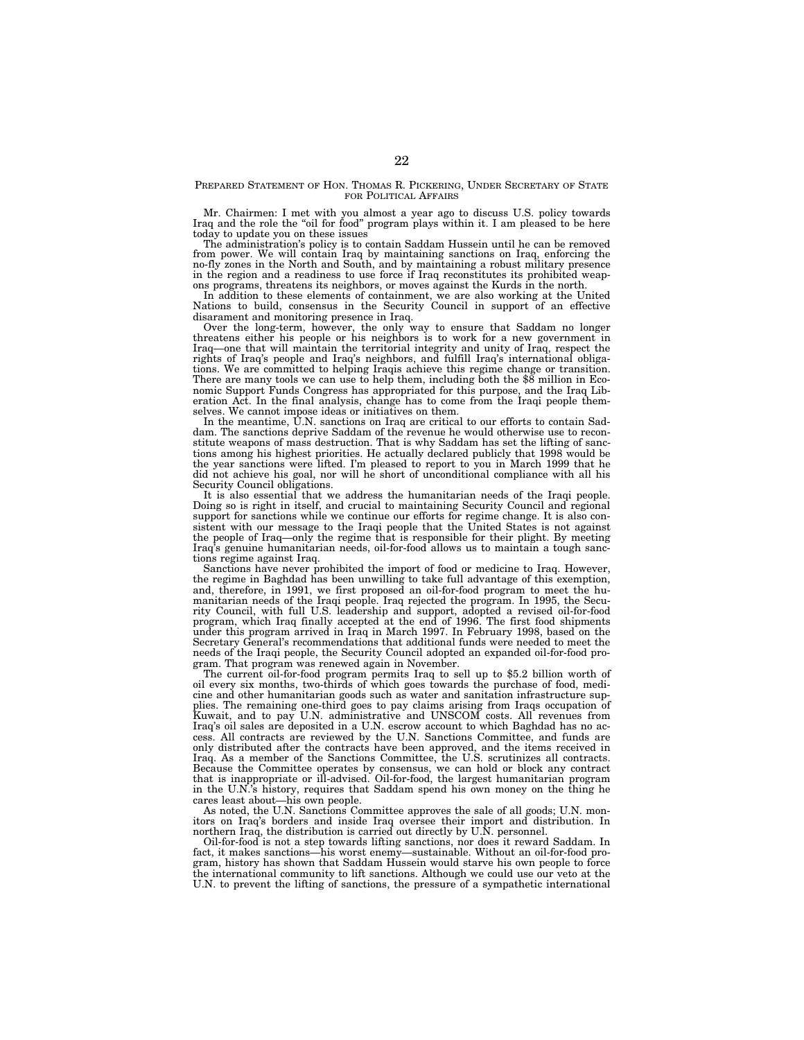## Prepared Statement of Hon. Thomas R. Pickering, Under Secretary of State for Political Affairs

Mr. Chairmen: I met with you almost a year ago to discuss U.S. policy towards Iraq and the role the "oil for food" program plays within it. I am pleased to be here today to update you on these issues

The administration's policy is to contain Saddam Hussein until he can be removed from power. We will contain Iraq by maintaining sanctions on Iraq, enforcing the no-fly zones in the North and South, and by maintaining a robust military presence in the region and a readiness to use force if Iraq reconstitutes its prohibited weapons programs, threatens its neighbors, or moves against the Kurds in the north.

In addition to these elements of containment, we are also working at the United Nations to build, consensus in the Security Council in support of an effective disarament and monitoring presence in Iraq.

Over the long-term, however, the only way to ensure that Saddam no longer threatens either his people or his neighbors is to work for a new government in Iraq—one that will maintain the territorial integrity and unity of Iraq, respect the rights of Iraq's people and Iraq's neighbors, and fulfill Iraq's international obligations. We are committed to helping Iraqis achieve this regime change or transition. There are many tools we can use to help them, including both the $8 million in Economic Support Funds Congress has appropriated for this purpose, and the Iraq Liberation Act. In the final analysis, change has to come from the Iraqi people themselves. We cannot impose ideas or initiatives on them.

In the meantime, U.N. sanctions on Iraq are critical to our efforts to contain Saddam. The sanctions deprive Saddam of the revenue he would otherwise use to reconstitute weapons of mass destruction. That is why Saddam has set the lifting of sanctions among his highest priorities. He actually declared publicly that 1998 would be the year sanctions were lifted. I'm pleased to report to you in March 1999 that he did not achieve his goal, nor will he short of unconditional compliance with all his Security Council obligations.

It is also essential that we address the humanitarian needs of the Iraqi people. Doing so is right in itself, and crucial to maintaining Security Council and regional support for sanctions while we continue our efforts for regime change. It is also consistent with our message to the Iraqi people that the United States is not against the people of Iraq—only the regime that is responsible for their plight. By meeting Iraq's genuine humanitarian needs, oil-for-food allows us to maintain a tough sanctions regime against Iraq.

Sanctions have never prohibited the import of food or medicine to Iraq. However, the regime in Baghdad has been unwilling to take full advantage of this exemption, and, therefore, in 1991, we first proposed an oil-for-food program to meet the humanitarian needs of the Iraqi people. Iraq rejected the program. In 1995, the Security Council, with full U.S. leadership and support, adopted a revised oil-for-food program, which Iraq finally accepted at the end of 1996. The first food shipments under this program arrived in Iraq in March 1997. In February 1998, based on the Secretary General's recommendations that additional funds were needed to meet the needs of the Iraqi people, the Security Council adopted an expanded oil-for-food program. That program was renewed again in November.

The current oil-for-food program permits Iraq to sell up to $5.2 billion worth of oil every six months, two-thirds of which goes towards the purchase of food, medicine and other humanitarian goods such as water and sanitation infrastructure supplies. The remaining one-third goes to pay claims arising from Iraqs occupation of Kuwait, and to pay U.N. administrative and UNSCOM costs. All revenues from Iraq's oil sales are deposited in a U.N. escrow account to which Baghdad has no access. All contracts are reviewed by the U.N. Sanctions Committee, and funds are only distributed after the contracts have been approved, and the items received in Iraq. As a member of the Sanctions Committee, the U.S. scrutinizes all contracts. Because the Committee operates by consensus, we can hold or block any contract that is inappropriate or ill-advised. Oil-for-food, the largest humanitarian program in the U.N.'s history, requires that Saddam spend his own money on the thing he cares least about—his own people.

As noted, the U.N. Sanctions Committee approves the sale of all goods; U.N. monitors on Iraq's borders and inside Iraq oversee their import and distribution. In northern Iraq, the distribution is carried out directly by U.N. personnel.

Oil-for-food is not a step towards lifting sanctions, nor does it reward Saddam. In fact, it makes sanctions—his worst enemy—sustainable. Without an oil-for-food program, history has shown that Saddam Hussein would starve his own people to force the international community to lift sanctions. Although we could use our veto at the U.N. to prevent the lifting of sanctions, the pressure of a sympathetic international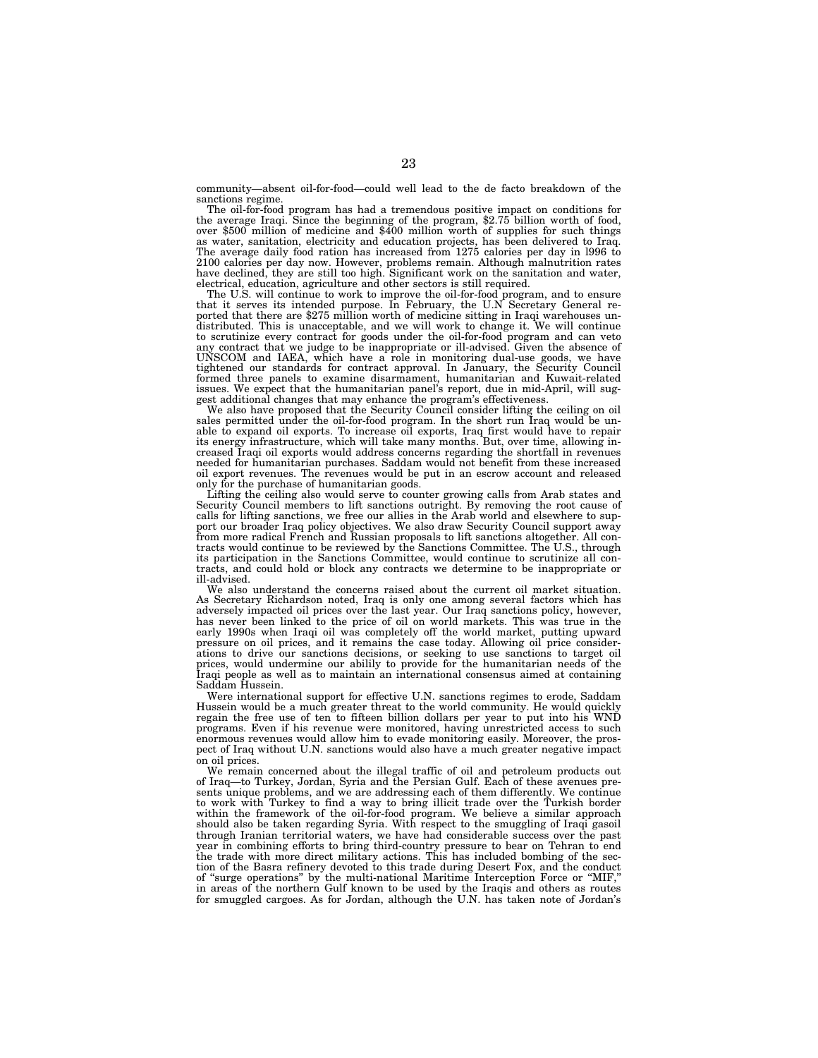community—absent oil-for-food—could well lead to the de facto breakdown of the sanctions regime.

The oil-for-food program has had a tremendous positive impact on conditions for the average Iraqi. Since the beginning of the program, $2.75 billion worth of food, over $500 million of medicine and $400 million worth of supplies for such things as water, sanitation, electricity and education projects, has been delivered to Iraq. The average daily food ration has increased from 1275 calories per day in l996 to 2100 calories per day now. However, problems remain. Although malnutrition rates have declined, they are still too high. Significant work on the sanitation and water, electrical, education, agriculture and other sectors is still required.

The U.S. will continue to work to improve the oil-for-food program, and to ensure that it serves its intended purpose. In February, the U.N Secretary General reported that there are $275 million worth of medicine sitting in Iraqi warehouses undistributed. This is unacceptable, and we will work to change it. We will continue to scrutinize every contract for goods under the oil-for-food program and can veto any contract that we judge to be inappropriate or ill-advised. Given the absence of UNSCOM and IAEA, which have a role in monitoring dual-use goods, we have tightened our standards for contract approval. In January, the Security Council formed three panels to examine disarmament, humanitarian and Kuwait-related issues. We expect that the humanitarian panel's report, due in mid-April, will suggest additional changes that may enhance the program's effectiveness.

We also have proposed that the Security Council consider lifting the ceiling on oil sales permitted under the oil-for-food program. In the short run Iraq would be unable to expand oil exports. To increase oil exports, Iraq first would have to repair its energy infrastructure, which will take many months. But, over time, allowing increased Iraqi oil exports would address concerns regarding the shortfall in revenues needed for humanitarian purchases. Saddam would not benefit from these increased oil export revenues. The revenues would be put in an escrow account and released only for the purchase of humanitarian goods.

Lifting the ceiling also would serve to counter growing calls from Arab states and Security Council members to lift sanctions outright. By removing the root cause of calls for lifting sanctions, we free our allies in the Arab world and elsewhere to support our broader Iraq policy objectives. We also draw Security Council support away from more radical French and Russian proposals to lift sanctions altogether. All contracts would continue to be reviewed by the Sanctions Committee. The U.S., through its participation in the Sanctions Committee, would continue to scrutinize all contracts, and could hold or block any contracts we determine to be inappropriate or ill-advised.

We also understand the concerns raised about the current oil market situation. As Secretary Richardson noted, Iraq is only one among several factors which has adversely impacted oil prices over the last year. Our Iraq sanctions policy, however, has never been linked to the price of oil on world markets. This was true in the early 1990s when Iraqi oil was completely off the world market, putting upward pressure on oil prices, and it remains the case today. Allowing oil price considerations to drive our sanctions decisions, or seeking to use sanctions to target oil prices, would undermine our abilily to provide for the humanitarian needs of the Iraqi people as well as to maintain an international consensus aimed at containing Saddam Hussein.

Were international support for effective U.N. sanctions regimes to erode, Saddam Hussein would be a much greater threat to the world community. He would quickly regain the free use of ten to fifteen billion dollars per year to put into his WND programs. Even if his revenue were monitored, having unrestricted access to such enormous revenues would allow him to evade monitoring easily. Moreover, the prospect of Iraq without U.N. sanctions would also have a much greater negative impact on oil prices.

We remain concerned about the illegal traffic of oil and petroleum products out of Iraq—to Turkey, Jordan, Syria and the Persian Gulf. Each of these avenues presents unique problems, and we are addressing each of them differently. We continue to work with Turkey to find a way to bring illicit trade over the Turkish border within the framework of the oil-for-food program. We believe a similar approach should also be taken regarding Syria. With respect to the smuggling of Iraqi gasoil through Iranian territorial waters, we have had considerable success over the past year in combining efforts to bring third-country pressure to bear on Tehran to end the trade with more direct military actions. This has included bombing of the section of the Basra refinery devoted to this trade during Desert Fox, and the conduct of "surge operations" by the multi-national Maritime Interception Force or "MIF," in areas of the northern Gulf known to be used by the Iraqis and others as routes for smuggled cargoes. As for Jordan, although the U.N. has taken note of Jordan's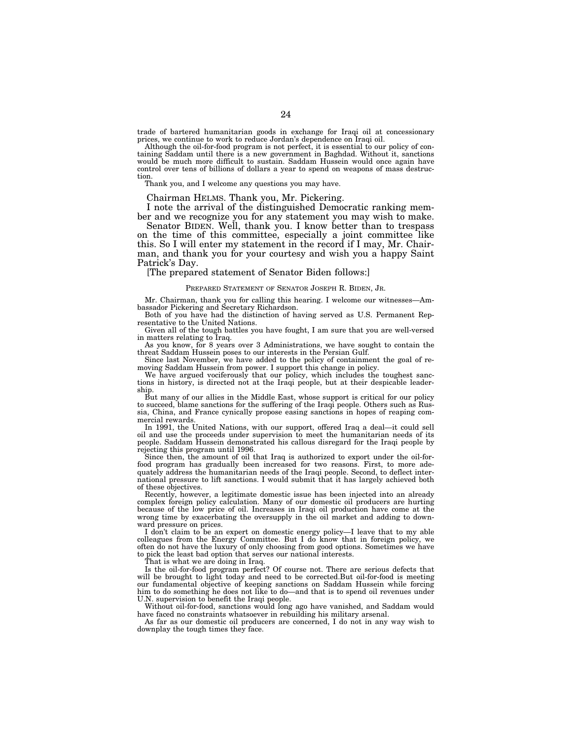trade of bartered humanitarian goods in exchange for Iraqi oil at concessionary prices, we continue to work to reduce Jordan's dependence on Iraqi oil.

Although the oil-for-food program is not perfect, it is essential to our policy of containing Saddam until there is a new government in Baghdad. Without it, sanctions would be much more difficult to sustain. Saddam Hussein would once again have control over tens of billions of dollars a year to spend on weapons of mass destruction.

Thank you, and I welcome any questions you may have.

Chairman HELMS. Thank you, Mr. Pickering.

I note the arrival of the distinguished Democratic ranking member and we recognize you for any statement you may wish to make.

Senator BIDEN. Well, thank you. I know better than to trespass on the time of this committee, especially a joint committee like this. So I will enter my statement in the record if I may, Mr. Chairman, and thank you for your courtesy and wish you a happy Saint Patrick's Day.

[The prepared statement of Senator Biden follows:]

PREPARED STATEMENT OF SENATOR JOSEPH R. BIDEN, JR.

Mr. Chairman, thank you for calling this hearing. I welcome our witnesses—Ambassador Pickering and Secretary Richardson.

Both of you have had the distinction of having served as U.S. Permanent Representative to the United Nations.

Given all of the tough battles you have fought, I am sure that you are well-versed in matters relating to Iraq.

As you know, for 8 years over 3 Administrations, we have sought to contain the threat Saddam Hussein poses to our interests in the Persian Gulf.

Since last November, we have added to the policy of containment the goal of removing Saddam Hussein from power. I support this change in policy.

We have argued vociferously that our policy, which includes the toughest sanctions in history, is directed not at the Iraqi people, but at their despicable leadership.

But many of our allies in the Middle East, whose support is critical for our policy to succeed, blame sanctions for the suffering of the Iraqi people. Others such as Russia, China, and France cynically propose easing sanctions in hopes of reaping commercial rewards.

In 1991, the United Nations, with our support, offered Iraq a deal—it could sell oil and use the proceeds under supervision to meet the humanitarian needs of its people. Saddam Hussein demonstrated his callous disregard for the Iraqi people by rejecting this program until 1996.

Since then, the amount of oil that Iraq is authorized to export under the oil-for-food program has gradually been increased for two reasons. First, to more adequately address the humanitarian needs of the Iraqi people. Second, to deflect international pressure to lift sanctions. I would submit that it has largely achieved both of these objectives.

Recently, however, a legitimate domestic issue has been injected into an already complex foreign policy calculation. Many of our domestic oil producers are hurting because of the low price of oil. Increases in Iraqi oil production have come at the wrong time by exacerbating the oversupply in the oil market and adding to downward pressure on prices.

I don't claim to be an expert on domestic energy policy—I leave that to my able colleagues from the Energy Committee. But I do know that in foreign policy, we often do not have the luxury of only choosing from good options. Sometimes we have to pick the least bad option that serves our national interests.

That is what we are doing in Iraq.

Is the oil-for-food program perfect? Of course not. There are serious defects that will be brought to light today and need to be corrected.But oil-for-food is meeting our fundamental objective of keeping sanctions on Saddam Hussein while forcing him to do something he does not like to do—and that is to spend oil revenues under U.N. supervision to benefit the Iraqi people.

Without oil-for-food, sanctions would long ago have vanished, and Saddam would have faced no constraints whatsoever in rebuilding his military arsenal.

As far as our domestic oil producers are concerned, I do not in any way wish to downplay the tough times they face.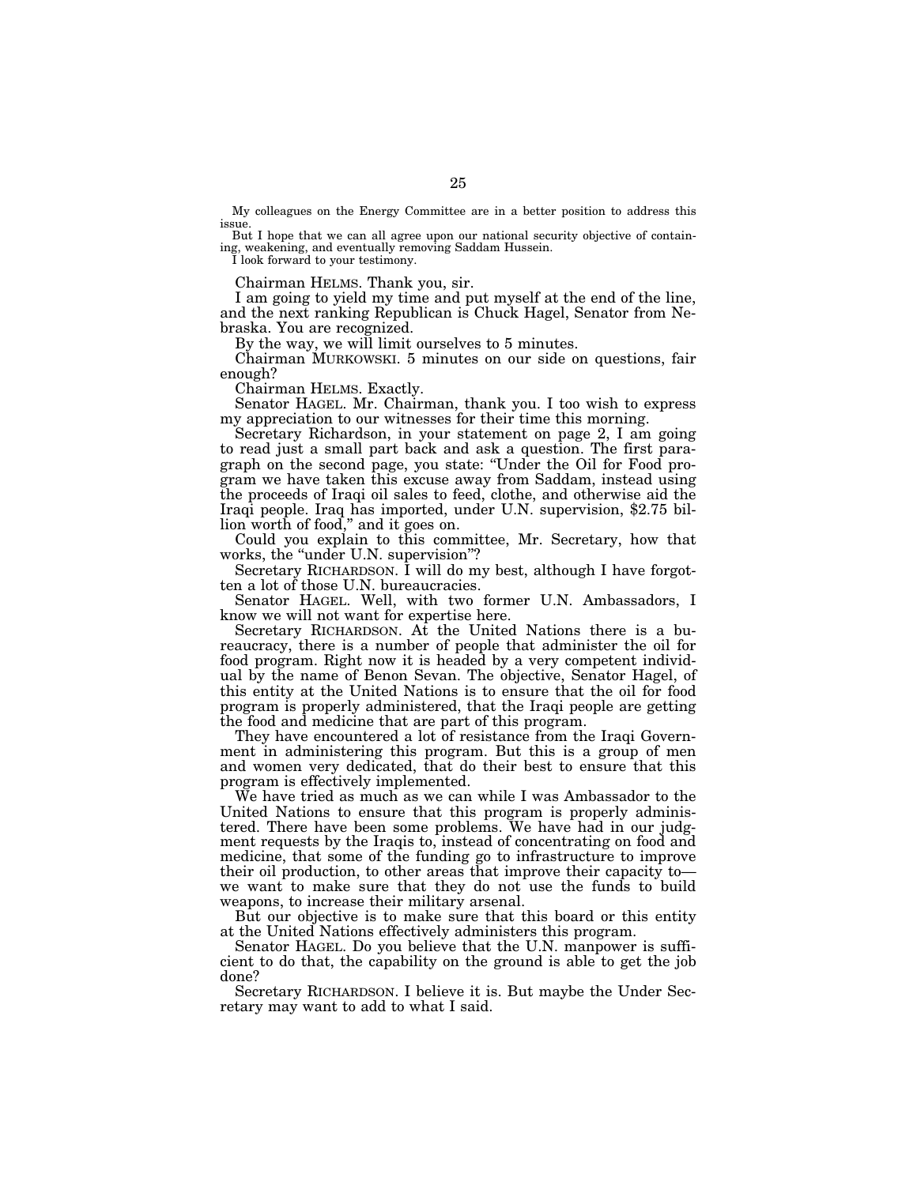My colleagues on the Energy Committee are in a better position to address this issue.

But I hope that we can all agree upon our national security objective of containing, weakening, and eventually removing Saddam Hussein.

I look forward to your testimony.

Chairman HELMS. Thank you, sir.

I am going to yield my time and put myself at the end of the line, and the next ranking Republican is Chuck Hagel, Senator from Nebraska. You are recognized.

By the way, we will limit ourselves to 5 minutes.

Chairman MURKOWSKI. 5 minutes on our side on questions, fair enough?

Chairman HELMS. Exactly.

Senator HAGEL. Mr. Chairman, thank you. I too wish to express my appreciation to our witnesses for their time this morning.

Secretary Richardson, in your statement on page 2, I am going to read just a small part back and ask a question. The first paragraph on the second page, you state: "Under the Oil for Food program we have taken this excuse away from Saddam, instead using the proceeds of Iraqi oil sales to feed, clothe, and otherwise aid the Iraqi people. Iraq has imported, under U.N. supervision, $2.75 billion worth of food," and it goes on.

Could you explain to this committee, Mr. Secretary, how that works, the "under U.N. supervision"?

Secretary RICHARDSON. I will do my best, although I have forgotten a lot of those U.N. bureaucracies.

Senator HAGEL. Well, with two former U.N. Ambassadors, I know we will not want for expertise here.

Secretary RICHARDSON. At the United Nations there is a bureaucracy, there is a number of people that administer the oil for food program. Right now it is headed by a very competent individual by the name of Benon Sevan. The objective, Senator Hagel, of this entity at the United Nations is to ensure that the oil for food program is properly administered, that the Iraqi people are getting the food and medicine that are part of this program.

They have encountered a lot of resistance from the Iraqi Government in administering this program. But this is a group of men and women very dedicated, that do their best to ensure that this program is effectively implemented.

We have tried as much as we can while I was Ambassador to the United Nations to ensure that this program is properly administered. There have been some problems. We have had in our judgment requests by the Iraqis to, instead of concentrating on food and medicine, that some of the funding go to infrastructure to improve their oil production, to other areas that improve their capacity to— we want to make sure that they do not use the funds to build weapons, to increase their military arsenal.

But our objective is to make sure that this board or this entity at the United Nations effectively administers this program.

Senator HAGEL. Do you believe that the U.N. manpower is sufficient to do that, the capability on the ground is able to get the job done?

Secretary RICHARDSON. I believe it is. But maybe the Under Secretary may want to add to what I said.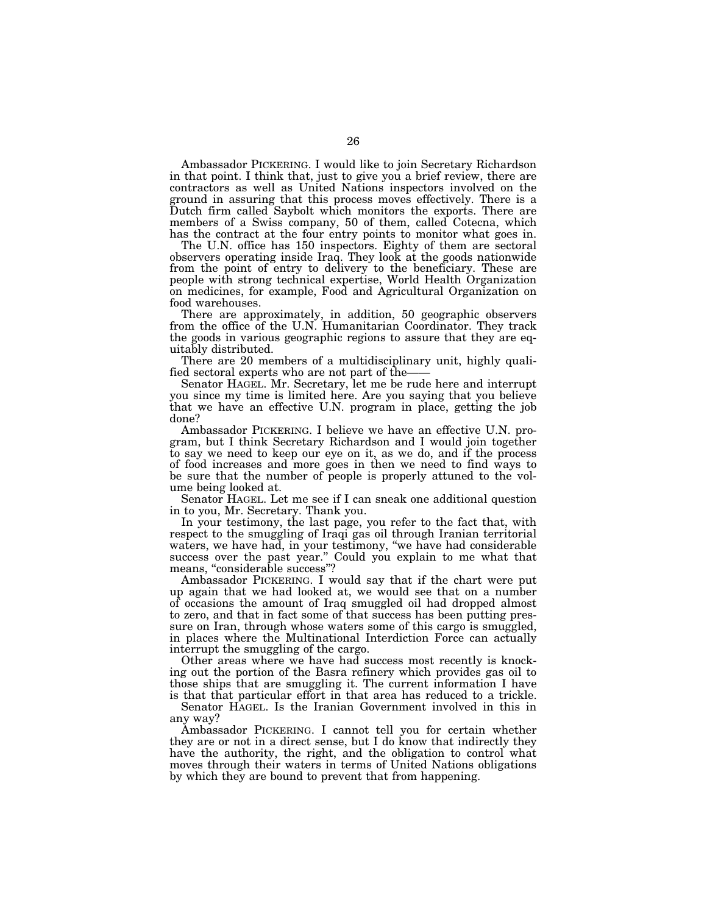Ambassador PICKERING. I would like to join Secretary Richardson in that point. I think that, just to give you a brief review, there are contractors as well as United Nations inspectors involved on the ground in assuring that this process moves effectively. There is a Dutch firm called Saybolt which monitors the exports. There are members of a Swiss company, 50 of them, called Cotecna, which has the contract at the four entry points to monitor what goes in.

The U.N. office has 150 inspectors. Eighty of them are sectoral observers operating inside Iraq. They look at the goods nationwide from the point of entry to delivery to the beneficiary. These are people with strong technical expertise, World Health Organization on medicines, for example, Food and Agricultural Organization on food warehouses.

There are approximately, in addition, 50 geographic observers from the office of the U.N. Humanitarian Coordinator. They track the goods in various geographic regions to assure that they are equitably distributed.

There are 20 members of a multidisciplinary unit, highly qualified sectoral experts who are not part of the——

Senator HAGEL. Mr. Secretary, let me be rude here and interrupt you since my time is limited here. Are you saying that you believe that we have an effective U.N. program in place, getting the job done?

Ambassador PICKERING. I believe we have an effective U.N. program, but I think Secretary Richardson and I would join together to say we need to keep our eye on it, as we do, and if the process of food increases and more goes in then we need to find ways to be sure that the number of people is properly attuned to the volume being looked at.

Senator HAGEL. Let me see if I can sneak one additional question in to you, Mr. Secretary. Thank you.

In your testimony, the last page, you refer to the fact that, with respect to the smuggling of Iraqi gas oil through Iranian territorial waters, we have had, in your testimony, "we have had considerable success over the past year." Could you explain to me what that means, "considerable success"?

Ambassador PICKERING. I would say that if the chart were put up again that we had looked at, we would see that on a number of occasions the amount of Iraq smuggled oil had dropped almost to zero, and that in fact some of that success has been putting pressure on Iran, through whose waters some of this cargo is smuggled, in places where the Multinational Interdiction Force can actually interrupt the smuggling of the cargo.

Other areas where we have had success most recently is knocking out the portion of the Basra refinery which provides gas oil to those ships that are smuggling it. The current information I have is that that particular effort in that area has reduced to a trickle.

Senator HAGEL. Is the Iranian Government involved in this in any way?

Ambassador PICKERING. I cannot tell you for certain whether they are or not in a direct sense, but I do know that indirectly they have the authority, the right, and the obligation to control what moves through their waters in terms of United Nations obligations by which they are bound to prevent that from happening.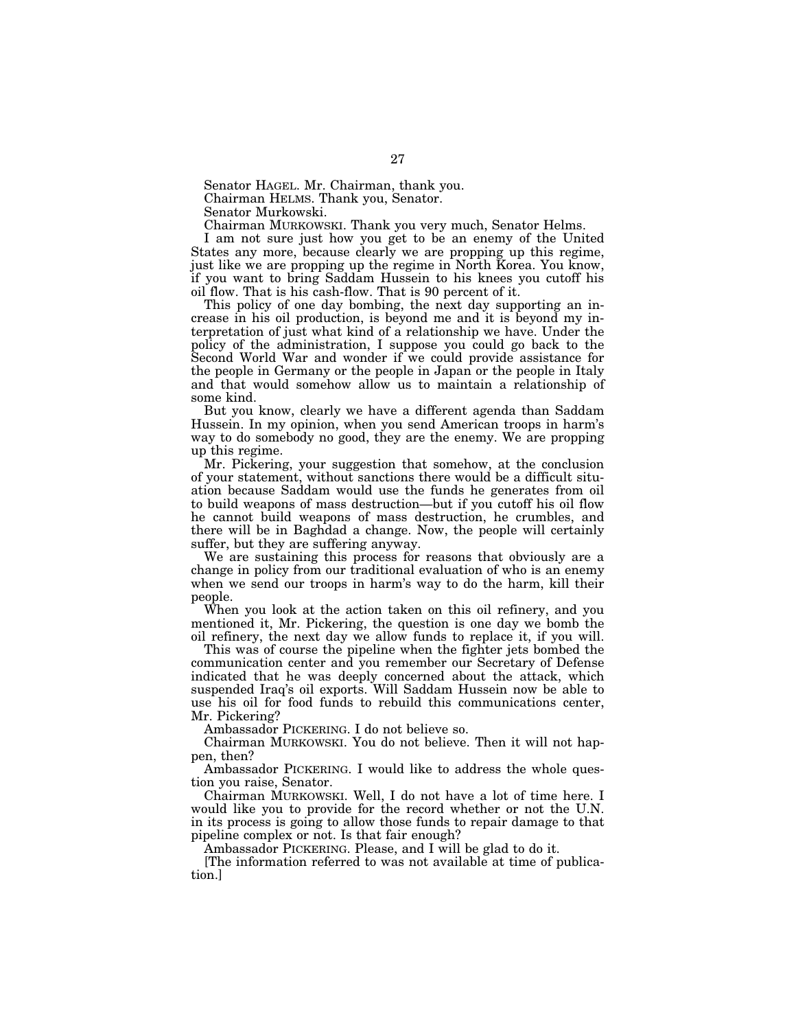Senator HAGEL. Mr. Chairman, thank you.

Chairman HELMS. Thank you, Senator.

Senator Murkowski.

Chairman MURKOWSKI. Thank you very much, Senator Helms.

I am not sure just how you get to be an enemy of the United States any more, because clearly we are propping up this regime, just like we are propping up the regime in North Korea. You know, if you want to bring Saddam Hussein to his knees you cutoff his oil flow. That is his cash-flow. That is 90 percent of it.

This policy of one day bombing, the next day supporting an increase in his oil production, is beyond me and it is beyond my interpretation of just what kind of a relationship we have. Under the policy of the administration, I suppose you could go back to the Second World War and wonder if we could provide assistance for the people in Germany or the people in Japan or the people in Italy and that would somehow allow us to maintain a relationship of some kind.

But you know, clearly we have a different agenda than Saddam Hussein. In my opinion, when you send American troops in harm's way to do somebody no good, they are the enemy. We are propping up this regime.

Mr. Pickering, your suggestion that somehow, at the conclusion of your statement, without sanctions there would be a difficult situation because Saddam would use the funds he generates from oil to build weapons of mass destruction—but if you cutoff his oil flow he cannot build weapons of mass destruction, he crumbles, and there will be in Baghdad a change. Now, the people will certainly suffer, but they are suffering anyway.

We are sustaining this process for reasons that obviously are a change in policy from our traditional evaluation of who is an enemy when we send our troops in harm's way to do the harm, kill their people.

When you look at the action taken on this oil refinery, and you mentioned it, Mr. Pickering, the question is one day we bomb the oil refinery, the next day we allow funds to replace it, if you will.

This was of course the pipeline when the fighter jets bombed the communication center and you remember our Secretary of Defense indicated that he was deeply concerned about the attack, which suspended Iraq's oil exports. Will Saddam Hussein now be able to use his oil for food funds to rebuild this communications center, Mr. Pickering?

Ambassador PICKERING. I do not believe so.

Chairman MURKOWSKI. You do not believe. Then it will not happen, then?

Ambassador PICKERING. I would like to address the whole question you raise, Senator.

Chairman MURKOWSKI. Well, I do not have a lot of time here. I would like you to provide for the record whether or not the U.N. in its process is going to allow those funds to repair damage to that pipeline complex or not. Is that fair enough?

Ambassador PICKERING. Please, and I will be glad to do it.

[The information referred to was not available at time of publication.]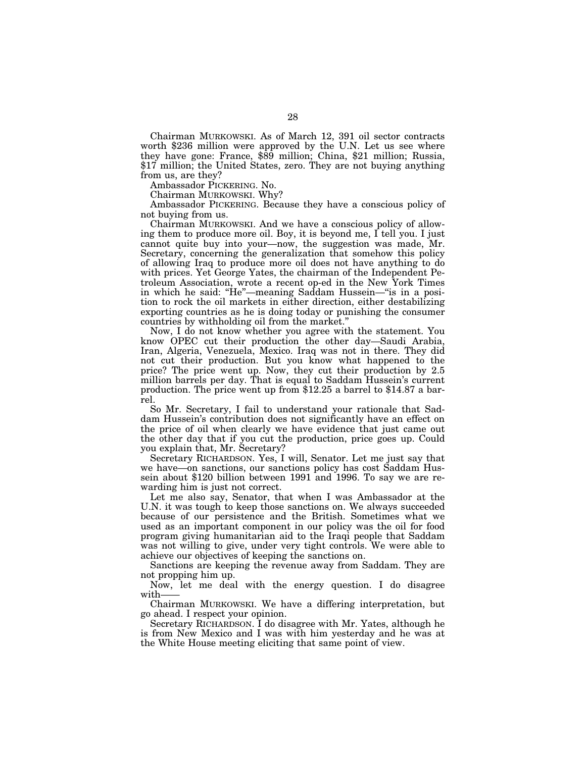Chairman MURKOWSKI. As of March 12, 391 oil sector contracts worth $236 million were approved by the U.N. Let us see where they have gone: France, $89 million; China, $21 million; Russia, $17 million; the United States, zero. They are not buying anything from us, are they?

Ambassador PICKERING. No.

Chairman MURKOWSKI. Why?

Ambassador PICKERING. Because they have a conscious policy of not buying from us.

Chairman MURKOWSKI. And we have a conscious policy of allowing them to produce more oil. Boy, it is beyond me, I tell you. I just cannot quite buy into your—now, the suggestion was made, Mr. Secretary, concerning the generalization that somehow this policy of allowing Iraq to produce more oil does not have anything to do with prices. Yet George Yates, the chairman of the Independent Petroleum Association, wrote a recent op-ed in the New York Times in which he said: "He"—meaning Saddam Hussein—"is in a position to rock the oil markets in either direction, either destabilizing exporting countries as he is doing today or punishing the consumer countries by withholding oil from the market."

Now, I do not know whether you agree with the statement. You know OPEC cut their production the other day—Saudi Arabia, Iran, Algeria, Venezuela, Mexico. Iraq was not in there. They did not cut their production. But you know what happened to the price? The price went up. Now, they cut their production by 2.5 million barrels per day. That is equal to Saddam Hussein's current production. The price went up from $12.25 a barrel to $14.87 a barrel.

So Mr. Secretary, I fail to understand your rationale that Saddam Hussein's contribution does not significantly have an effect on the price of oil when clearly we have evidence that just came out the other day that if you cut the production, price goes up. Could you explain that, Mr. Secretary?

Secretary RICHARDSON. Yes, I will, Senator. Let me just say that we have—on sanctions, our sanctions policy has cost Saddam Hussein about $120 billion between 1991 and 1996. To say we are rewarding him is just not correct.

Let me also say, Senator, that when I was Ambassador at the U.N. it was tough to keep those sanctions on. We always succeeded because of our persistence and the British. Sometimes what we used as an important component in our policy was the oil for food program giving humanitarian aid to the Iraqi people that Saddam was not willing to give, under very tight controls. We were able to achieve our objectives of keeping the sanctions on.

Sanctions are keeping the revenue away from Saddam. They are not propping him up.

Now, let me deal with the energy question. I do disagree with——

Chairman MURKOWSKI. We have a differing interpretation, but go ahead. I respect your opinion.

Secretary RICHARDSON. I do disagree with Mr. Yates, although he is from New Mexico and I was with him yesterday and he was at the White House meeting eliciting that same point of view.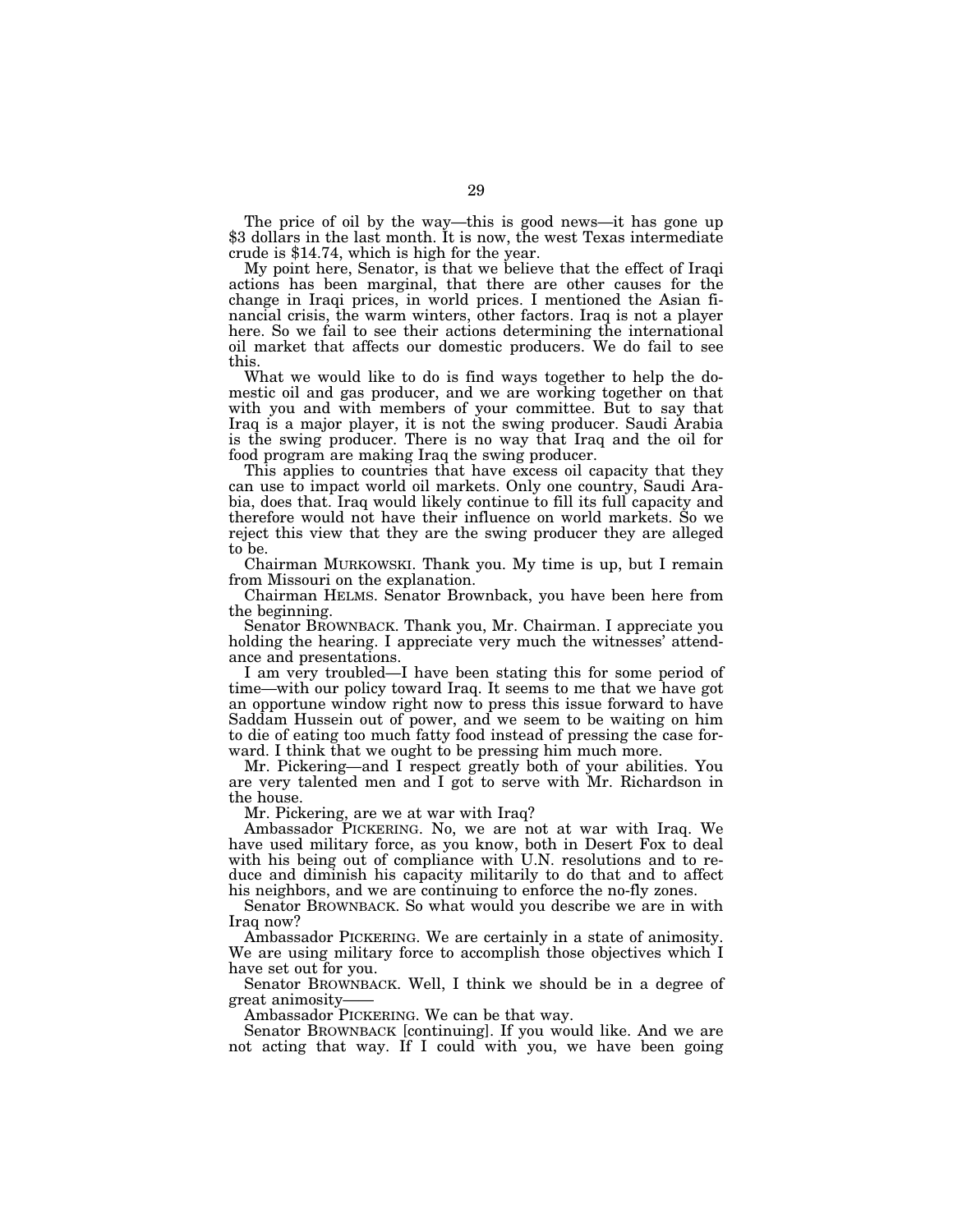The price of oil by the way—this is good news—it has gone up $3 dollars in the last month. It is now, the west Texas intermediate crude is $14.74, which is high for the year.

My point here, Senator, is that we believe that the effect of Iraqi actions has been marginal, that there are other causes for the change in Iraqi prices, in world prices. I mentioned the Asian financial crisis, the warm winters, other factors. Iraq is not a player here. So we fail to see their actions determining the international oil market that affects our domestic producers. We do fail to see this.

What we would like to do is find ways together to help the domestic oil and gas producer, and we are working together on that with you and with members of your committee. But to say that Iraq is a major player, it is not the swing producer. Saudi Arabia is the swing producer. There is no way that Iraq and the oil for food program are making Iraq the swing producer.

This applies to countries that have excess oil capacity that they can use to impact world oil markets. Only one country, Saudi Arabia, does that. Iraq would likely continue to fill its full capacity and therefore would not have their influence on world markets. So we reject this view that they are the swing producer they are alleged to be.

Chairman MURKOWSKI. Thank you. My time is up, but I remain from Missouri on the explanation.

Chairman HELMS. Senator Brownback, you have been here from the beginning.

Senator BROWNBACK. Thank you, Mr. Chairman. I appreciate you holding the hearing. I appreciate very much the witnesses' attendance and presentations.

I am very troubled—I have been stating this for some period of time—with our policy toward Iraq. It seems to me that we have got an opportune window right now to press this issue forward to have Saddam Hussein out of power, and we seem to be waiting on him to die of eating too much fatty food instead of pressing the case forward. I think that we ought to be pressing him much more.

Mr. Pickering—and I respect greatly both of your abilities. You are very talented men and I got to serve with Mr. Richardson in the house.

Mr. Pickering, are we at war with Iraq?

Ambassador PICKERING. No, we are not at war with Iraq. We have used military force, as you know, both in Desert Fox to deal with his being out of compliance with U.N. resolutions and to reduce and diminish his capacity militarily to do that and to affect his neighbors, and we are continuing to enforce the no-fly zones.

Senator BROWNBACK. So what would you describe we are in with Iraq now?

Ambassador PICKERING. We are certainly in a state of animosity. We are using military force to accomplish those objectives which I have set out for you.

Senator BROWNBACK. Well, I think we should be in a degree of great animosity——

Ambassador PICKERING. We can be that way.

Senator BROWNBACK [continuing]. If you would like. And we are not acting that way. If I could with you, we have been going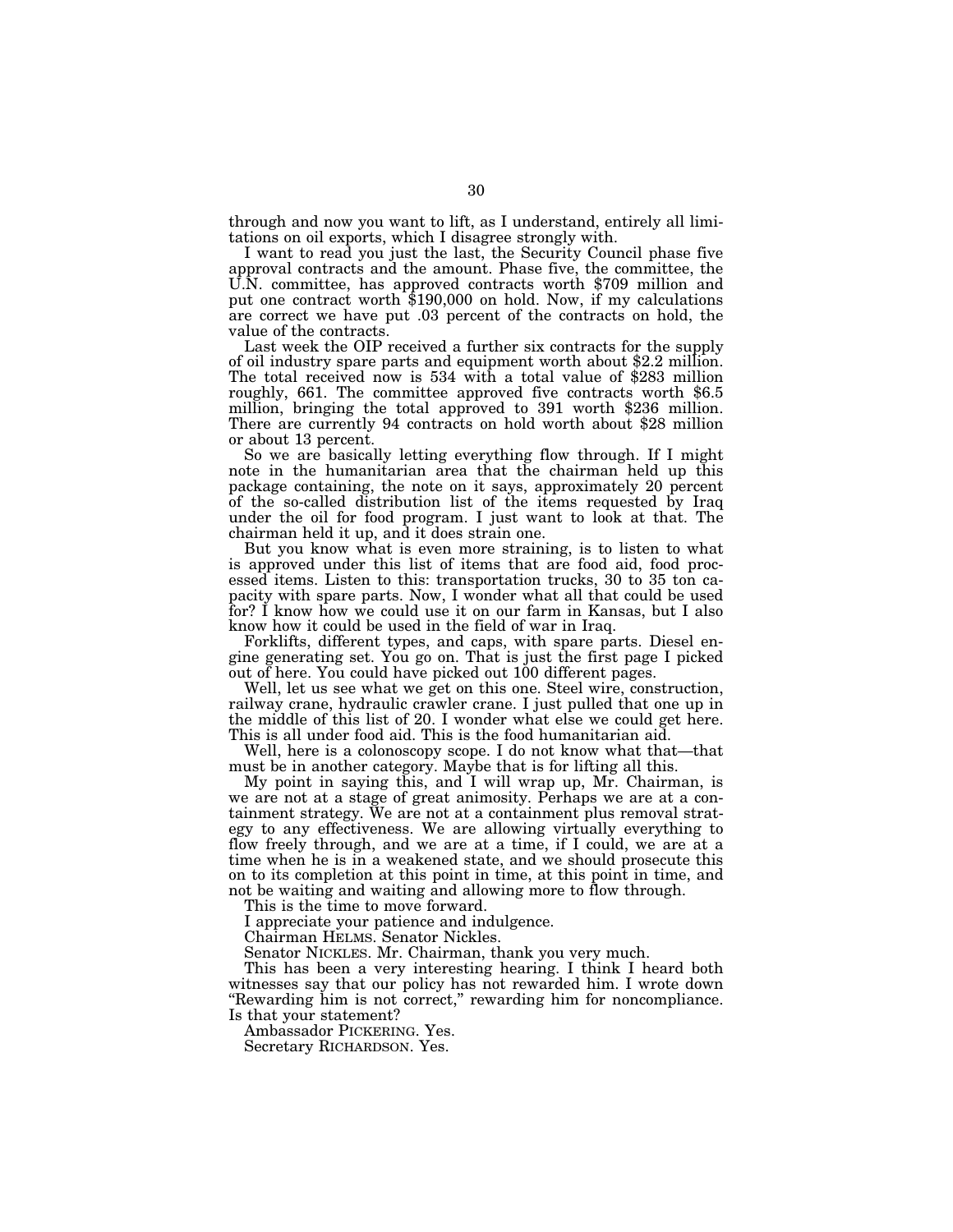through and now you want to lift, as I understand, entirely all limitations on oil exports, which I disagree strongly with.

I want to read you just the last, the Security Council phase five approval contracts and the amount. Phase five, the committee, the U.N. committee, has approved contracts worth $709 million and put one contract worth $190,000 on hold. Now, if my calculations are correct we have put .03 percent of the contracts on hold, the value of the contracts.

Last week the OIP received a further six contracts for the supply of oil industry spare parts and equipment worth about $2.2 million. The total received now is 534 with a total value of $283 million roughly, 661. The committee approved five contracts worth $6.5 million, bringing the total approved to 391 worth $236 million. There are currently 94 contracts on hold worth about $28 million or about 13 percent.

So we are basically letting everything flow through. If I might note in the humanitarian area that the chairman held up this package containing, the note on it says, approximately 20 percent of the so-called distribution list of the items requested by Iraq under the oil for food program. I just want to look at that. The chairman held it up, and it does strain one.

But you know what is even more straining, is to listen to what is approved under this list of items that are food aid, food processed items. Listen to this: transportation trucks, 30 to 35 ton capacity with spare parts. Now, I wonder what all that could be used for? I know how we could use it on our farm in Kansas, but I also know how it could be used in the field of war in Iraq.

Forklifts, different types, and caps, with spare parts. Diesel engine generating set. You go on. That is just the first page I picked out of here. You could have picked out 100 different pages.

Well, let us see what we get on this one. Steel wire, construction, railway crane, hydraulic crawler crane. I just pulled that one up in the middle of this list of 20. I wonder what else we could get here. This is all under food aid. This is the food humanitarian aid.

Well, here is a colonoscopy scope. I do not know what that—that must be in another category. Maybe that is for lifting all this.

My point in saying this, and I will wrap up, Mr. Chairman, is we are not at a stage of great animosity. Perhaps we are at a containment strategy. We are not at a containment plus removal strategy to any effectiveness. We are allowing virtually everything to flow freely through, and we are at a time, if I could, we are at a time when he is in a weakened state, and we should prosecute this on to its completion at this point in time, at this point in time, and not be waiting and waiting and allowing more to flow through.

This is the time to move forward.

I appreciate your patience and indulgence.

Chairman HELMS. Senator Nickles.

Senator NICKLES. Mr. Chairman, thank you very much.

This has been a very interesting hearing. I think I heard both witnesses say that our policy has not rewarded him. I wrote down "Rewarding him is not correct," rewarding him for noncompliance. Is that your statement?

Ambassador PICKERING. Yes.

Secretary RICHARDSON. Yes.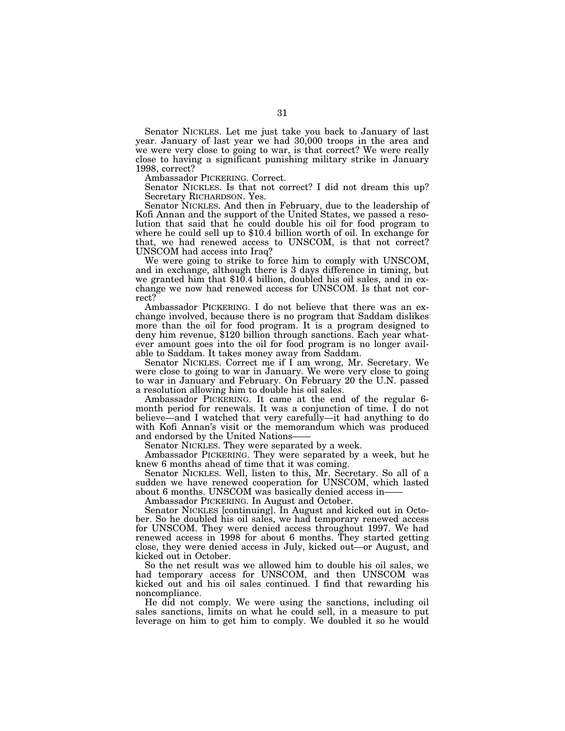Senator NICKLES. Let me just take you back to January of last year. January of last year we had 30,000 troops in the area and we were very close to going to war, is that correct? We were really close to having a significant punishing military strike in January 1998, correct?

Ambassador PICKERING. Correct.

Senator NICKLES. Is that not correct? I did not dream this up?

Secretary RICHARDSON. Yes.

Senator NICKLES. And then in February, due to the leadership of Kofi Annan and the support of the United States, we passed a resolution that said that he could double his oil for food program to where he could sell up to $10.4 billion worth of oil. In exchange for that, we had renewed access to UNSCOM, is that not correct? UNSCOM had access into Iraq?

We were going to strike to force him to comply with UNSCOM, and in exchange, although there is 3 days difference in timing, but we granted him that $10.4 billion, doubled his oil sales, and in exchange we now had renewed access for UNSCOM. Is that not correct?

Ambassador PICKERING. I do not believe that there was an exchange involved, because there is no program that Saddam dislikes more than the oil for food program. It is a program designed to deny him revenue, $120 billion through sanctions. Each year whatever amount goes into the oil for food program is no longer available to Saddam. It takes money away from Saddam.

Senator NICKLES. Correct me if I am wrong, Mr. Secretary. We were close to going to war in January. We were very close to going to war in January and February. On February 20 the U.N. passed a resolution allowing him to double his oil sales.

Ambassador PICKERING. It came at the end of the regular 6-month period for renewals. It was a conjunction of time. I do not believe—and I watched that very carefully—it had anything to do with Kofi Annan's visit or the memorandum which was produced and endorsed by the United Nations——

Senator NICKLES. They were separated by a week.

Ambassador PICKERING. They were separated by a week, but he knew 6 months ahead of time that it was coming.

Senator NICKLES. Well, listen to this, Mr. Secretary. So all of a sudden we have renewed cooperation for UNSCOM, which lasted about 6 months. UNSCOM was basically denied access in——

Ambassador PICKERING. In August and October.

Senator NICKLES [continuing]. In August and kicked out in October. So he doubled his oil sales, we had temporary renewed access for UNSCOM. They were denied access throughout 1997. We had renewed access in 1998 for about 6 months. They started getting close, they were denied access in July, kicked out—or August, and kicked out in October.

So the net result was we allowed him to double his oil sales, we had temporary access for UNSCOM, and then UNSCOM was kicked out and his oil sales continued. I find that rewarding his noncompliance.

He did not comply. We were using the sanctions, including oil sales sanctions, limits on what he could sell, in a measure to put leverage on him to get him to comply. We doubled it so he would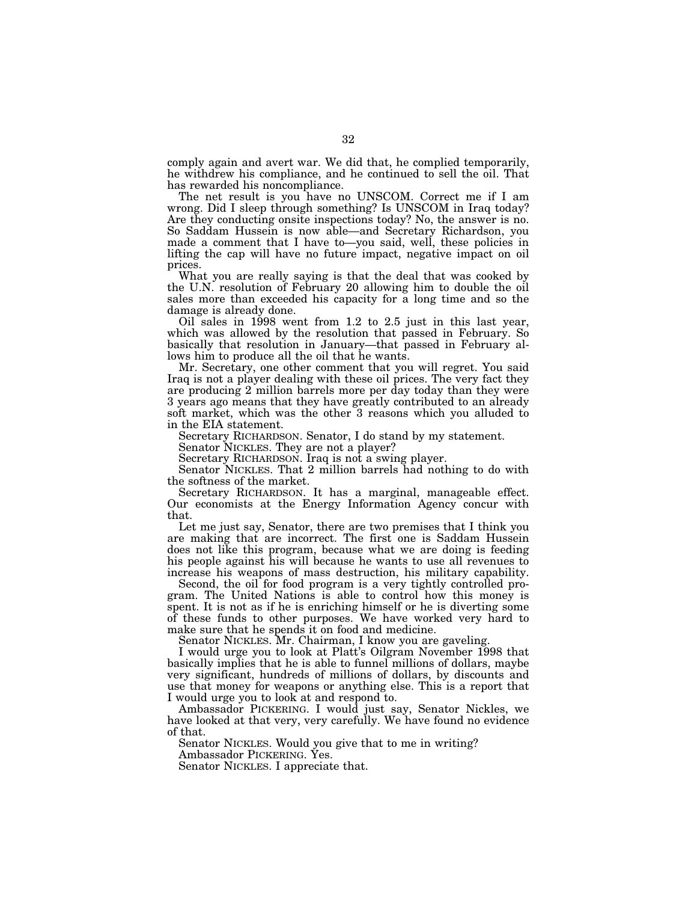comply again and avert war. We did that, he complied temporarily, he withdrew his compliance, and he continued to sell the oil. That has rewarded his noncompliance.

The net result is you have no UNSCOM. Correct me if I am wrong. Did I sleep through something? Is UNSCOM in Iraq today? Are they conducting onsite inspections today? No, the answer is no. So Saddam Hussein is now able—and Secretary Richardson, you made a comment that I have to—you said, well, these policies in lifting the cap will have no future impact, negative impact on oil prices.

What you are really saying is that the deal that was cooked by the U.N. resolution of February 20 allowing him to double the oil sales more than exceeded his capacity for a long time and so the damage is already done.

Oil sales in 1998 went from 1.2 to 2.5 just in this last year, which was allowed by the resolution that passed in February. So basically that resolution in January—that passed in February allows him to produce all the oil that he wants.

Mr. Secretary, one other comment that you will regret. You said Iraq is not a player dealing with these oil prices. The very fact they are producing 2 million barrels more per day today than they were 3 years ago means that they have greatly contributed to an already soft market, which was the other 3 reasons which you alluded to in the EIA statement.

Secretary RICHARDSON. Senator, I do stand by my statement.

Senator NICKLES. They are not a player?

Secretary RICHARDSON. Iraq is not a swing player.

Senator NICKLES. That 2 million barrels had nothing to do with the softness of the market.

Secretary RICHARDSON. It has a marginal, manageable effect. Our economists at the Energy Information Agency concur with that.

Let me just say, Senator, there are two premises that I think you are making that are incorrect. The first one is Saddam Hussein does not like this program, because what we are doing is feeding his people against his will because he wants to use all revenues to increase his weapons of mass destruction, his military capability.

Second, the oil for food program is a very tightly controlled program. The United Nations is able to control how this money is spent. It is not as if he is enriching himself or he is diverting some of these funds to other purposes. We have worked very hard to make sure that he spends it on food and medicine.

Senator NICKLES. Mr. Chairman, I know you are gaveling.

I would urge you to look at Platt's Oilgram November 1998 that basically implies that he is able to funnel millions of dollars, maybe very significant, hundreds of millions of dollars, by discounts and use that money for weapons or anything else. This is a report that I would urge you to look at and respond to.

Ambassador PICKERING. I would just say, Senator Nickles, we have looked at that very, very carefully. We have found no evidence of that.

Senator NICKLES. Would you give that to me in writing?

Ambassador PICKERING. Yes.

Senator NICKLES. I appreciate that.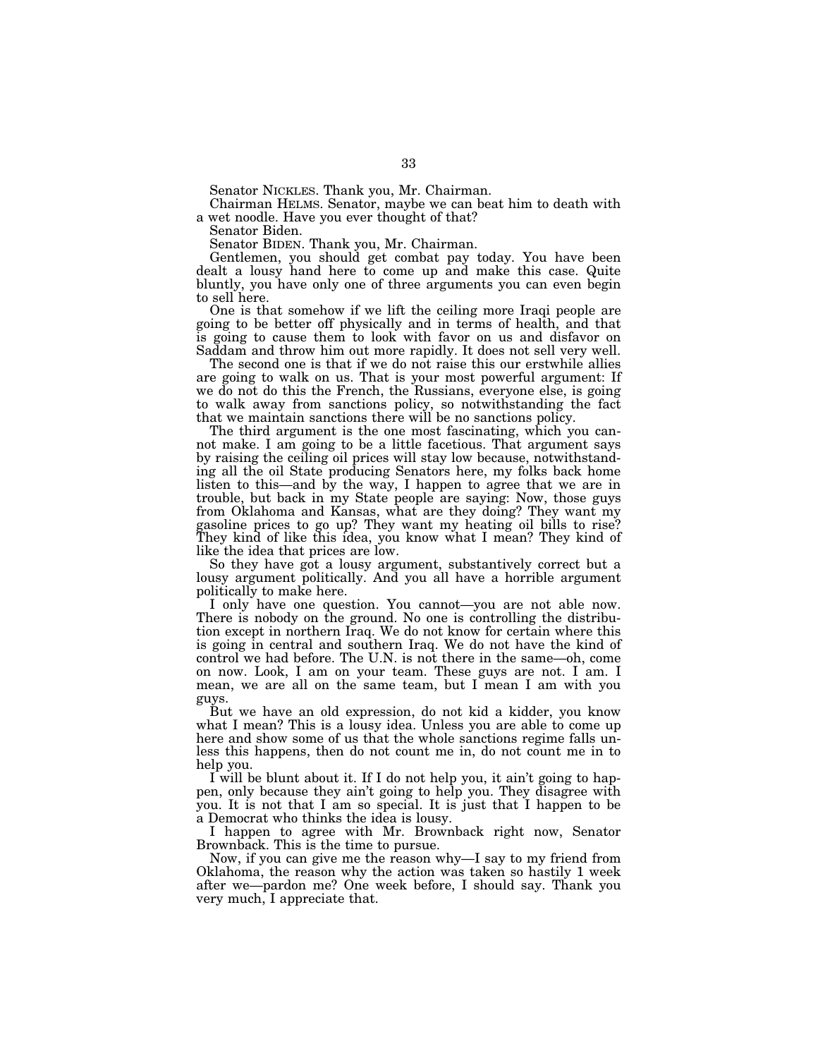Senator NICKLES. Thank you, Mr. Chairman.

Chairman HELMS. Senator, maybe we can beat him to death with a wet noodle. Have you ever thought of that?

Senator Biden.

Senator BIDEN. Thank you, Mr. Chairman.

Gentlemen, you should get combat pay today. You have been dealt a lousy hand here to come up and make this case. Quite bluntly, you have only one of three arguments you can even begin to sell here.

One is that somehow if we lift the ceiling more Iraqi people are going to be better off physically and in terms of health, and that is going to cause them to look with favor on us and disfavor on Saddam and throw him out more rapidly. It does not sell very well.

The second one is that if we do not raise this our erstwhile allies are going to walk on us. That is your most powerful argument: If we do not do this the French, the Russians, everyone else, is going to walk away from sanctions policy, so notwithstanding the fact that we maintain sanctions there will be no sanctions policy.

The third argument is the one most fascinating, which you cannot make. I am going to be a little facetious. That argument says by raising the ceiling oil prices will stay low because, notwithstanding all the oil State producing Senators here, my folks back home listen to this—and by the way, I happen to agree that we are in trouble, but back in my State people are saying: Now, those guys from Oklahoma and Kansas, what are they doing? They want my gasoline prices to go up? They want my heating oil bills to rise? They kind of like this idea, you know what I mean? They kind of like the idea that prices are low.

So they have got a lousy argument, substantively correct but a lousy argument politically. And you all have a horrible argument politically to make here.

I only have one question. You cannot—you are not able now. There is nobody on the ground. No one is controlling the distribution except in northern Iraq. We do not know for certain where this is going in central and southern Iraq. We do not have the kind of control we had before. The U.N. is not there in the same—oh, come on now. Look, I am on your team. These guys are not. I am. I mean, we are all on the same team, but I mean I am with you guys.

But we have an old expression, do not kid a kidder, you know what I mean? This is a lousy idea. Unless you are able to come up here and show some of us that the whole sanctions regime falls unless this happens, then do not count me in, do not count me in to help you.

I will be blunt about it. If I do not help you, it ain't going to happen, only because they ain't going to help you. They disagree with you. It is not that I am so special. It is just that I happen to be a Democrat who thinks the idea is lousy.

I happen to agree with Mr. Brownback right now, Senator Brownback. This is the time to pursue.

Now, if you can give me the reason why—I say to my friend from Oklahoma, the reason why the action was taken so hastily 1 week after we—pardon me? One week before, I should say. Thank you very much, I appreciate that.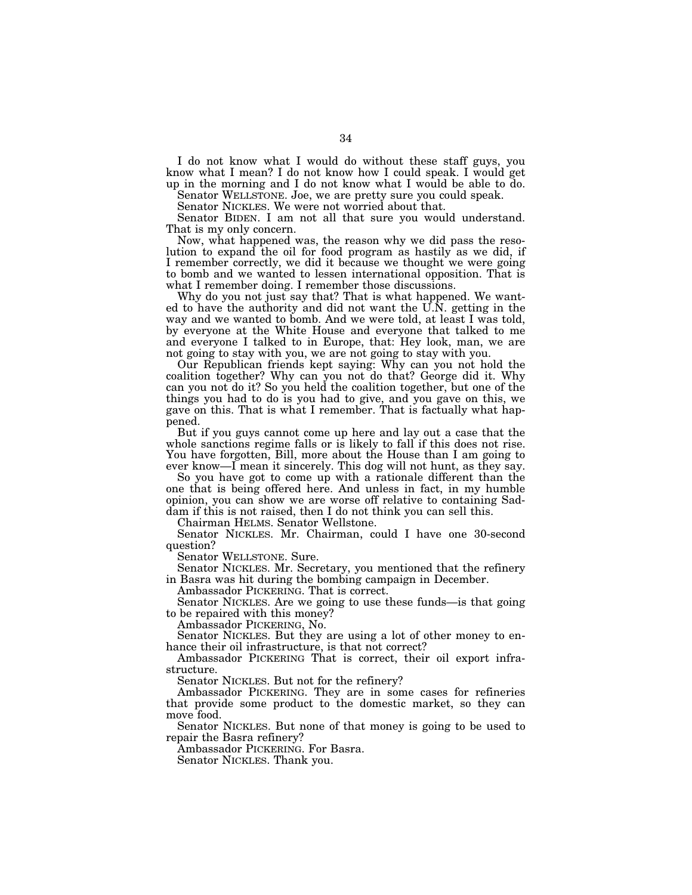I do not know what I would do without these staff guys, you know what I mean? I do not know how I could speak. I would get up in the morning and I do not know what I would be able to do.

Senator WELLSTONE. Joe, we are pretty sure you could speak.

Senator NICKLES. We were not worried about that.

Senator BIDEN. I am not all that sure you would understand. That is my only concern.

Now, what happened was, the reason why we did pass the resolution to expand the oil for food program as hastily as we did, if I remember correctly, we did it because we thought we were going to bomb and we wanted to lessen international opposition. That is what I remember doing. I remember those discussions.

Why do you not just say that? That is what happened. We wanted to have the authority and did not want the U.N. getting in the way and we wanted to bomb. And we were told, at least I was told, by everyone at the White House and everyone that talked to me and everyone I talked to in Europe, that: Hey look, man, we are not going to stay with you, we are not going to stay with you.

Our Republican friends kept saying: Why can you not hold the coalition together? Why can you not do that? George did it. Why can you not do it? So you held the coalition together, but one of the things you had to do is you had to give, and you gave on this, we gave on this. That is what I remember. That is factually what happened.

But if you guys cannot come up here and lay out a case that the whole sanctions regime falls or is likely to fall if this does not rise. You have forgotten, Bill, more about the House than I am going to ever know—I mean it sincerely. This dog will not hunt, as they say.

So you have got to come up with a rationale different than the one that is being offered here. And unless in fact, in my humble opinion, you can show we are worse off relative to containing Saddam if this is not raised, then I do not think you can sell this.

Chairman HELMS. Senator Wellstone.

Senator NICKLES. Mr. Chairman, could I have one 30-second question?

Senator WELLSTONE. Sure.

Senator NICKLES. Mr. Secretary, you mentioned that the refinery in Basra was hit during the bombing campaign in December.

Ambassador PICKERING. That is correct.

Senator NICKLES. Are we going to use these funds—is that going to be repaired with this money?

Ambassador PICKERING, No.

Senator NICKLES. But they are using a lot of other money to enhance their oil infrastructure, is that not correct?

Ambassador PICKERING That is correct, their oil export infrastructure.

Senator NICKLES. But not for the refinery?

Ambassador PICKERING. They are in some cases for refineries that provide some product to the domestic market, so they can move food.

Senator NICKLES. But none of that money is going to be used to repair the Basra refinery?

Ambassador PICKERING. For Basra.

Senator NICKLES. Thank you.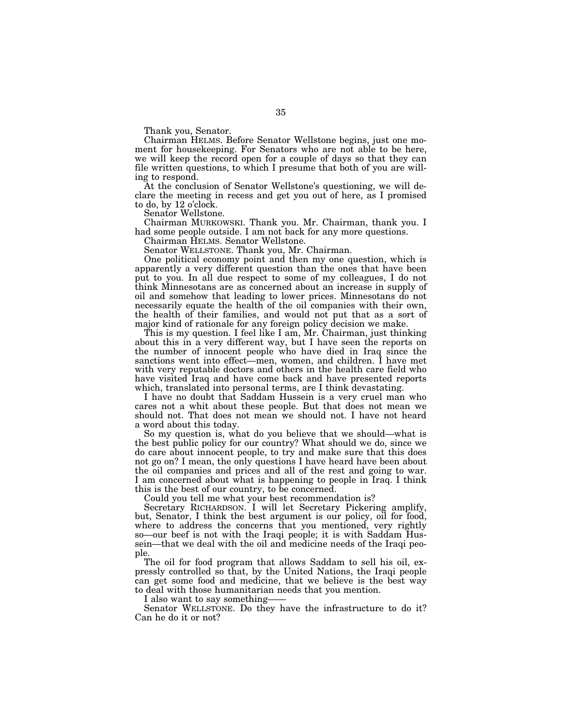Thank you, Senator.

Chairman HELMS. Before Senator Wellstone begins, just one moment for housekeeping. For Senators who are not able to be here, we will keep the record open for a couple of days so that they can file written questions, to which I presume that both of you are willing to respond.

At the conclusion of Senator Wellstone's questioning, we will declare the meeting in recess and get you out of here, as I promised to do, by 12 o'clock.

Senator Wellstone.

Chairman MURKOWSKI. Thank you. Mr. Chairman, thank you. I had some people outside. I am not back for any more questions.

Chairman HELMS. Senator Wellstone.

Senator WELLSTONE. Thank you, Mr. Chairman.

One political economy point and then my one question, which is apparently a very different question than the ones that have been put to you. In all due respect to some of my colleagues, I do not think Minnesotans are as concerned about an increase in supply of oil and somehow that leading to lower prices. Minnesotans do not necessarily equate the health of the oil companies with their own, the health of their families, and would not put that as a sort of major kind of rationale for any foreign policy decision we make.

This is my question. I feel like I am, Mr. Chairman, just thinking about this in a very different way, but I have seen the reports on the number of innocent people who have died in Iraq since the sanctions went into effect—men, women, and children. I have met with very reputable doctors and others in the health care field who have visited Iraq and have come back and have presented reports which, translated into personal terms, are I think devastating.

I have no doubt that Saddam Hussein is a very cruel man who cares not a whit about these people. But that does not mean we should not. That does not mean we should not. I have not heard a word about this today.

So my question is, what do you believe that we should—what is the best public policy for our country? What should we do, since we do care about innocent people, to try and make sure that this does not go on? I mean, the only questions I have heard have been about the oil companies and prices and all of the rest and going to war. I am concerned about what is happening to people in Iraq. I think this is the best of our country, to be concerned.

Could you tell me what your best recommendation is?

Secretary RICHARDSON. I will let Secretary Pickering amplify, but, Senator, I think the best argument is our policy, oil for food, where to address the concerns that you mentioned, very rightly so—our beef is not with the Iraqi people; it is with Saddam Hussein—that we deal with the oil and medicine needs of the Iraqi people.

The oil for food program that allows Saddam to sell his oil, expressly controlled so that, by the United Nations, the Iraqi people can get some food and medicine, that we believe is the best way to deal with those humanitarian needs that you mention.

I also want to say something——

Senator WELLSTONE. Do they have the infrastructure to do it? Can he do it or not?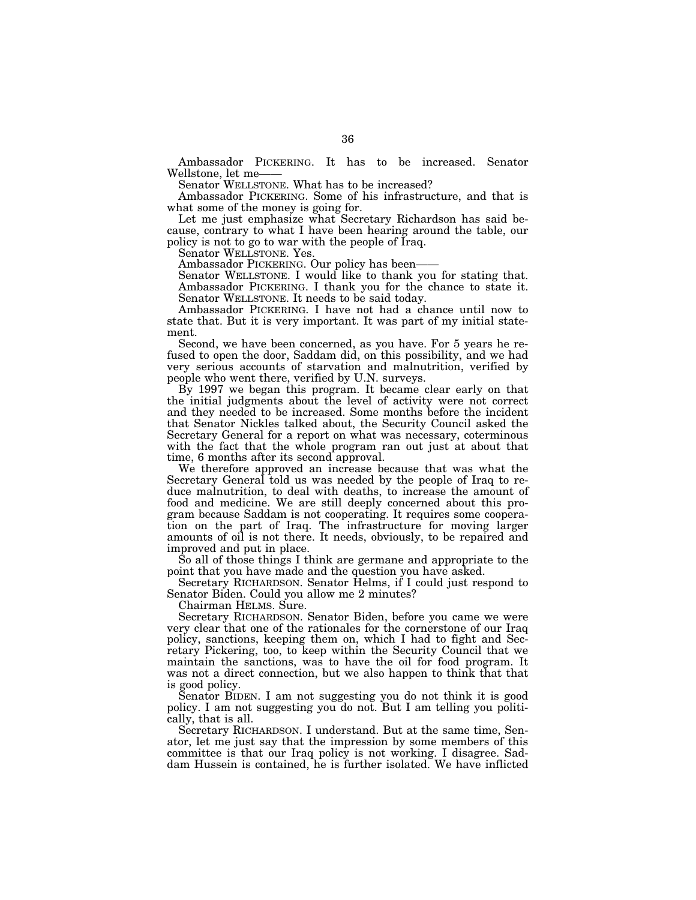Ambassador PICKERING. It has to be increased. Senator Wellstone, let me——

Senator WELLSTONE. What has to be increased?

Ambassador PICKERING. Some of his infrastructure, and that is what some of the money is going for.

Let me just emphasize what Secretary Richardson has said because, contrary to what I have been hearing around the table, our policy is not to go to war with the people of Iraq.

Senator WELLSTONE. Yes.

Ambassador PICKERING. Our policy has been——

Senator WELLSTONE. I would like to thank you for stating that.

Ambassador PICKERING. I thank you for the chance to state it.

Senator WELLSTONE. It needs to be said today.

Ambassador PICKERING. I have not had a chance until now to state that. But it is very important. It was part of my initial statement.

Second, we have been concerned, as you have. For 5 years he refused to open the door, Saddam did, on this possibility, and we had very serious accounts of starvation and malnutrition, verified by people who went there, verified by U.N. surveys.

By 1997 we began this program. It became clear early on that the initial judgments about the level of activity were not correct and they needed to be increased. Some months before the incident that Senator Nickles talked about, the Security Council asked the Secretary General for a report on what was necessary, coterminous with the fact that the whole program ran out just at about that time, 6 months after its second approval.

We therefore approved an increase because that was what the Secretary General told us was needed by the people of Iraq to reduce malnutrition, to deal with deaths, to increase the amount of food and medicine. We are still deeply concerned about this program because Saddam is not cooperating. It requires some cooperation on the part of Iraq. The infrastructure for moving larger amounts of oil is not there. It needs, obviously, to be repaired and improved and put in place.

So all of those things I think are germane and appropriate to the point that you have made and the question you have asked.

Secretary RICHARDSON. Senator Helms, if I could just respond to Senator Biden. Could you allow me 2 minutes?

Chairman HELMS. Sure.

Secretary RICHARDSON. Senator Biden, before you came we were very clear that one of the rationales for the cornerstone of our Iraq policy, sanctions, keeping them on, which I had to fight and Secretary Pickering, too, to keep within the Security Council that we maintain the sanctions, was to have the oil for food program. It was not a direct connection, but we also happen to think that that is good policy.

Senator BIDEN. I am not suggesting you do not think it is good policy. I am not suggesting you do not. But I am telling you politically, that is all.

Secretary RICHARDSON. I understand. But at the same time, Senator, let me just say that the impression by some members of this committee is that our Iraq policy is not working. I disagree. Saddam Hussein is contained, he is further isolated. We have inflicted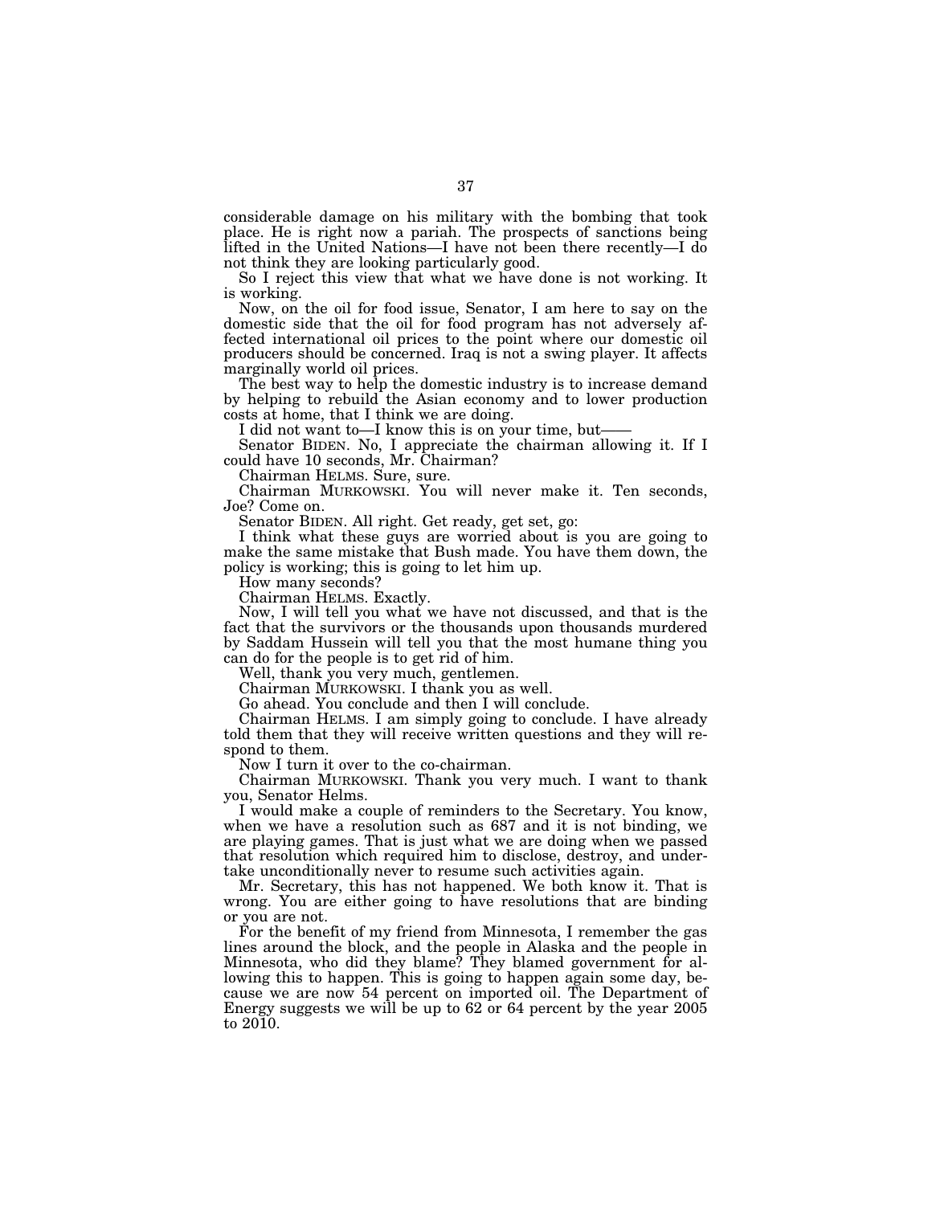considerable damage on his military with the bombing that took place. He is right now a pariah. The prospects of sanctions being lifted in the United Nations—I have not been there recently—I do not think they are looking particularly good.

So I reject this view that what we have done is not working. It is working.

Now, on the oil for food issue, Senator, I am here to say on the domestic side that the oil for food program has not adversely affected international oil prices to the point where our domestic oil producers should be concerned. Iraq is not a swing player. It affects marginally world oil prices.

The best way to help the domestic industry is to increase demand by helping to rebuild the Asian economy and to lower production costs at home, that I think we are doing.

I did not want to—I know this is on your time, but——

Senator BIDEN. No, I appreciate the chairman allowing it. If I could have 10 seconds, Mr. Chairman?

Chairman HELMS. Sure, sure.

Chairman MURKOWSKI. You will never make it. Ten seconds, Joe? Come on.

Senator BIDEN. All right. Get ready, get set, go:

I think what these guys are worried about is you are going to make the same mistake that Bush made. You have them down, the policy is working; this is going to let him up.

How many seconds?

Chairman HELMS. Exactly.

Now, I will tell you what we have not discussed, and that is the fact that the survivors or the thousands upon thousands murdered by Saddam Hussein will tell you that the most humane thing you can do for the people is to get rid of him.

Well, thank you very much, gentlemen.

Chairman MURKOWSKI. I thank you as well.

Go ahead. You conclude and then I will conclude.

Chairman HELMS. I am simply going to conclude. I have already told them that they will receive written questions and they will respond to them.

Now I turn it over to the co-chairman.

Chairman MURKOWSKI. Thank you very much. I want to thank you, Senator Helms.

I would make a couple of reminders to the Secretary. You know, when we have a resolution such as 687 and it is not binding, we are playing games. That is just what we are doing when we passed that resolution which required him to disclose, destroy, and undertake unconditionally never to resume such activities again.

Mr. Secretary, this has not happened. We both know it. That is wrong. You are either going to have resolutions that are binding or you are not.

For the benefit of my friend from Minnesota, I remember the gas lines around the block, and the people in Alaska and the people in Minnesota, who did they blame? They blamed government for allowing this to happen. This is going to happen again some day, because we are now 54 percent on imported oil. The Department of Energy suggests we will be up to 62 or 64 percent by the year 2005 to 2010.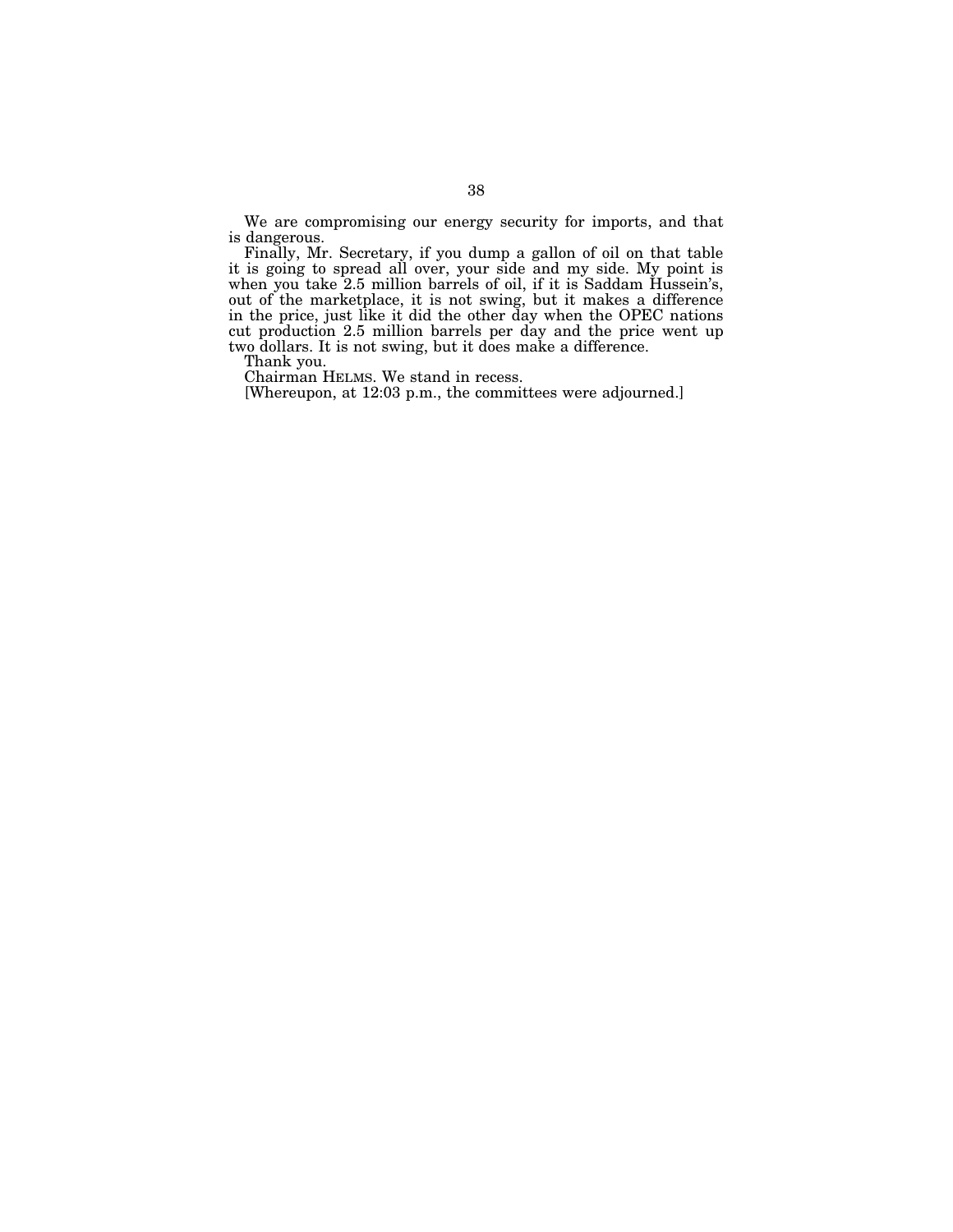We are compromising our energy security for imports, and that is dangerous.

Finally, Mr. Secretary, if you dump a gallon of oil on that table it is going to spread all over, your side and my side. My point is when you take 2.5 million barrels of oil, if it is Saddam Hussein's, out of the marketplace, it is not swing, but it makes a difference in the price, just like it did the other day when the OPEC nations cut production 2.5 million barrels per day and the price went up two dollars. It is not swing, but it does make a difference.

Thank you.

Chairman HELMS. We stand in recess.

[Whereupon, at 12:03 p.m., the committees were adjourned.]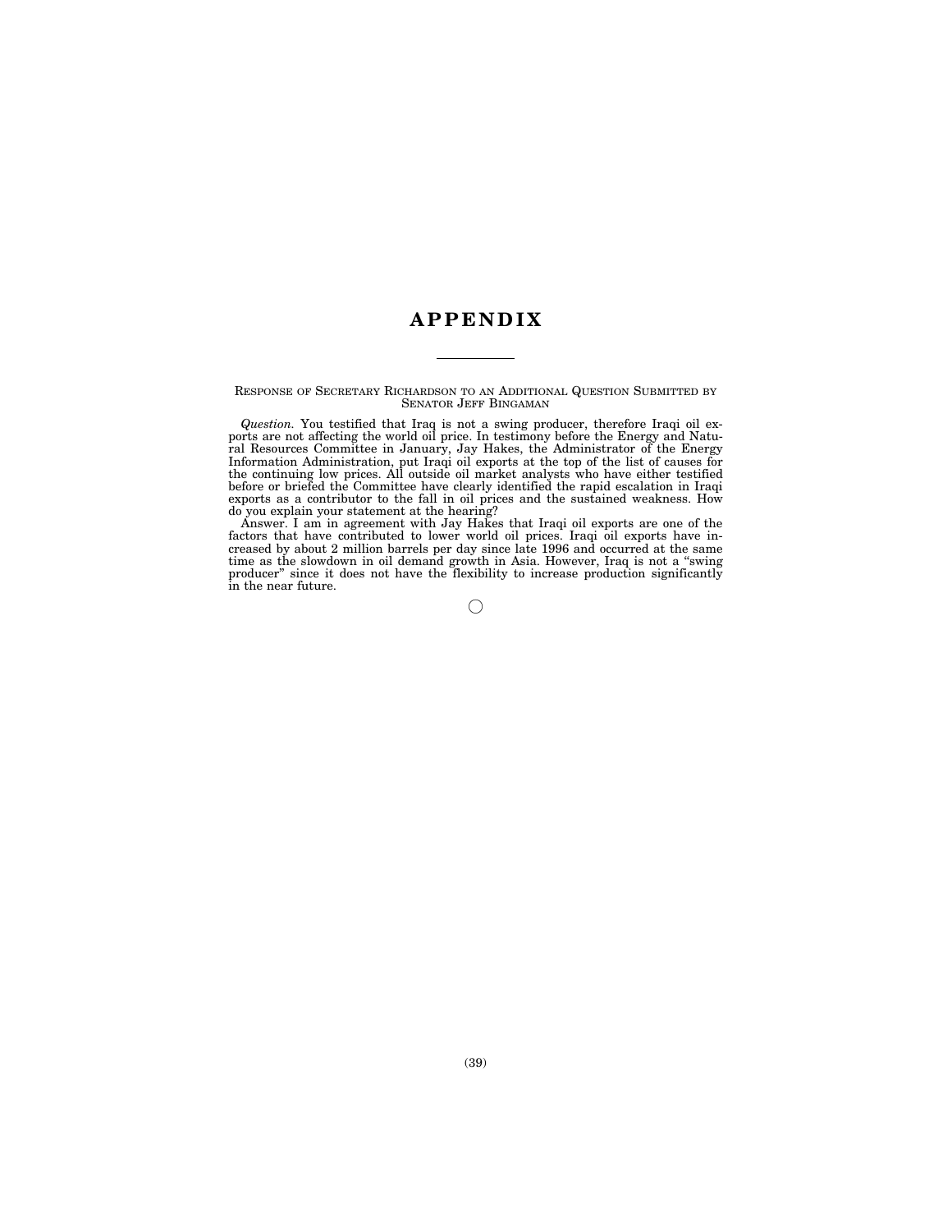# APPENDIX

Response of Secretary Richardson to an Additional Question Submitted by Senator Jeff Bingaman

*Question.* You testified that Iraq is not a swing producer, therefore Iraqi oil exports are not affecting the world oil price. In testimony before the Energy and Natural Resources Committee in January, Jay Hakes, the Administrator of the Energy Information Administration, put Iraqi oil exports at the top of the list of causes for the continuing low prices. All outside oil market analysts who have either testified before or briefed the Committee have clearly identified the rapid escalation in Iraqi exports as a contributor to the fall in oil prices and the sustained weakness. How do you explain your statement at the hearing?

Answer. I am in agreement with Jay Hakes that Iraqi oil exports are one of the factors that have contributed to lower world oil prices. Iraqi oil exports have increased by about 2 million barrels per day since late 1996 and occurred at the same time as the slowdown in oil demand growth in Asia. However, Iraq is not a "swing producer" since it does not have the flexibility to increase production significantly in the near future.

○